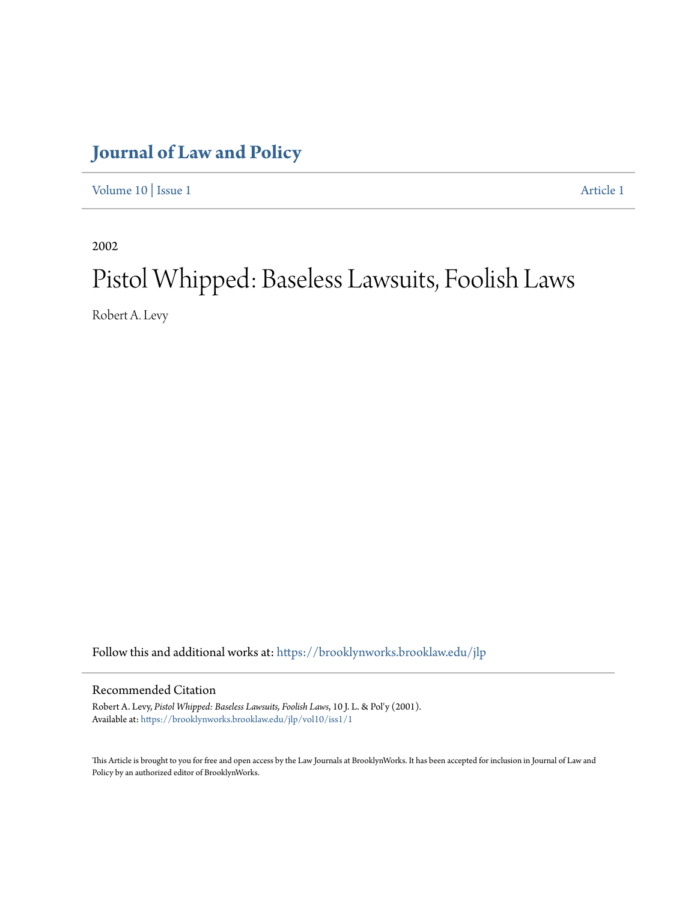# Journal of Law and Policy

Volume 10 | Issue 1 Article 1

2002

# Pistol Whipped: Baseless Lawsuits, Foolish Laws

Robert A. Levy

Follow this and additional works at: https://brooklynworks.brooklaw.edu/jlp

## Recommended Citation

Robert A. Levy, *Pistol Whipped: Baseless Lawsuits, Foolish Laws*, 10 J. L. & Pol'y (2001).
Available at: https://brooklynworks.brooklaw.edu/jlp/vol10/iss1/1

This Article is brought to you for free and open access by the Law Journals at BrooklynWorks. It has been accepted for inclusion in Journal of Law and Policy by an authorized editor of BrooklynWorks.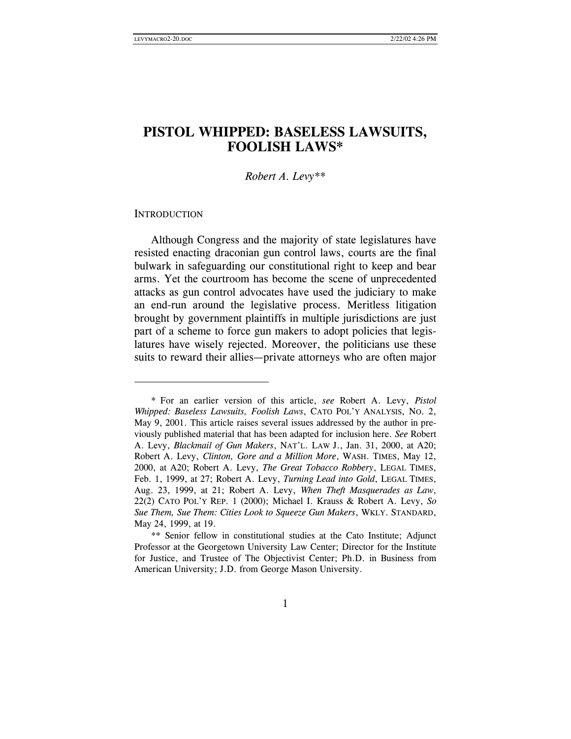# PISTOL WHIPPED: BASELESS LAWSUITS, FOOLISH LAWS*

*Robert A. Levy***

## INTRODUCTION

Although Congress and the majority of state legislatures have resisted enacting draconian gun control laws, courts are the final bulwark in safeguarding our constitutional right to keep and bear arms. Yet the courtroom has become the scene of unprecedented attacks as gun control advocates have used the judiciary to make an end-run around the legislative process. Meritless litigation brought by government plaintiffs in multiple jurisdictions are just part of a scheme to force gun makers to adopt policies that legislatures have wisely rejected. Moreover, the politicians use these suits to reward their allies—private attorneys who are often major

---

\* For an earlier version of this article, *see* Robert A. Levy, *Pistol Whipped: Baseless Lawsuits, Foolish Laws*, CATO POL'Y ANALYSIS, NO. 2, May 9, 2001. This article raises several issues addressed by the author in previously published material that has been adapted for inclusion here. *See* Robert A. Levy, *Blackmail of Gun Makers*, NAT'L. LAW J., Jan. 31, 2000, at A20; Robert A. Levy, *Clinton, Gore and a Million More*, WASH. TIMES, May 12, 2000, at A20; Robert A. Levy, *The Great Tobacco Robbery*, LEGAL TIMES, Feb. 1, 1999, at 27; Robert A. Levy, *Turning Lead into Gold*, LEGAL TIMES, Aug. 23, 1999, at 21; Robert A. Levy, *When Theft Masquerades as Law*, 22(2) CATO POL'Y REP. 1 (2000); Michael I. Krauss & Robert A. Levy, *So Sue Them, Sue Them: Cities Look to Squeeze Gun Makers*, WKLY. STANDARD, May 24, 1999, at 19.

\*\* Senior fellow in constitutional studies at the Cato Institute; Adjunct Professor at the Georgetown University Law Center; Director for the Institute for Justice, and Trustee of The Objectivist Center; Ph.D. in Business from American University; J.D. from George Mason University.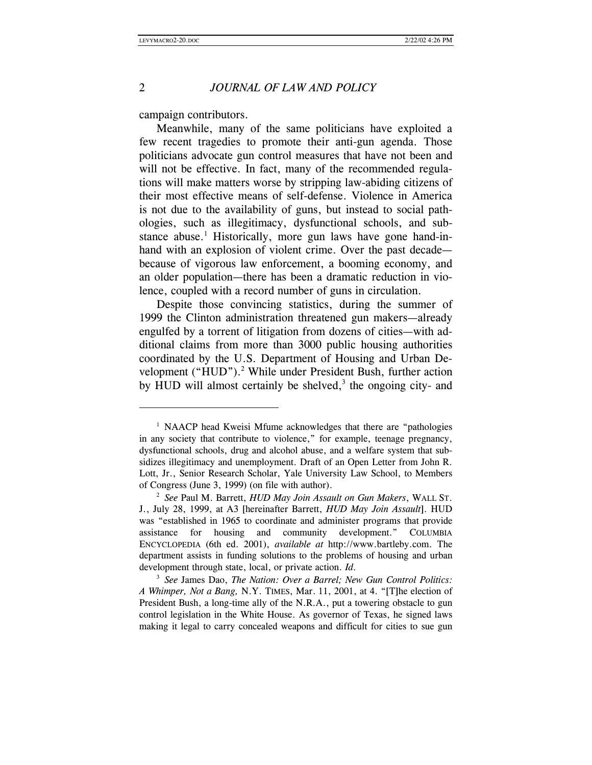campaign contributors.

Meanwhile, many of the same politicians have exploited a few recent tragedies to promote their anti-gun agenda. Those politicians advocate gun control measures that have not been and will not be effective. In fact, many of the recommended regulations will make matters worse by stripping law-abiding citizens of their most effective means of self-defense. Violence in America is not due to the availability of guns, but instead to social pathologies, such as illegitimacy, dysfunctional schools, and substance abuse.[1] Historically, more gun laws have gone hand-in-hand with an explosion of violent crime. Over the past decade—because of vigorous law enforcement, a booming economy, and an older population—there has been a dramatic reduction in violence, coupled with a record number of guns in circulation.

Despite those convincing statistics, during the summer of 1999 the Clinton administration threatened gun makers—already engulfed by a torrent of litigation from dozens of cities—with additional claims from more than 3000 public housing authorities coordinated by the U.S. Department of Housing and Urban Development ("HUD").[2] While under President Bush, further action by HUD will almost certainly be shelved,[3] the ongoing city- and

---

[1] NAACP head Kweisi Mfume acknowledges that there are "pathologies in any society that contribute to violence," for example, teenage pregnancy, dysfunctional schools, drug and alcohol abuse, and a welfare system that subsidizes illegitimacy and unemployment. Draft of an Open Letter from John R. Lott, Jr., Senior Research Scholar, Yale University Law School, to Members of Congress (June 3, 1999) (on file with author).

[2] *See* Paul M. Barrett, *HUD May Join Assault on Gun Makers*, WALL ST. J., July 28, 1999, at A3 [hereinafter Barrett, *HUD May Join Assault*]. HUD was "established in 1965 to coordinate and administer programs that provide assistance for housing and community development." COLUMBIA ENCYCLOPEDIA (6th ed. 2001), *available at* http://www.bartleby.com. The department assists in funding solutions to the problems of housing and urban development through state, local, or private action. *Id.*

[3] *See* James Dao, *The Nation: Over a Barrel; New Gun Control Politics: A Whimper, Not a Bang,* N.Y. TIMES, Mar. 11, 2001, at 4. "[T]he election of President Bush, a long-time ally of the N.R.A., put a towering obstacle to gun control legislation in the White House. As governor of Texas, he signed laws making it legal to carry concealed weapons and difficult for cities to sue gun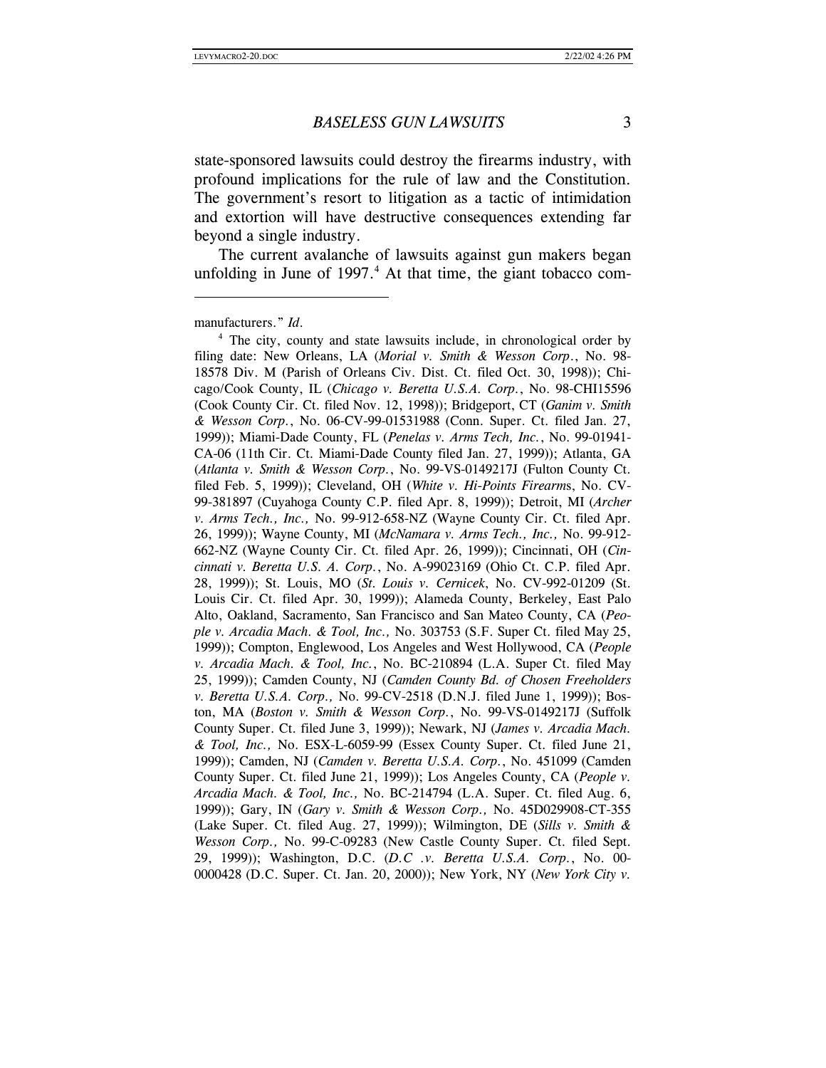state-sponsored lawsuits could destroy the firearms industry, with profound implications for the rule of law and the Constitution. The government's resort to litigation as a tactic of intimidation and extortion will have destructive consequences extending far beyond a single industry.

The current avalanche of lawsuits against gun makers began unfolding in June of 1997.[4] At that time, the giant tobacco com-

---

manufacturers." *Id.*

[4] The city, county and state lawsuits include, in chronological order by filing date: New Orleans, LA (*Morial v. Smith & Wesson Corp.*, No. 98-18578 Div. M (Parish of Orleans Civ. Dist. Ct. filed Oct. 30, 1998)); Chicago/Cook County, IL (*Chicago v. Beretta U.S.A. Corp.*, No. 98-CHI15596 (Cook County Cir. Ct. filed Nov. 12, 1998)); Bridgeport, CT (*Ganim v. Smith & Wesson Corp.*, No. 06-CV-99-01531988 (Conn. Super. Ct. filed Jan. 27, 1999)); Miami-Dade County, FL (*Penelas v. Arms Tech, Inc.*, No. 99-01941-CA-06 (11th Cir. Ct. Miami-Dade County filed Jan. 27, 1999)); Atlanta, GA (*Atlanta v. Smith & Wesson Corp.*, No. 99-VS-0149217J (Fulton County Ct. filed Feb. 5, 1999)); Cleveland, OH (*White v. Hi-Points Firearms*, No. CV-99-381897 (Cuyahoga County C.P. filed Apr. 8, 1999)); Detroit, MI (*Archer v. Arms Tech., Inc.,* No. 99-912-658-NZ (Wayne County Cir. Ct. filed Apr. 26, 1999)); Wayne County, MI (*McNamara v. Arms Tech., Inc.,* No. 99-912-662-NZ (Wayne County Cir. Ct. filed Apr. 26, 1999)); Cincinnati, OH (*Cincinnati v. Beretta U.S. A. Corp.*, No. A-99023169 (Ohio Ct. C.P. filed Apr. 28, 1999)); St. Louis, MO (*St. Louis v. Cernicek*, No. CV-992-01209 (St. Louis Cir. Ct. filed Apr. 30, 1999)); Alameda County, Berkeley, East Palo Alto, Oakland, Sacramento, San Francisco and San Mateo County, CA (*People v. Arcadia Mach. & Tool, Inc.,* No. 303753 (S.F. Super Ct. filed May 25, 1999)); Compton, Englewood, Los Angeles and West Hollywood, CA (*People v. Arcadia Mach. & Tool, Inc.*, No. BC-210894 (L.A. Super Ct. filed May 25, 1999)); Camden County, NJ (*Camden County Bd. of Chosen Freeholders v. Beretta U.S.A. Corp.,* No. 99-CV-2518 (D.N.J. filed June 1, 1999)); Boston, MA (*Boston v. Smith & Wesson Corp.*, No. 99-VS-0149217J (Suffolk County Super. Ct. filed June 3, 1999)); Newark, NJ (*James v. Arcadia Mach. & Tool, Inc.,* No. ESX-L-6059-99 (Essex County Super. Ct. filed June 21, 1999)); Camden, NJ (*Camden v. Beretta U.S.A. Corp.*, No. 451099 (Camden County Super. Ct. filed June 21, 1999)); Los Angeles County, CA (*People v. Arcadia Mach. & Tool, Inc.,* No. BC-214794 (L.A. Super. Ct. filed Aug. 6, 1999)); Gary, IN (*Gary v. Smith & Wesson Corp.,* No. 45D029908-CT-355 (Lake Super. Ct. filed Aug. 27, 1999)); Wilmington, DE (*Sills v. Smith & Wesson Corp.,* No. 99-C-09283 (New Castle County Super. Ct. filed Sept. 29, 1999)); Washington, D.C. (*D.C .v. Beretta U.S.A. Corp.*, No. 00-0000428 (D.C. Super. Ct. Jan. 20, 2000)); New York, NY (*New York City v.*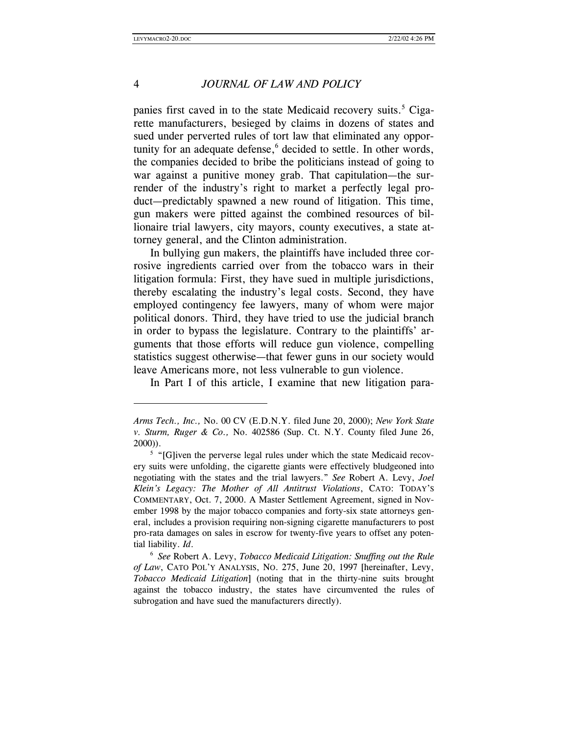panies first caved in to the state Medicaid recovery suits.[5] Cigarette manufacturers, besieged by claims in dozens of states and sued under perverted rules of tort law that eliminated any opportunity for an adequate defense,[6] decided to settle. In other words, the companies decided to bribe the politicians instead of going to war against a punitive money grab. That capitulation—the surrender of the industry's right to market a perfectly legal product—predictably spawned a new round of litigation. This time, gun makers were pitted against the combined resources of billionaire trial lawyers, city mayors, county executives, a state attorney general, and the Clinton administration.

In bullying gun makers, the plaintiffs have included three corrosive ingredients carried over from the tobacco wars in their litigation formula: First, they have sued in multiple jurisdictions, thereby escalating the industry's legal costs. Second, they have employed contingency fee lawyers, many of whom were major political donors. Third, they have tried to use the judicial branch in order to bypass the legislature. Contrary to the plaintiffs' arguments that those efforts will reduce gun violence, compelling statistics suggest otherwise—that fewer guns in our society would leave Americans more, not less vulnerable to gun violence.

In Part I of this article, I examine that new litigation para-

---

*Arms Tech., Inc.,* No. 00 CV (E.D.N.Y. filed June 20, 2000); *New York State v. Sturm, Ruger & Co.,* No. 402586 (Sup. Ct. N.Y. County filed June 26, 2000)).

[5] "[G]iven the perverse legal rules under which the state Medicaid recovery suits were unfolding, the cigarette giants were effectively bludgeoned into negotiating with the states and the trial lawyers." *See* Robert A. Levy, *Joel Klein's Legacy: The Mother of All Antitrust Violations*, CATO: TODAY'S COMMENTARY, Oct. 7, 2000. A Master Settlement Agreement, signed in November 1998 by the major tobacco companies and forty-six state attorneys general, includes a provision requiring non-signing cigarette manufacturers to post pro-rata damages on sales in escrow for twenty-five years to offset any potential liability. *Id*.

[6] *See* Robert A. Levy, *Tobacco Medicaid Litigation: Snuffing out the Rule of Law*, CATO POL'Y ANALYSIS, NO. 275, June 20, 1997 [hereinafter, Levy, *Tobacco Medicaid Litigation*] (noting that in the thirty-nine suits brought against the tobacco industry, the states have circumvented the rules of subrogation and have sued the manufacturers directly).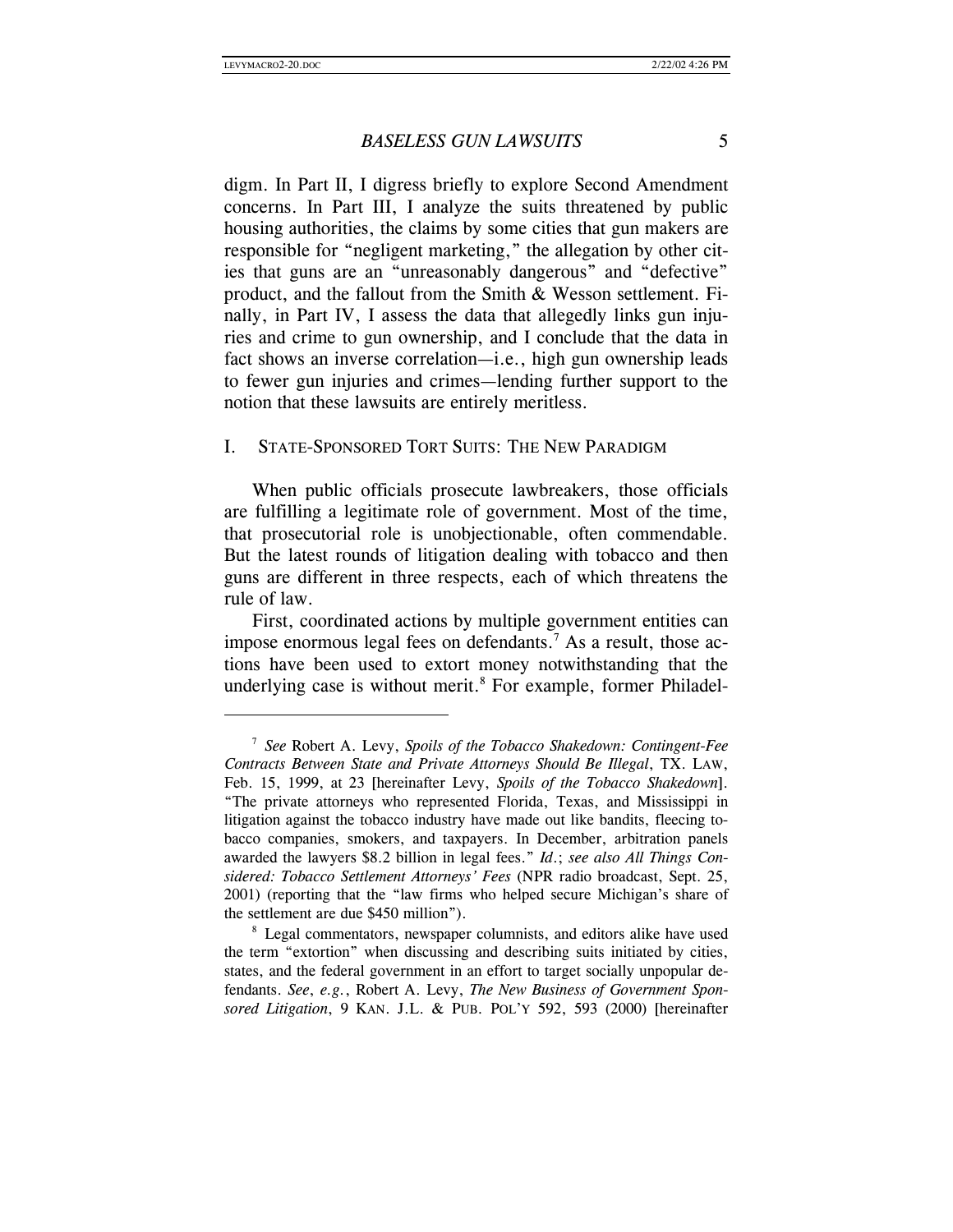digm. In Part II, I digress briefly to explore Second Amendment concerns. In Part III, I analyze the suits threatened by public housing authorities, the claims by some cities that gun makers are responsible for "negligent marketing," the allegation by other cities that guns are an "unreasonably dangerous" and "defective" product, and the fallout from the Smith & Wesson settlement. Finally, in Part IV, I assess the data that allegedly links gun injuries and crime to gun ownership, and I conclude that the data in fact shows an inverse correlation—i.e., high gun ownership leads to fewer gun injuries and crimes—lending further support to the notion that these lawsuits are entirely meritless.

## I. State-Sponsored Tort Suits: The New Paradigm

When public officials prosecute lawbreakers, those officials are fulfilling a legitimate role of government. Most of the time, that prosecutorial role is unobjectionable, often commendable. But the latest rounds of litigation dealing with tobacco and then guns are different in three respects, each of which threatens the rule of law.

First, coordinated actions by multiple government entities can impose enormous legal fees on defendants.[7] As a result, those actions have been used to extort money notwithstanding that the underlying case is without merit.[8] For example, former Philadel-

---

[7] *See* Robert A. Levy, *Spoils of the Tobacco Shakedown: Contingent-Fee Contracts Between State and Private Attorneys Should Be Illegal*, TX. LAW, Feb. 15, 1999, at 23 [hereinafter Levy, *Spoils of the Tobacco Shakedown*]. "The private attorneys who represented Florida, Texas, and Mississippi in litigation against the tobacco industry have made out like bandits, fleecing tobacco companies, smokers, and taxpayers. In December, arbitration panels awarded the lawyers $8.2 billion in legal fees." *Id.*; *see also All Things Considered: Tobacco Settlement Attorneys' Fees* (NPR radio broadcast, Sept. 25, 2001) (reporting that the "law firms who helped secure Michigan's share of the settlement are due $450 million").

[8] Legal commentators, newspaper columnists, and editors alike have used the term "extortion" when discussing and describing suits initiated by cities, states, and the federal government in an effort to target socially unpopular defendants. *See*, *e.g.*, Robert A. Levy, *The New Business of Government Sponsored Litigation*, 9 KAN. J.L. & PUB. POL'Y 592, 593 (2000) [hereinafter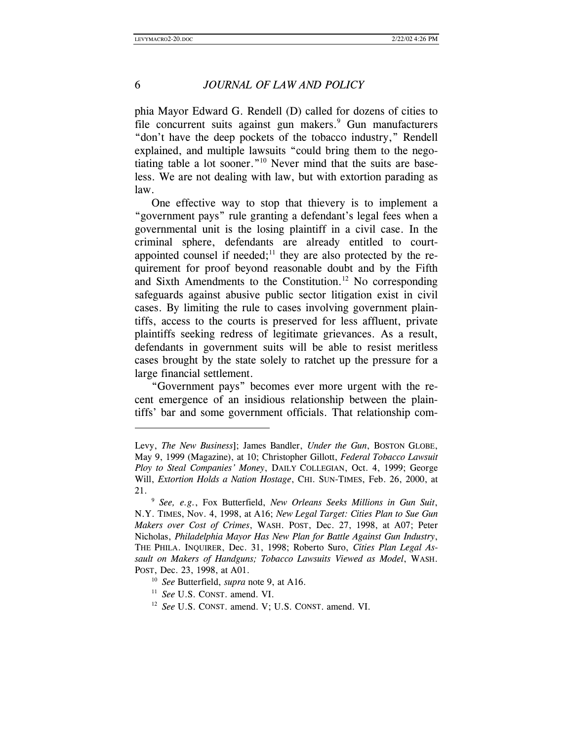phia Mayor Edward G. Rendell (D) called for dozens of cities to file concurrent suits against gun makers.[9] Gun manufacturers "don't have the deep pockets of the tobacco industry," Rendell explained, and multiple lawsuits "could bring them to the negotiating table a lot sooner."[10] Never mind that the suits are baseless. We are not dealing with law, but with extortion parading as law.

One effective way to stop that thievery is to implement a "government pays" rule granting a defendant's legal fees when a governmental unit is the losing plaintiff in a civil case. In the criminal sphere, defendants are already entitled to court-appointed counsel if needed;[11] they are also protected by the requirement for proof beyond reasonable doubt and by the Fifth and Sixth Amendments to the Constitution.[12] No corresponding safeguards against abusive public sector litigation exist in civil cases. By limiting the rule to cases involving government plaintiffs, access to the courts is preserved for less affluent, private plaintiffs seeking redress of legitimate grievances. As a result, defendants in government suits will be able to resist meritless cases brought by the state solely to ratchet up the pressure for a large financial settlement.

"Government pays" becomes ever more urgent with the recent emergence of an insidious relationship between the plaintiffs' bar and some government officials. That relationship com-

---

Levy, *The New Business*]; James Bandler, *Under the Gun*, BOSTON GLOBE, May 9, 1999 (Magazine), at 10; Christopher Gillott, *Federal Tobacco Lawsuit Ploy to Steal Companies' Money*, DAILY COLLEGIAN, Oct. 4, 1999; George Will, *Extortion Holds a Nation Hostage*, CHI. SUN-TIMES, Feb. 26, 2000, at 21.

[9] *See, e.g.*, Fox Butterfield, *New Orleans Seeks Millions in Gun Suit*, N.Y. TIMES, Nov. 4, 1998, at A16; *New Legal Target: Cities Plan to Sue Gun Makers over Cost of Crimes*, WASH. POST, Dec. 27, 1998, at A07; Peter Nicholas, *Philadelphia Mayor Has New Plan for Battle Against Gun Industry*, THE PHILA. INQUIRER, Dec. 31, 1998; Roberto Suro, *Cities Plan Legal Assault on Makers of Handguns; Tobacco Lawsuits Viewed as Model*, WASH. POST, Dec. 23, 1998, at A01.

[10] *See* Butterfield, *supra* note 9, at A16.

[11] *See* U.S. CONST. amend. VI.

[12] *See* U.S. CONST. amend. V; U.S. CONST. amend. VI.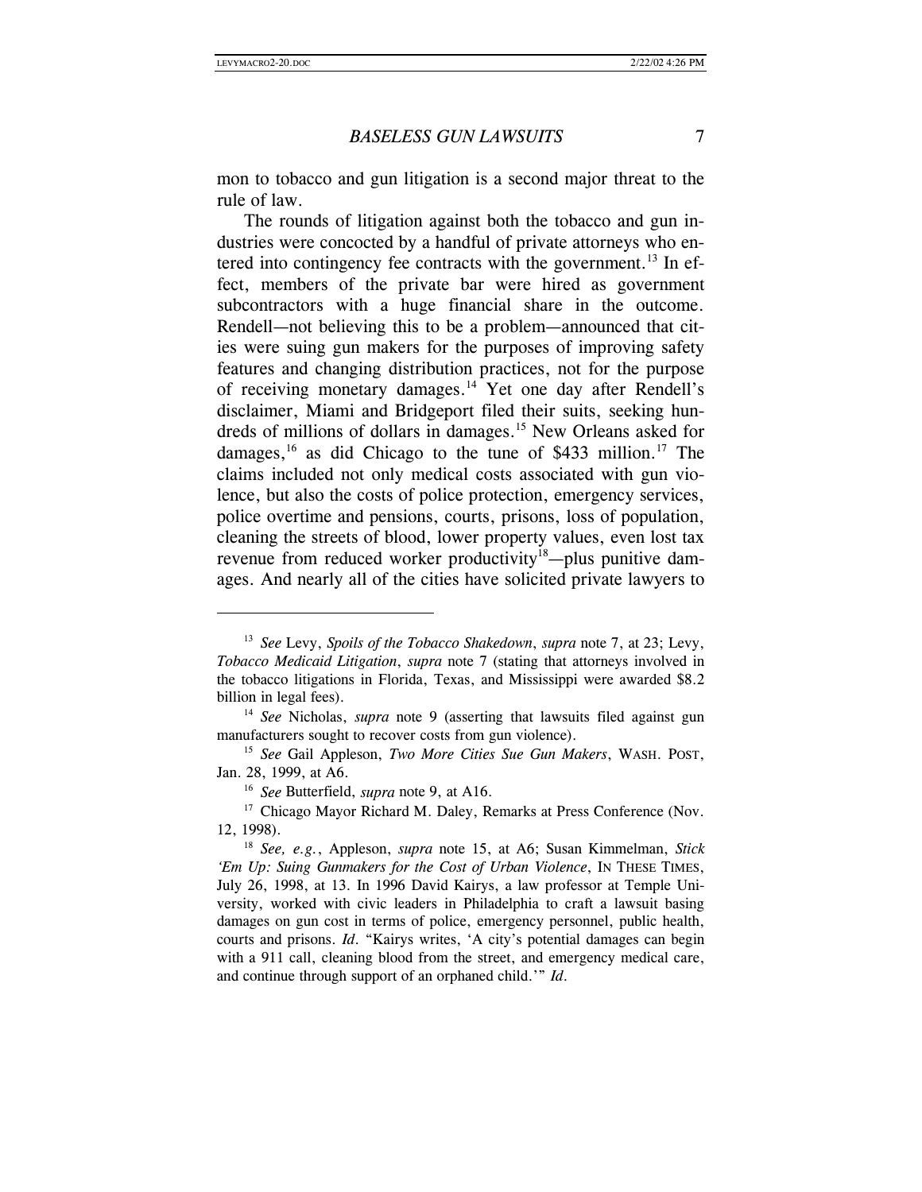mon to tobacco and gun litigation is a second major threat to the rule of law.

The rounds of litigation against both the tobacco and gun industries were concocted by a handful of private attorneys who entered into contingency fee contracts with the government.[13] In effect, members of the private bar were hired as government subcontractors with a huge financial share in the outcome. Rendell—not believing this to be a problem—announced that cities were suing gun makers for the purposes of improving safety features and changing distribution practices, not for the purpose of receiving monetary damages.[14] Yet one day after Rendell's disclaimer, Miami and Bridgeport filed their suits, seeking hundreds of millions of dollars in damages.[15] New Orleans asked for damages,[16] as did Chicago to the tune of $433 million.[17] The claims included not only medical costs associated with gun violence, but also the costs of police protection, emergency services, police overtime and pensions, courts, prisons, loss of population, cleaning the streets of blood, lower property values, even lost tax revenue from reduced worker productivity[18]—plus punitive damages. And nearly all of the cities have solicited private lawyers to

---

[13] *See* Levy, *Spoils of the Tobacco Shakedown*, *supra* note 7, at 23; Levy, *Tobacco Medicaid Litigation*, *supra* note 7 (stating that attorneys involved in the tobacco litigations in Florida, Texas, and Mississippi were awarded $8.2 billion in legal fees).

[14] *See* Nicholas, *supra* note 9 (asserting that lawsuits filed against gun manufacturers sought to recover costs from gun violence).

[15] *See* Gail Appleson, *Two More Cities Sue Gun Makers*, WASH. POST, Jan. 28, 1999, at A6.

[16] *See* Butterfield, *supra* note 9, at A16.

[17] Chicago Mayor Richard M. Daley, Remarks at Press Conference (Nov. 12, 1998).

[18] *See, e.g.*, Appleson, *supra* note 15, at A6; Susan Kimmelman, *Stick 'Em Up: Suing Gunmakers for the Cost of Urban Violence*, IN THESE TIMES, July 26, 1998, at 13. In 1996 David Kairys, a law professor at Temple University, worked with civic leaders in Philadelphia to craft a lawsuit basing damages on gun cost in terms of police, emergency personnel, public health, courts and prisons. *Id*. "Kairys writes, 'A city's potential damages can begin with a 911 call, cleaning blood from the street, and emergency medical care, and continue through support of an orphaned child.'" *Id*.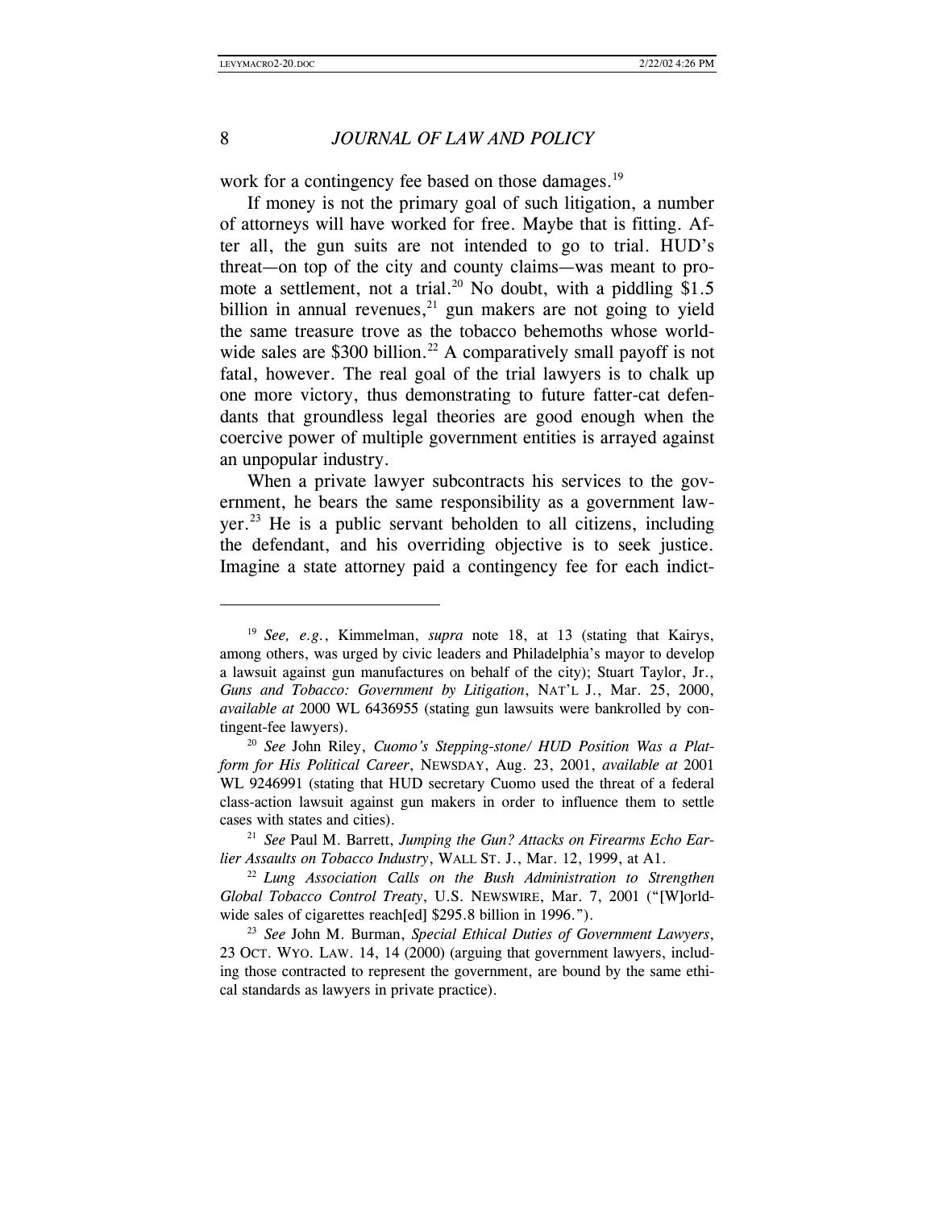work for a contingency fee based on those damages.[19]

If money is not the primary goal of such litigation, a number of attorneys will have worked for free. Maybe that is fitting. After all, the gun suits are not intended to go to trial. HUD's threat—on top of the city and county claims—was meant to promote a settlement, not a trial.[20] No doubt, with a piddling $1.5 billion in annual revenues,[21] gun makers are not going to yield the same treasure trove as the tobacco behemoths whose worldwide sales are $300 billion.[22] A comparatively small payoff is not fatal, however. The real goal of the trial lawyers is to chalk up one more victory, thus demonstrating to future fatter-cat defendants that groundless legal theories are good enough when the coercive power of multiple government entities is arrayed against an unpopular industry.

When a private lawyer subcontracts his services to the government, he bears the same responsibility as a government lawyer.[23] He is a public servant beholden to all citizens, including the defendant, and his overriding objective is to seek justice. Imagine a state attorney paid a contingency fee for each indict-

---

[19] *See, e.g.*, Kimmelman, *supra* note 18, at 13 (stating that Kairys, among others, was urged by civic leaders and Philadelphia's mayor to develop a lawsuit against gun manufactures on behalf of the city); Stuart Taylor, Jr., *Guns and Tobacco: Government by Litigation*, NAT'L J., Mar. 25, 2000, *available at* 2000 WL 6436955 (stating gun lawsuits were bankrolled by contingent-fee lawyers).

[20] *See* John Riley, *Cuomo's Stepping-stone/ HUD Position Was a Platform for His Political Career*, NEWSDAY, Aug. 23, 2001, *available at* 2001 WL 9246991 (stating that HUD secretary Cuomo used the threat of a federal class-action lawsuit against gun makers in order to influence them to settle cases with states and cities).

[21] *See* Paul M. Barrett, *Jumping the Gun? Attacks on Firearms Echo Earlier Assaults on Tobacco Industry*, WALL ST. J., Mar. 12, 1999, at A1.

[22] *Lung Association Calls on the Bush Administration to Strengthen Global Tobacco Control Treaty*, U.S. NEWSWIRE, Mar. 7, 2001 ("[W]orldwide sales of cigarettes reach[ed] $295.8 billion in 1996.").

[23] *See* John M. Burman, *Special Ethical Duties of Government Lawyers*, 23 OCT. WYO. LAW. 14, 14 (2000) (arguing that government lawyers, including those contracted to represent the government, are bound by the same ethical standards as lawyers in private practice).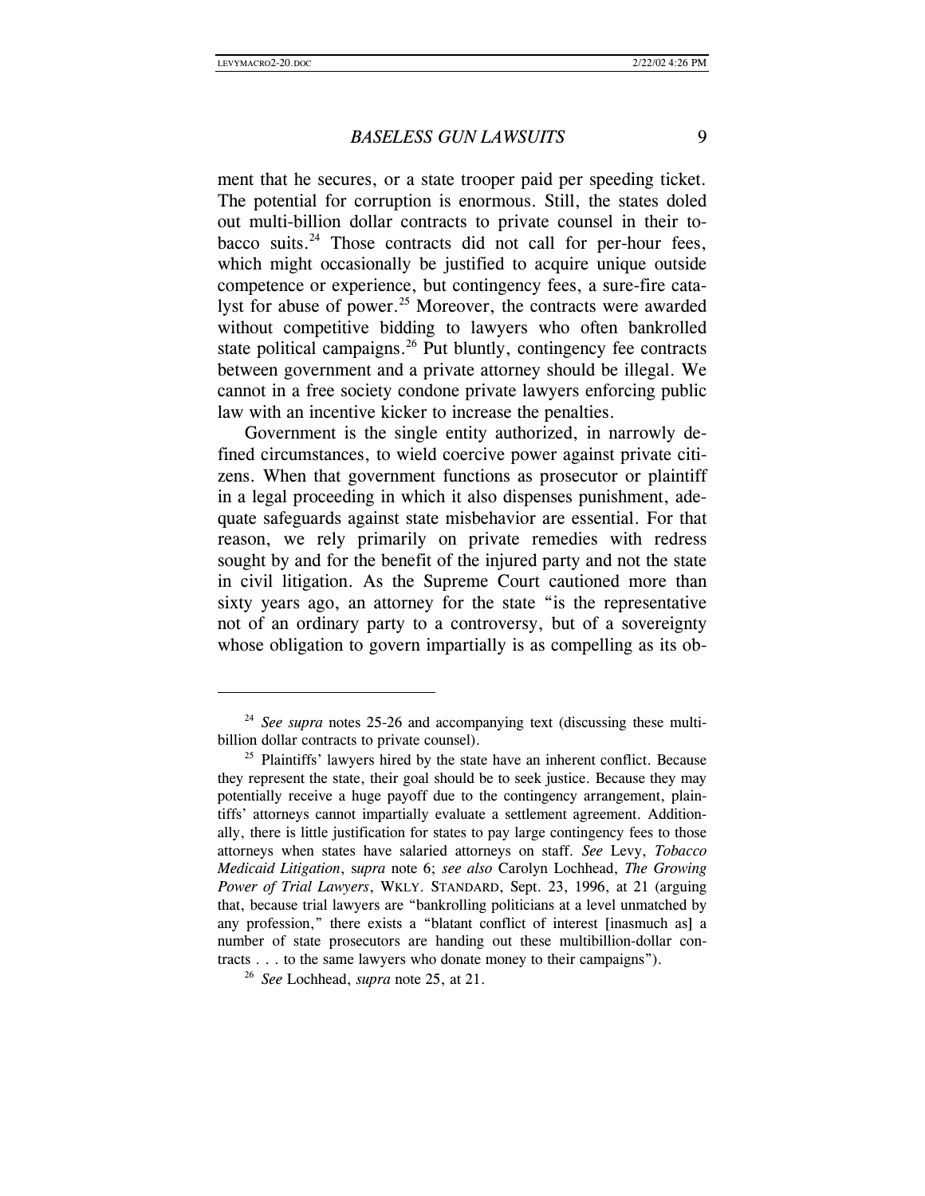ment that he secures, or a state trooper paid per speeding ticket. The potential for corruption is enormous. Still, the states doled out multi-billion dollar contracts to private counsel in their tobacco suits.[24] Those contracts did not call for per-hour fees, which might occasionally be justified to acquire unique outside competence or experience, but contingency fees, a sure-fire catalyst for abuse of power.[25] Moreover, the contracts were awarded without competitive bidding to lawyers who often bankrolled state political campaigns.[26] Put bluntly, contingency fee contracts between government and a private attorney should be illegal. We cannot in a free society condone private lawyers enforcing public law with an incentive kicker to increase the penalties.

Government is the single entity authorized, in narrowly defined circumstances, to wield coercive power against private citizens. When that government functions as prosecutor or plaintiff in a legal proceeding in which it also dispenses punishment, adequate safeguards against state misbehavior are essential. For that reason, we rely primarily on private remedies with redress sought by and for the benefit of the injured party and not the state in civil litigation. As the Supreme Court cautioned more than sixty years ago, an attorney for the state "is the representative not of an ordinary party to a controversy, but of a sovereignty whose obligation to govern impartially is as compelling as its ob-

---

[24] *See supra* notes 25-26 and accompanying text (discussing these multi-billion dollar contracts to private counsel).

[25] Plaintiffs' lawyers hired by the state have an inherent conflict. Because they represent the state, their goal should be to seek justice. Because they may potentially receive a huge payoff due to the contingency arrangement, plaintiffs' attorneys cannot impartially evaluate a settlement agreement. Additionally, there is little justification for states to pay large contingency fees to those attorneys when states have salaried attorneys on staff. *See* Levy, *Tobacco Medicaid Litigation*, s*upra* note 6; *see also* Carolyn Lochhead, *The Growing Power of Trial Lawyers*, WKLY. STANDARD, Sept. 23, 1996, at 21 (arguing that, because trial lawyers are "bankrolling politicians at a level unmatched by any profession," there exists a "blatant conflict of interest [inasmuch as] a number of state prosecutors are handing out these multibillion-dollar contracts . . . to the same lawyers who donate money to their campaigns").

[26] *See* Lochhead, *supra* note 25, at 21.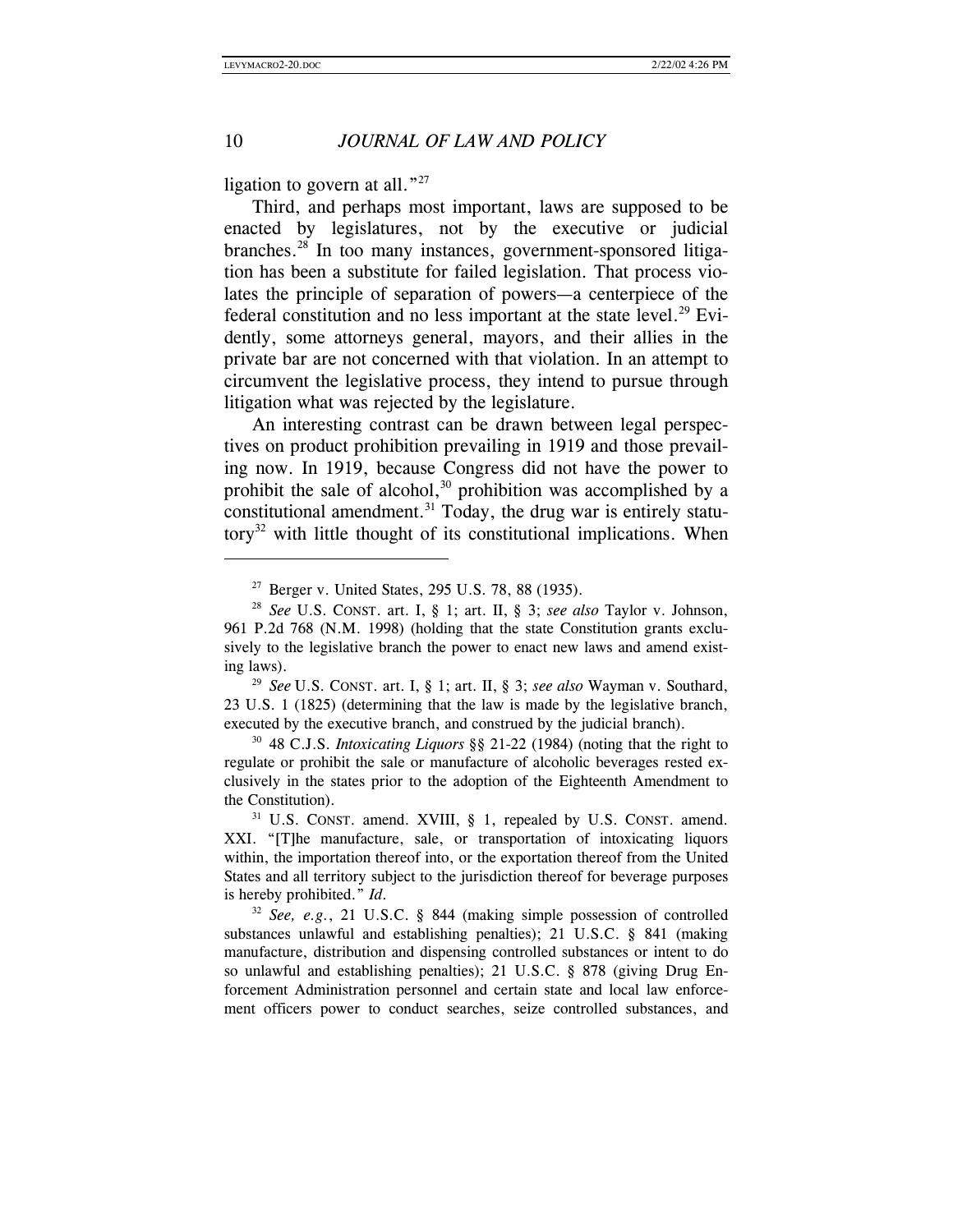ligation to govern at all."[27]

Third, and perhaps most important, laws are supposed to be enacted by legislatures, not by the executive or judicial branches.[28] In too many instances, government-sponsored litigation has been a substitute for failed legislation. That process violates the principle of separation of powers—a centerpiece of the federal constitution and no less important at the state level.[29] Evidently, some attorneys general, mayors, and their allies in the private bar are not concerned with that violation. In an attempt to circumvent the legislative process, they intend to pursue through litigation what was rejected by the legislature.

An interesting contrast can be drawn between legal perspectives on product prohibition prevailing in 1919 and those prevailing now. In 1919, because Congress did not have the power to prohibit the sale of alcohol,[30] prohibition was accomplished by a constitutional amendment.[31] Today, the drug war is entirely statutory[32] with little thought of its constitutional implications. When

---

[27] Berger v. United States, 295 U.S. 78, 88 (1935).

[28] *See* U.S. CONST. art. I, § 1; art. II, § 3; *see also* Taylor v. Johnson, 961 P.2d 768 (N.M. 1998) (holding that the state Constitution grants exclusively to the legislative branch the power to enact new laws and amend existing laws).

[29] *See* U.S. CONST. art. I, § 1; art. II, § 3; *see also* Wayman v. Southard, 23 U.S. 1 (1825) (determining that the law is made by the legislative branch, executed by the executive branch, and construed by the judicial branch).

[30] 48 C.J.S. *Intoxicating Liquors* §§ 21-22 (1984) (noting that the right to regulate or prohibit the sale or manufacture of alcoholic beverages rested exclusively in the states prior to the adoption of the Eighteenth Amendment to the Constitution).

[31] U.S. CONST. amend. XVIII, § 1, repealed by U.S. CONST. amend. XXI. "[T]he manufacture, sale, or transportation of intoxicating liquors within, the importation thereof into, or the exportation thereof from the United States and all territory subject to the jurisdiction thereof for beverage purposes is hereby prohibited." *Id.*

[32] *See, e.g.*, 21 U.S.C. § 844 (making simple possession of controlled substances unlawful and establishing penalties); 21 U.S.C. § 841 (making manufacture, distribution and dispensing controlled substances or intent to do so unlawful and establishing penalties); 21 U.S.C. § 878 (giving Drug Enforcement Administration personnel and certain state and local law enforcement officers power to conduct searches, seize controlled substances, and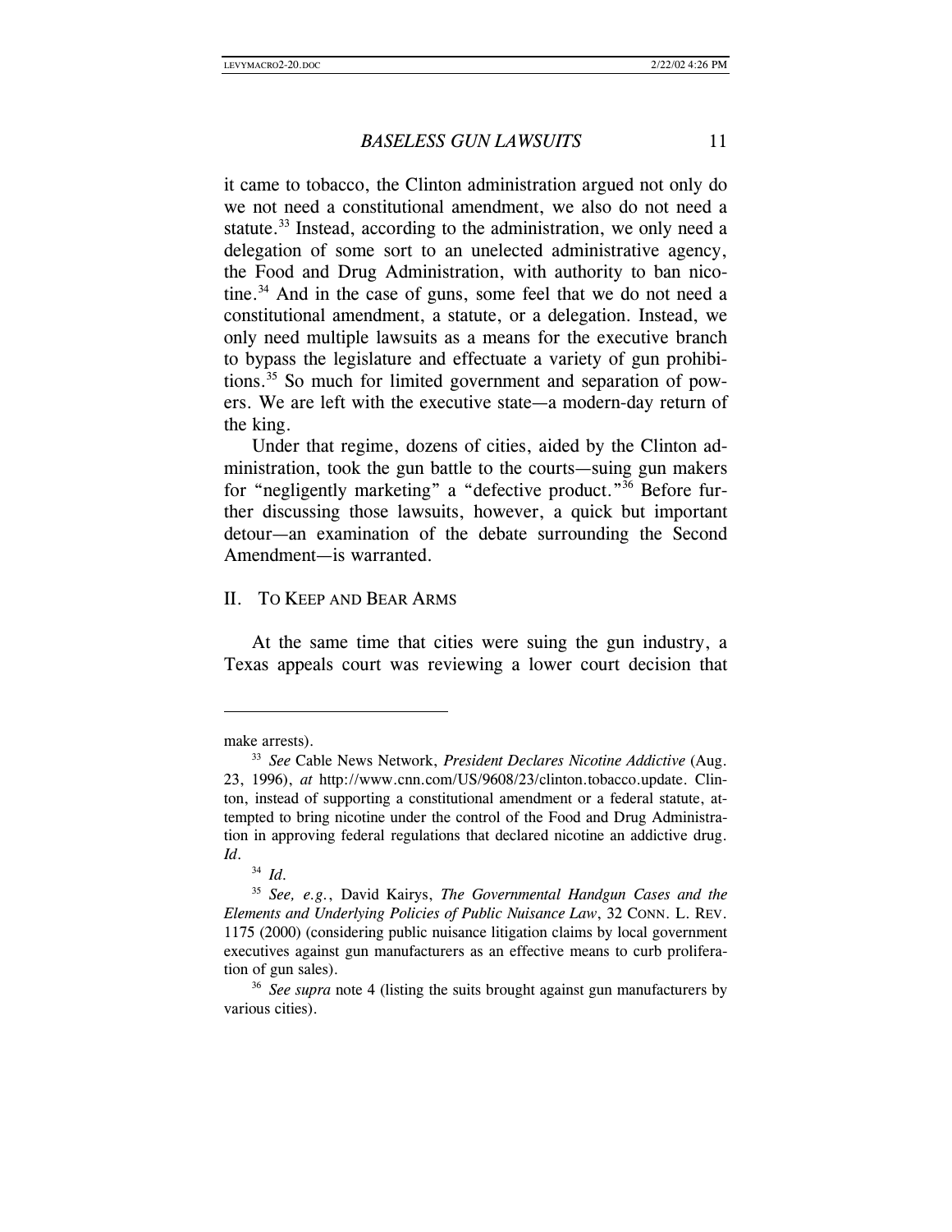it came to tobacco, the Clinton administration argued not only do we not need a constitutional amendment, we also do not need a statute.[33] Instead, according to the administration, we only need a delegation of some sort to an unelected administrative agency, the Food and Drug Administration, with authority to ban nicotine.[34] And in the case of guns, some feel that we do not need a constitutional amendment, a statute, or a delegation. Instead, we only need multiple lawsuits as a means for the executive branch to bypass the legislature and effectuate a variety of gun prohibitions.[35] So much for limited government and separation of powers. We are left with the executive state—a modern-day return of the king.

Under that regime, dozens of cities, aided by the Clinton administration, took the gun battle to the courts—suing gun makers for "negligently marketing" a "defective product."[36] Before further discussing those lawsuits, however, a quick but important detour—an examination of the debate surrounding the Second Amendment—is warranted.

## II. TO KEEP AND BEAR ARMS

At the same time that cities were suing the gun industry, a Texas appeals court was reviewing a lower court decision that

---

make arrests).

[33] *See* Cable News Network, *President Declares Nicotine Addictive* (Aug. 23, 1996), *at* http://www.cnn.com/US/9608/23/clinton.tobacco.update. Clinton, instead of supporting a constitutional amendment or a federal statute, attempted to bring nicotine under the control of the Food and Drug Administration in approving federal regulations that declared nicotine an addictive drug. *Id.*

[34] *Id.*

[35] *See, e.g.*, David Kairys, *The Governmental Handgun Cases and the Elements and Underlying Policies of Public Nuisance Law*, 32 CONN. L. REV. 1175 (2000) (considering public nuisance litigation claims by local government executives against gun manufacturers as an effective means to curb proliferation of gun sales).

[36] *See supra* note 4 (listing the suits brought against gun manufacturers by various cities).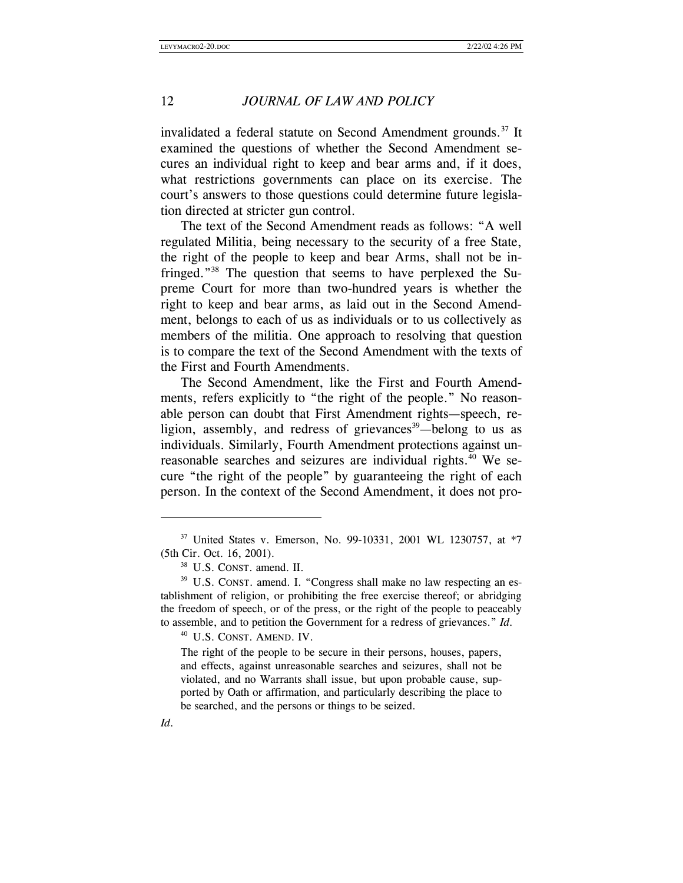invalidated a federal statute on Second Amendment grounds.[37] It examined the questions of whether the Second Amendment secures an individual right to keep and bear arms and, if it does, what restrictions governments can place on its exercise. The court's answers to those questions could determine future legislation directed at stricter gun control.

The text of the Second Amendment reads as follows: "A well regulated Militia, being necessary to the security of a free State, the right of the people to keep and bear Arms, shall not be infringed."[38] The question that seems to have perplexed the Supreme Court for more than two-hundred years is whether the right to keep and bear arms, as laid out in the Second Amendment, belongs to each of us as individuals or to us collectively as members of the militia. One approach to resolving that question is to compare the text of the Second Amendment with the texts of the First and Fourth Amendments.

The Second Amendment, like the First and Fourth Amendments, refers explicitly to "the right of the people." No reasonable person can doubt that First Amendment rights—speech, religion, assembly, and redress of grievances[39]—belong to us as individuals. Similarly, Fourth Amendment protections against unreasonable searches and seizures are individual rights.[40] We secure "the right of the people" by guaranteeing the right of each person. In the context of the Second Amendment, it does not pro-

---

[37] United States v. Emerson, No. 99-10331, 2001 WL 1230757, at *7 (5th Cir. Oct. 16, 2001).

[38] U.S. CONST. amend. II.

[39] U.S. CONST. amend. I. "Congress shall make no law respecting an establishment of religion, or prohibiting the free exercise thereof; or abridging the freedom of speech, or of the press, or the right of the people to peaceably to assemble, and to petition the Government for a redress of grievances." *Id.*

[40] U.S. CONST. AMEND. IV.

> The right of the people to be secure in their persons, houses, papers, and effects, against unreasonable searches and seizures, shall not be violated, and no Warrants shall issue, but upon probable cause, supported by Oath or affirmation, and particularly describing the place to be searched, and the persons or things to be seized.

*Id.*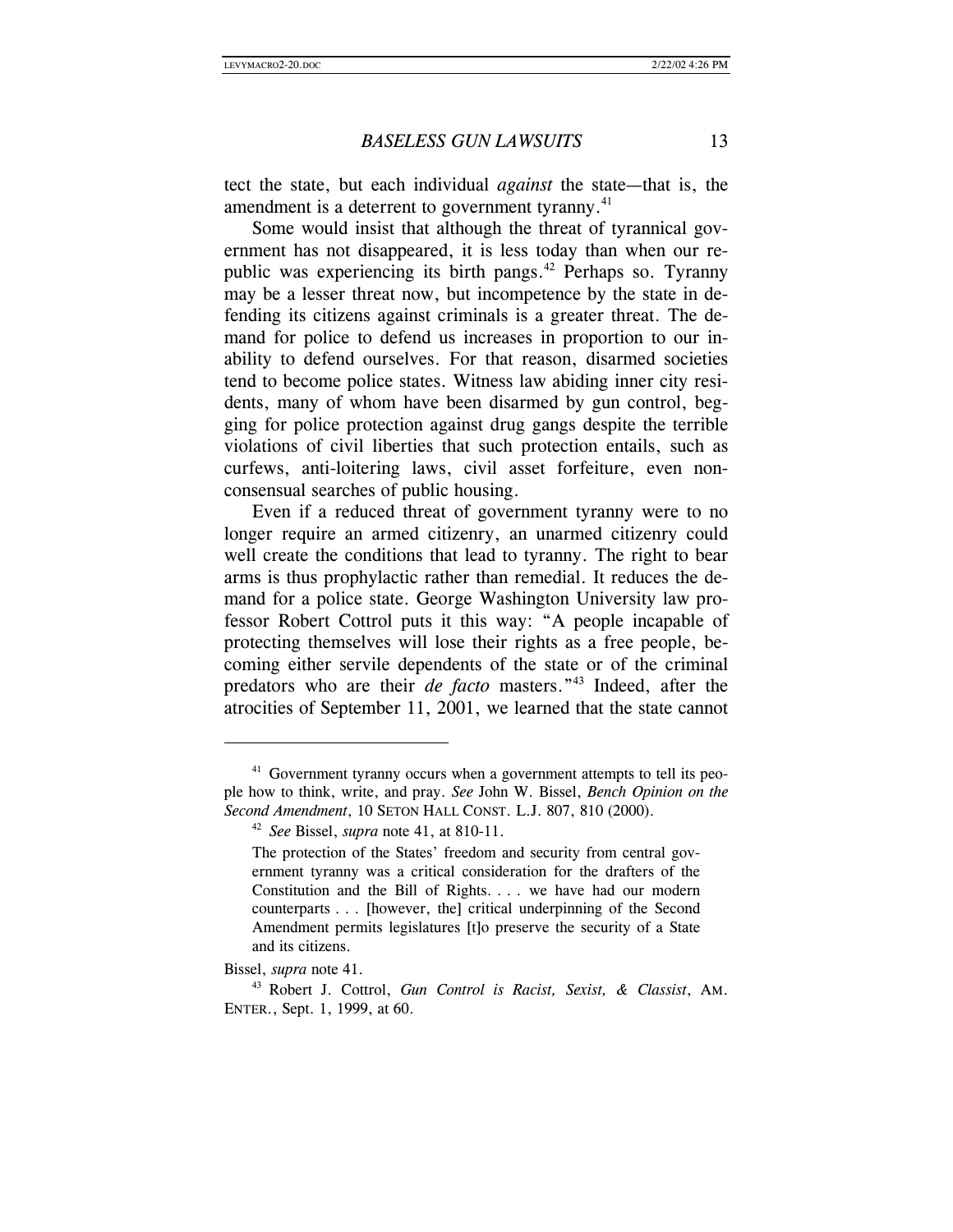tect the state, but each individual *against* the state—that is, the amendment is a deterrent to government tyranny.[41]

Some would insist that although the threat of tyrannical government has not disappeared, it is less today than when our republic was experiencing its birth pangs.[42] Perhaps so. Tyranny may be a lesser threat now, but incompetence by the state in defending its citizens against criminals is a greater threat. The demand for police to defend us increases in proportion to our inability to defend ourselves. For that reason, disarmed societies tend to become police states. Witness law abiding inner city residents, many of whom have been disarmed by gun control, begging for police protection against drug gangs despite the terrible violations of civil liberties that such protection entails, such as curfews, anti-loitering laws, civil asset forfeiture, even nonconsensual searches of public housing.

Even if a reduced threat of government tyranny were to no longer require an armed citizenry, an unarmed citizenry could well create the conditions that lead to tyranny. The right to bear arms is thus prophylactic rather than remedial. It reduces the demand for a police state. George Washington University law professor Robert Cottrol puts it this way: "A people incapable of protecting themselves will lose their rights as a free people, becoming either servile dependents of the state or of the criminal predators who are their *de facto* masters."[43] Indeed, after the atrocities of September 11, 2001, we learned that the state cannot

---

[41] Government tyranny occurs when a government attempts to tell its people how to think, write, and pray. *See* John W. Bissel, *Bench Opinion on the Second Amendment*, 10 SETON HALL CONST. L.J. 807, 810 (2000).

[42] *See* Bissel, *supra* note 41, at 810-11.

> The protection of the States' freedom and security from central government tyranny was a critical consideration for the drafters of the Constitution and the Bill of Rights. . . . we have had our modern counterparts . . . [however, the] critical underpinning of the Second Amendment permits legislatures [t]o preserve the security of a State and its citizens.

Bissel, *supra* note 41.

[43] Robert J. Cottrol, *Gun Control is Racist, Sexist, & Classist*, AM. ENTER., Sept. 1, 1999, at 60.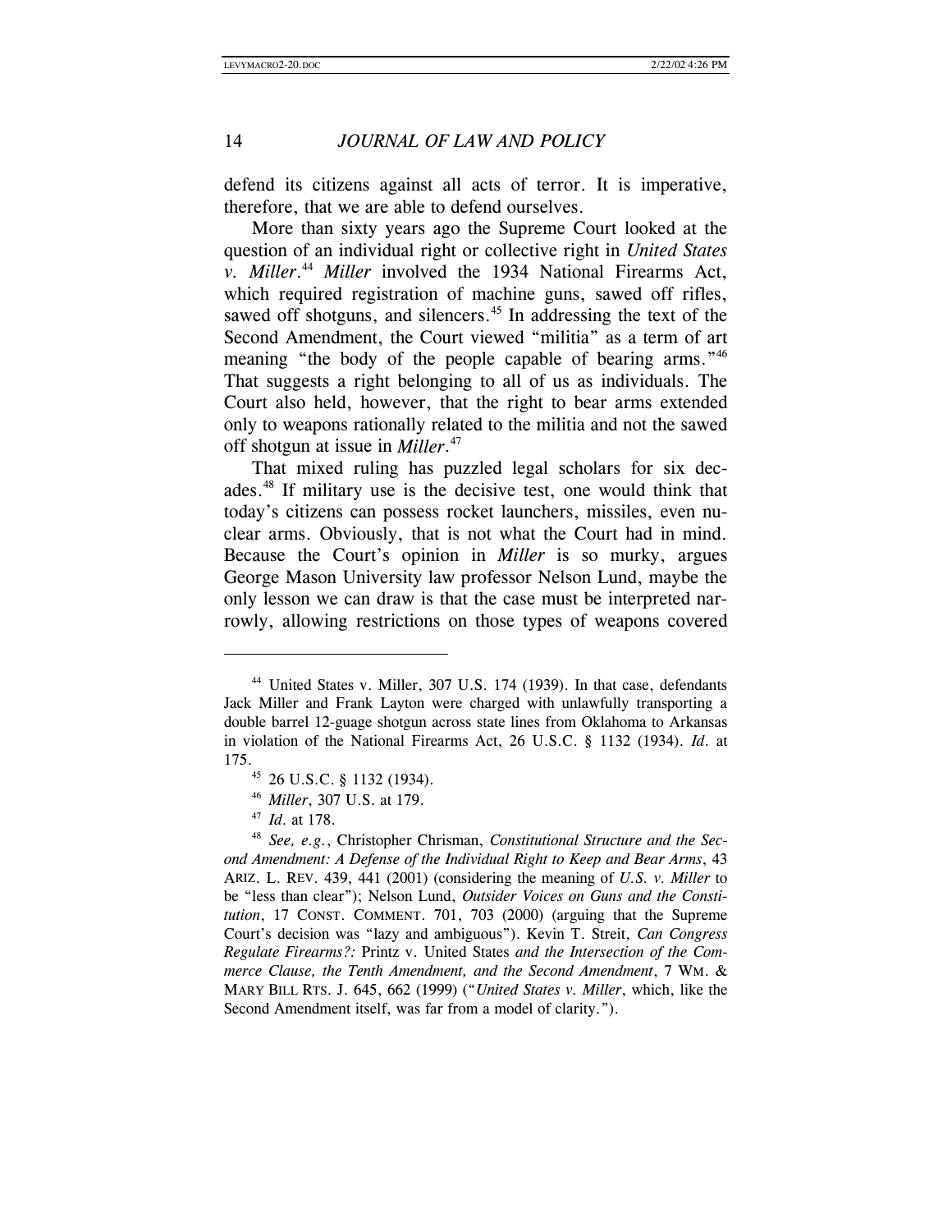defend its citizens against all acts of terror. It is imperative, therefore, that we are able to defend ourselves.

More than sixty years ago the Supreme Court looked at the question of an individual right or collective right in *United States v. Miller*.[44] *Miller* involved the 1934 National Firearms Act, which required registration of machine guns, sawed off rifles, sawed off shotguns, and silencers.[45] In addressing the text of the Second Amendment, the Court viewed "militia" as a term of art meaning "the body of the people capable of bearing arms."[46] That suggests a right belonging to all of us as individuals. The Court also held, however, that the right to bear arms extended only to weapons rationally related to the militia and not the sawed off shotgun at issue in *Miller*.[47]

That mixed ruling has puzzled legal scholars for six decades.[48] If military use is the decisive test, one would think that today's citizens can possess rocket launchers, missiles, even nuclear arms. Obviously, that is not what the Court had in mind. Because the Court's opinion in *Miller* is so murky, argues George Mason University law professor Nelson Lund, maybe the only lesson we can draw is that the case must be interpreted narrowly, allowing restrictions on those types of weapons covered

---

[44] United States v. Miller, 307 U.S. 174 (1939). In that case, defendants Jack Miller and Frank Layton were charged with unlawfully transporting a double barrel 12-guage shotgun across state lines from Oklahoma to Arkansas in violation of the National Firearms Act, 26 U.S.C. § 1132 (1934). *Id.* at 175.

[45] 26 U.S.C. § 1132 (1934).

[46] *Miller*, 307 U.S. at 179.

[47] *Id.* at 178.

[48] *See, e.g.*, Christopher Chrisman, *Constitutional Structure and the Second Amendment: A Defense of the Individual Right to Keep and Bear Arms*, 43 ARIZ. L. REV. 439, 441 (2001) (considering the meaning of *U.S. v. Miller* to be "less than clear"); Nelson Lund, *Outsider Voices on Guns and the Constitution*, 17 CONST. COMMENT. 701, 703 (2000) (arguing that the Supreme Court's decision was "lazy and ambiguous"). Kevin T. Streit, *Can Congress Regulate Firearms?:* Printz v. United States *and the Intersection of the Commerce Clause, the Tenth Amendment, and the Second Amendment*, 7 WM. & MARY BILL RTS. J. 645, 662 (1999) ("*United States v. Miller*, which, like the Second Amendment itself, was far from a model of clarity.").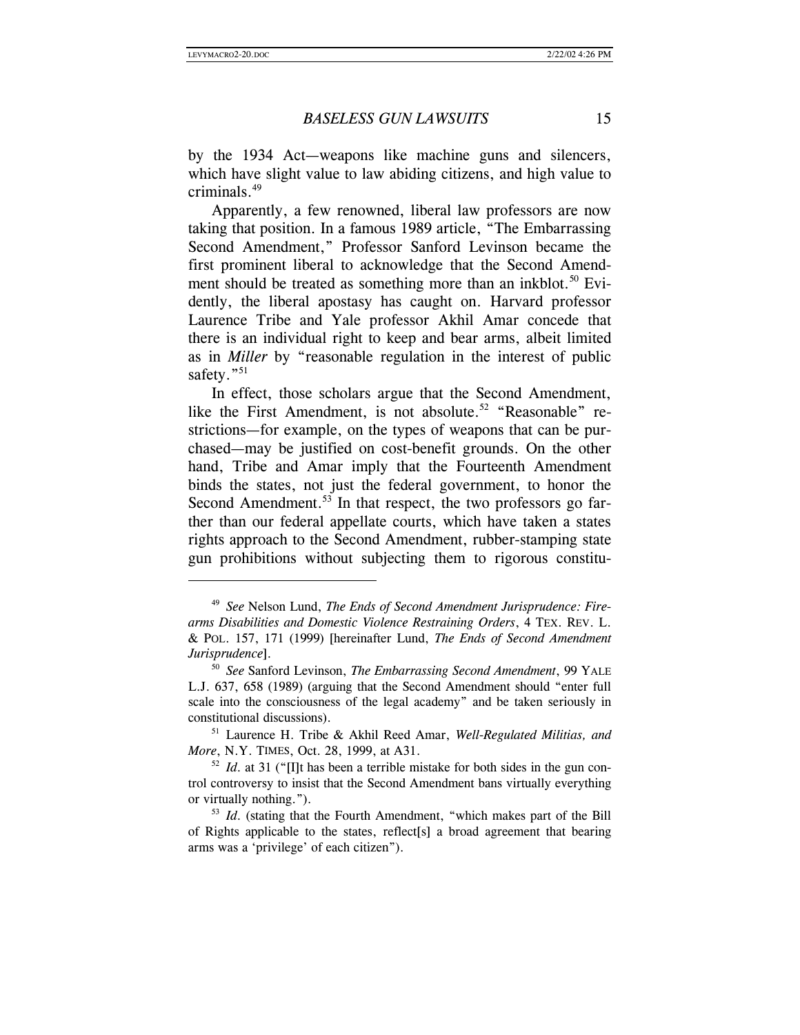by the 1934 Act—weapons like machine guns and silencers, which have slight value to law abiding citizens, and high value to criminals.[49]

Apparently, a few renowned, liberal law professors are now taking that position. In a famous 1989 article, "The Embarrassing Second Amendment," Professor Sanford Levinson became the first prominent liberal to acknowledge that the Second Amendment should be treated as something more than an inkblot.[50] Evidently, the liberal apostasy has caught on. Harvard professor Laurence Tribe and Yale professor Akhil Amar concede that there is an individual right to keep and bear arms, albeit limited as in *Miller* by "reasonable regulation in the interest of public safety."[51]

In effect, those scholars argue that the Second Amendment, like the First Amendment, is not absolute.[52] "Reasonable" restrictions—for example, on the types of weapons that can be purchased—may be justified on cost-benefit grounds. On the other hand, Tribe and Amar imply that the Fourteenth Amendment binds the states, not just the federal government, to honor the Second Amendment.[53] In that respect, the two professors go farther than our federal appellate courts, which have taken a states rights approach to the Second Amendment, rubber-stamping state gun prohibitions without subjecting them to rigorous constitu-

---

[49] *See* Nelson Lund, *The Ends of Second Amendment Jurisprudence: Firearms Disabilities and Domestic Violence Restraining Orders*, 4 TEX. REV. L. & POL. 157, 171 (1999) [hereinafter Lund, *The Ends of Second Amendment Jurisprudence*].

[50] *See* Sanford Levinson, *The Embarrassing Second Amendment*, 99 YALE L.J. 637, 658 (1989) (arguing that the Second Amendment should "enter full scale into the consciousness of the legal academy" and be taken seriously in constitutional discussions).

[51] Laurence H. Tribe & Akhil Reed Amar, *Well-Regulated Militias, and More*, N.Y. TIMES, Oct. 28, 1999, at A31.

[52] *Id*. at 31 ("[I]t has been a terrible mistake for both sides in the gun control controversy to insist that the Second Amendment bans virtually everything or virtually nothing.").

[53] *Id*. (stating that the Fourth Amendment, "which makes part of the Bill of Rights applicable to the states, reflect[s] a broad agreement that bearing arms was a 'privilege' of each citizen").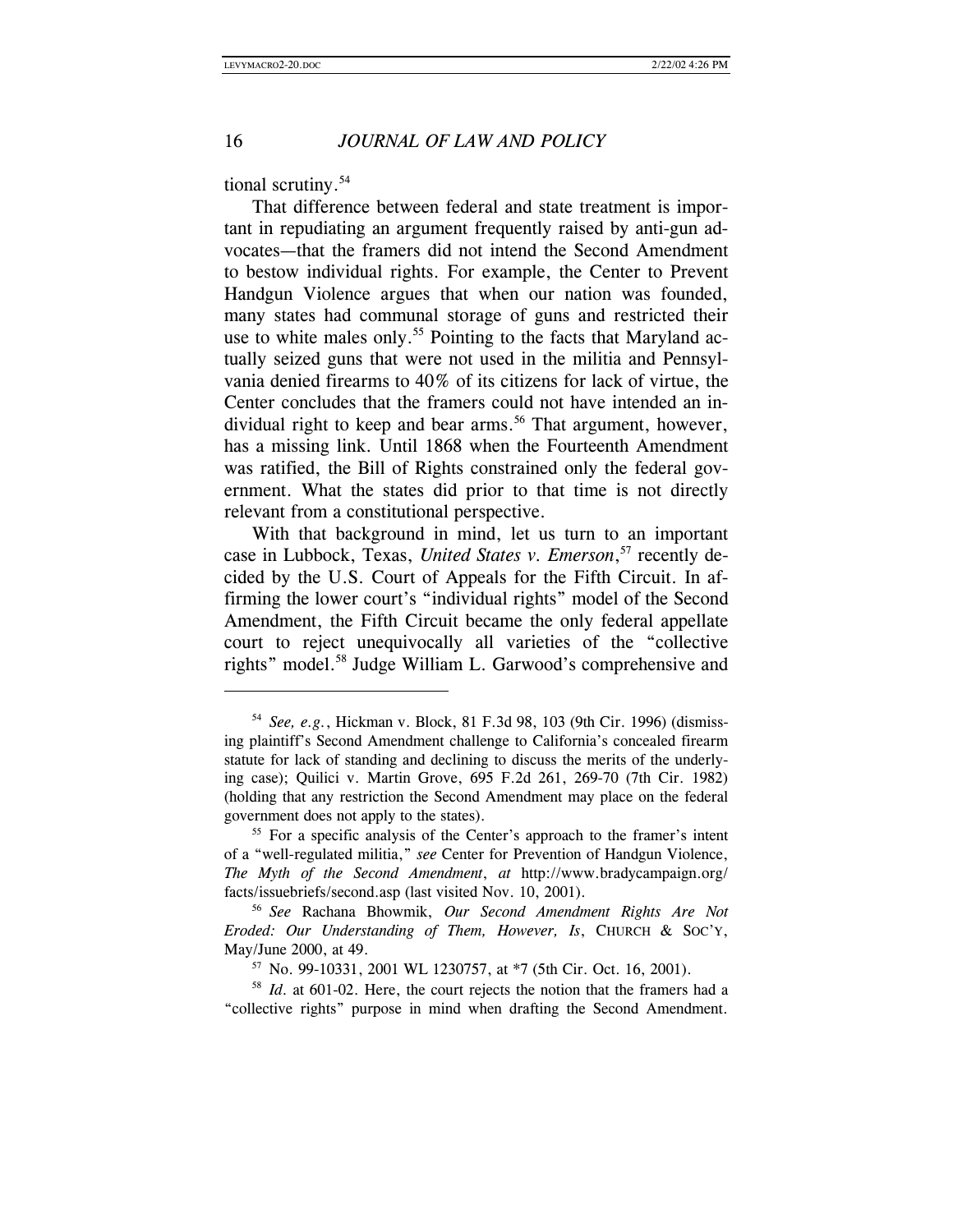tional scrutiny.[54]

That difference between federal and state treatment is important in repudiating an argument frequently raised by anti-gun advocates—that the framers did not intend the Second Amendment to bestow individual rights. For example, the Center to Prevent Handgun Violence argues that when our nation was founded, many states had communal storage of guns and restricted their use to white males only.[55] Pointing to the facts that Maryland actually seized guns that were not used in the militia and Pennsylvania denied firearms to 40% of its citizens for lack of virtue, the Center concludes that the framers could not have intended an individual right to keep and bear arms.[56] That argument, however, has a missing link. Until 1868 when the Fourteenth Amendment was ratified, the Bill of Rights constrained only the federal government. What the states did prior to that time is not directly relevant from a constitutional perspective.

With that background in mind, let us turn to an important case in Lubbock, Texas, *United States v. Emerson*,[57] recently decided by the U.S. Court of Appeals for the Fifth Circuit. In affirming the lower court's "individual rights" model of the Second Amendment, the Fifth Circuit became the only federal appellate court to reject unequivocally all varieties of the "collective rights" model.[58] Judge William L. Garwood's comprehensive and

---

[54] *See, e.g.*, Hickman v. Block, 81 F.3d 98, 103 (9th Cir. 1996) (dismissing plaintiff's Second Amendment challenge to California's concealed firearm statute for lack of standing and declining to discuss the merits of the underlying case); Quilici v. Martin Grove, 695 F.2d 261, 269-70 (7th Cir. 1982) (holding that any restriction the Second Amendment may place on the federal government does not apply to the states).

[55] For a specific analysis of the Center's approach to the framer's intent of a "well-regulated militia," *see* Center for Prevention of Handgun Violence, *The Myth of the Second Amendment*, *at* http://www.bradycampaign.org/facts/issuebriefs/second.asp (last visited Nov. 10, 2001).

[56] *See* Rachana Bhowmik, *Our Second Amendment Rights Are Not Eroded: Our Understanding of Them, However, Is*, CHURCH & SOC'Y, May/June 2000, at 49.

[57] No. 99-10331, 2001 WL 1230757, at *7 (5th Cir. Oct. 16, 2001).

[58] *Id.* at 601-02. Here, the court rejects the notion that the framers had a "collective rights" purpose in mind when drafting the Second Amendment.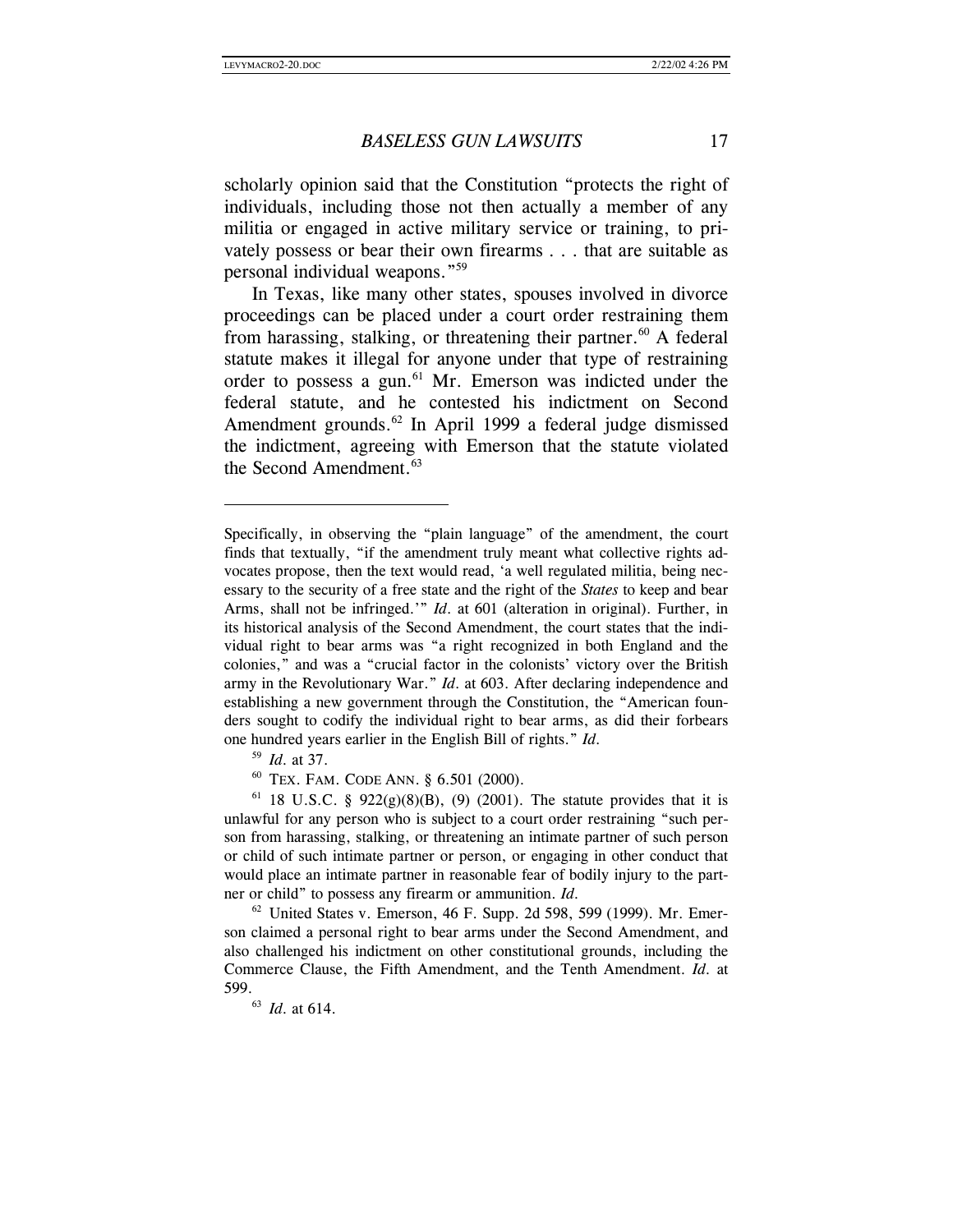scholarly opinion said that the Constitution "protects the right of individuals, including those not then actually a member of any militia or engaged in active military service or training, to privately possess or bear their own firearms . . . that are suitable as personal individual weapons."[59]

In Texas, like many other states, spouses involved in divorce proceedings can be placed under a court order restraining them from harassing, stalking, or threatening their partner.[60] A federal statute makes it illegal for anyone under that type of restraining order to possess a gun.[61] Mr. Emerson was indicted under the federal statute, and he contested his indictment on Second Amendment grounds.[62] In April 1999 a federal judge dismissed the indictment, agreeing with Emerson that the statute violated the Second Amendment.[63]

---

Specifically, in observing the "plain language" of the amendment, the court finds that textually, "if the amendment truly meant what collective rights advocates propose, then the text would read, 'a well regulated militia, being necessary to the security of a free state and the right of the *States* to keep and bear Arms, shall not be infringed.'" *Id.* at 601 (alteration in original). Further, in its historical analysis of the Second Amendment, the court states that the individual right to bear arms was "a right recognized in both England and the colonies," and was a "crucial factor in the colonists' victory over the British army in the Revolutionary War." *Id.* at 603. After declaring independence and establishing a new government through the Constitution, the "American founders sought to codify the individual right to bear arms, as did their forbears one hundred years earlier in the English Bill of rights." *Id.*

[59] *Id.* at 37.

[60] TEX. FAM. CODE ANN. § 6.501 (2000).

[61] 18 U.S.C. § 922(g)(8)(B), (9) (2001). The statute provides that it is unlawful for any person who is subject to a court order restraining "such person from harassing, stalking, or threatening an intimate partner of such person or child of such intimate partner or person, or engaging in other conduct that would place an intimate partner in reasonable fear of bodily injury to the partner or child" to possess any firearm or ammunition. *Id.*

[62] United States v. Emerson, 46 F. Supp. 2d 598, 599 (1999). Mr. Emerson claimed a personal right to bear arms under the Second Amendment, and also challenged his indictment on other constitutional grounds, including the Commerce Clause, the Fifth Amendment, and the Tenth Amendment. *Id.* at 599.

[63] *Id.* at 614.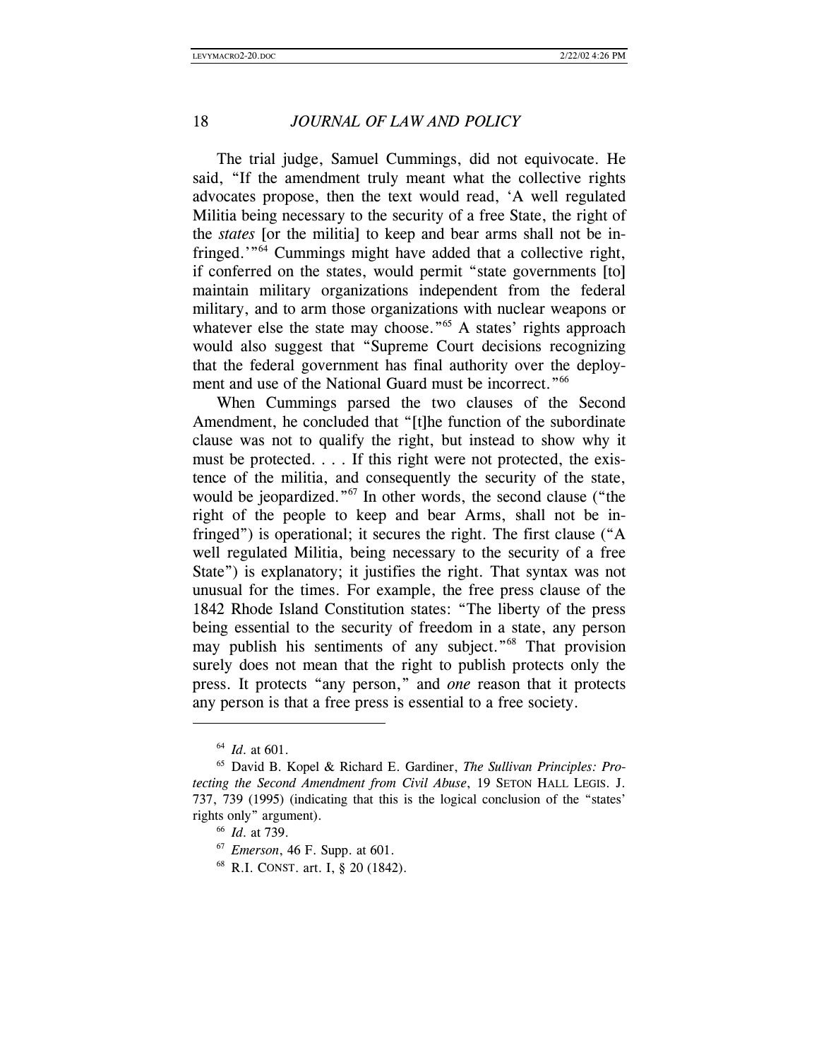The trial judge, Samuel Cummings, did not equivocate. He said, "If the amendment truly meant what the collective rights advocates propose, then the text would read, 'A well regulated Militia being necessary to the security of a free State, the right of the *states* [or the militia] to keep and bear arms shall not be infringed.'"[64] Cummings might have added that a collective right, if conferred on the states, would permit "state governments [to] maintain military organizations independent from the federal military, and to arm those organizations with nuclear weapons or whatever else the state may choose."[65] A states' rights approach would also suggest that "Supreme Court decisions recognizing that the federal government has final authority over the deployment and use of the National Guard must be incorrect."[66]

When Cummings parsed the two clauses of the Second Amendment, he concluded that "[t]he function of the subordinate clause was not to qualify the right, but instead to show why it must be protected. . . . If this right were not protected, the existence of the militia, and consequently the security of the state, would be jeopardized."[67] In other words, the second clause ("the right of the people to keep and bear Arms, shall not be infringed") is operational; it secures the right. The first clause ("A well regulated Militia, being necessary to the security of a free State") is explanatory; it justifies the right. That syntax was not unusual for the times. For example, the free press clause of the 1842 Rhode Island Constitution states: "The liberty of the press being essential to the security of freedom in a state, any person may publish his sentiments of any subject."[68] That provision surely does not mean that the right to publish protects only the press. It protects "any person," and *one* reason that it protects any person is that a free press is essential to a free society.

---

[64] *Id*. at 601.

[65] David B. Kopel & Richard E. Gardiner, *The Sullivan Principles: Protecting the Second Amendment from Civil Abuse*, 19 SETON HALL LEGIS. J. 737, 739 (1995) (indicating that this is the logical conclusion of the "states' rights only" argument).

[66] *Id*. at 739.

[67] *Emerson*, 46 F. Supp. at 601.

[68] R.I. CONST. art. I, § 20 (1842).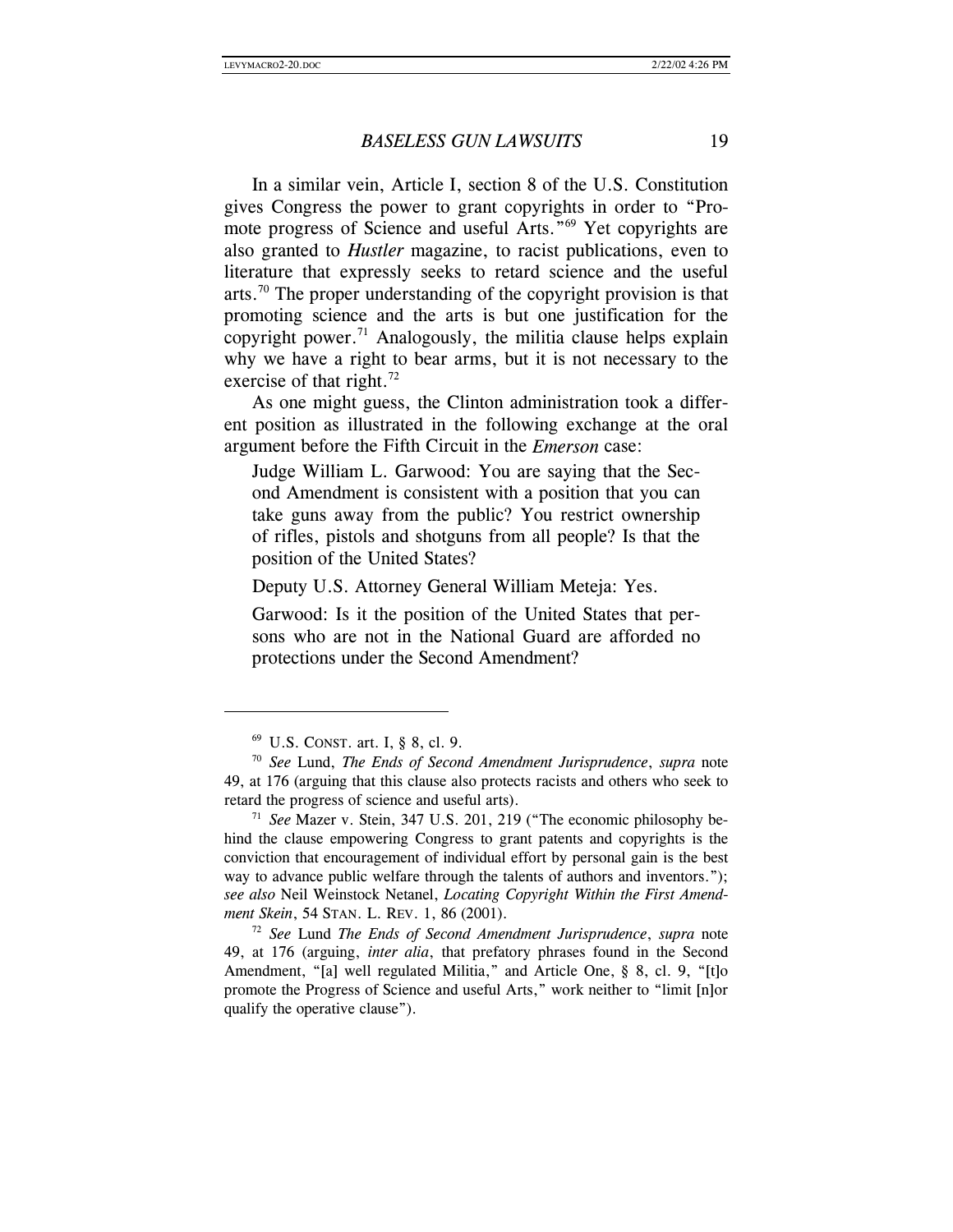In a similar vein, Article I, section 8 of the U.S. Constitution gives Congress the power to grant copyrights in order to "Promote progress of Science and useful Arts."[69] Yet copyrights are also granted to *Hustler* magazine, to racist publications, even to literature that expressly seeks to retard science and the useful arts.[70] The proper understanding of the copyright provision is that promoting science and the arts is but one justification for the copyright power.[71] Analogously, the militia clause helps explain why we have a right to bear arms, but it is not necessary to the exercise of that right.[72]

As one might guess, the Clinton administration took a different position as illustrated in the following exchange at the oral argument before the Fifth Circuit in the *Emerson* case:

> Judge William L. Garwood: You are saying that the Second Amendment is consistent with a position that you can take guns away from the public? You restrict ownership of rifles, pistols and shotguns from all people? Is that the position of the United States?
>
> Deputy U.S. Attorney General William Meteja: Yes.
>
> Garwood: Is it the position of the United States that persons who are not in the National Guard are afforded no protections under the Second Amendment?

---

[69] U.S. CONST. art. I, § 8, cl. 9.

[70] *See* Lund, *The Ends of Second Amendment Jurisprudence*, *supra* note 49, at 176 (arguing that this clause also protects racists and others who seek to retard the progress of science and useful arts).

[71] *See* Mazer v. Stein, 347 U.S. 201, 219 ("The economic philosophy behind the clause empowering Congress to grant patents and copyrights is the conviction that encouragement of individual effort by personal gain is the best way to advance public welfare through the talents of authors and inventors."); *see also* Neil Weinstock Netanel, *Locating Copyright Within the First Amendment Skein*, 54 STAN. L. REV. 1, 86 (2001).

[72] *See* Lund *The Ends of Second Amendment Jurisprudence*, *supra* note 49, at 176 (arguing, *inter alia*, that prefatory phrases found in the Second Amendment, "[a] well regulated Militia," and Article One, § 8, cl. 9, "[t]o promote the Progress of Science and useful Arts," work neither to "limit [n]or qualify the operative clause").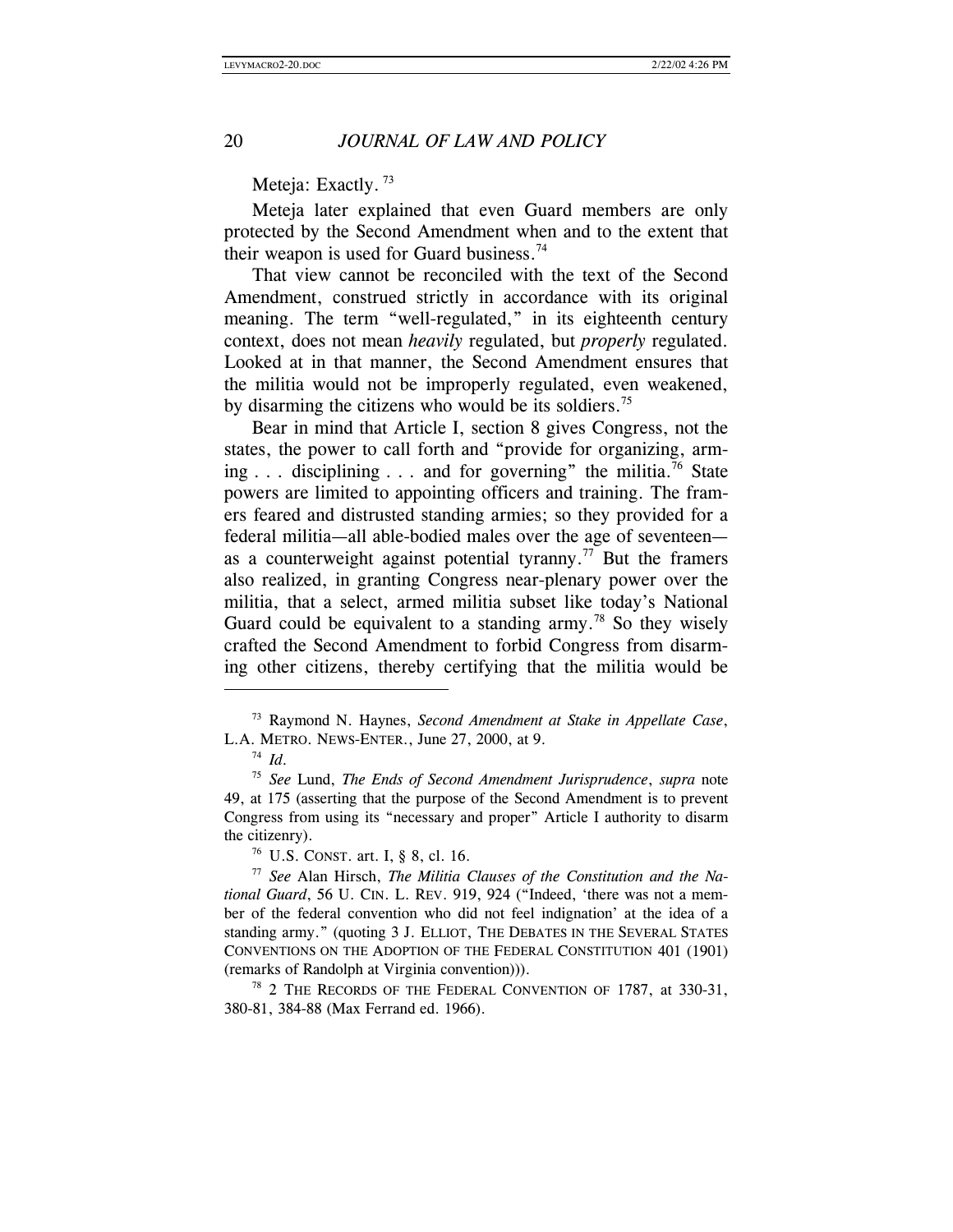Meteja: Exactly. [73]

Meteja later explained that even Guard members are only protected by the Second Amendment when and to the extent that their weapon is used for Guard business.[74]

That view cannot be reconciled with the text of the Second Amendment, construed strictly in accordance with its original meaning. The term "well-regulated," in its eighteenth century context, does not mean *heavily* regulated, but *properly* regulated. Looked at in that manner, the Second Amendment ensures that the militia would not be improperly regulated, even weakened, by disarming the citizens who would be its soldiers.[75]

Bear in mind that Article I, section 8 gives Congress, not the states, the power to call forth and "provide for organizing, arming . . . disciplining . . . and for governing" the militia.[76] State powers are limited to appointing officers and training. The framers feared and distrusted standing armies; so they provided for a federal militia—all able-bodied males over the age of seventeen—as a counterweight against potential tyranny.[77] But the framers also realized, in granting Congress near-plenary power over the militia, that a select, armed militia subset like today's National Guard could be equivalent to a standing army.[78] So they wisely crafted the Second Amendment to forbid Congress from disarming other citizens, thereby certifying that the militia would be

---

[73] Raymond N. Haynes, *Second Amendment at Stake in Appellate Case*, L.A. METRO. NEWS-ENTER., June 27, 2000, at 9.

[74] *Id.*

[75] *See* Lund, *The Ends of Second Amendment Jurisprudence*, *supra* note 49, at 175 (asserting that the purpose of the Second Amendment is to prevent Congress from using its "necessary and proper" Article I authority to disarm the citizenry).

[76] U.S. CONST. art. I, § 8, cl. 16.

[77] *See* Alan Hirsch, *The Militia Clauses of the Constitution and the National Guard*, 56 U. CIN. L. REV. 919, 924 ("Indeed, 'there was not a member of the federal convention who did not feel indignation' at the idea of a standing army." (quoting 3 J. ELLIOT, THE DEBATES IN THE SEVERAL STATES CONVENTIONS ON THE ADOPTION OF THE FEDERAL CONSTITUTION 401 (1901) (remarks of Randolph at Virginia convention))).

[78] 2 THE RECORDS OF THE FEDERAL CONVENTION OF 1787, at 330-31, 380-81, 384-88 (Max Ferrand ed. 1966).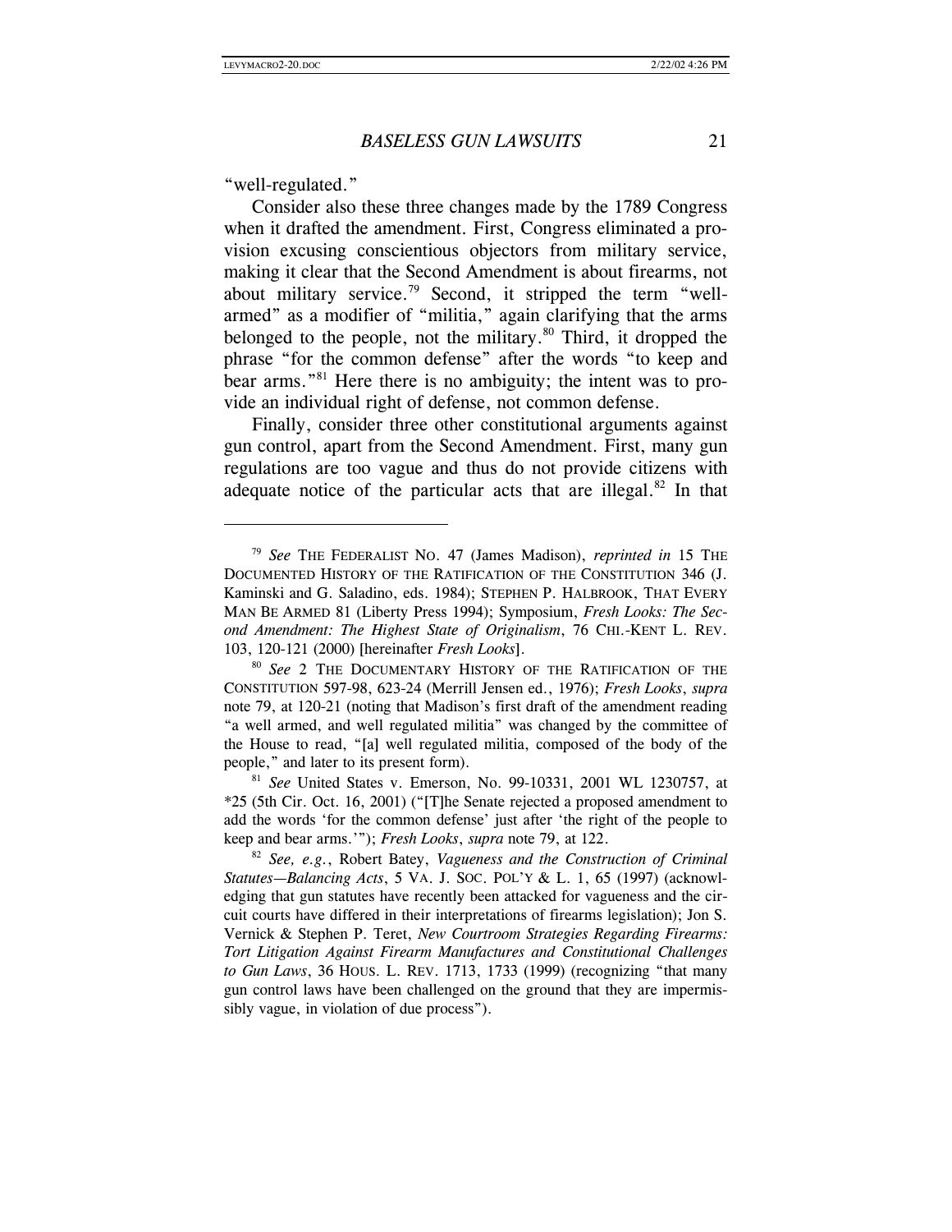"well-regulated."

Consider also these three changes made by the 1789 Congress when it drafted the amendment. First, Congress eliminated a provision excusing conscientious objectors from military service, making it clear that the Second Amendment is about firearms, not about military service.[79] Second, it stripped the term "well-armed" as a modifier of "militia," again clarifying that the arms belonged to the people, not the military.[80] Third, it dropped the phrase "for the common defense" after the words "to keep and bear arms."[81] Here there is no ambiguity; the intent was to provide an individual right of defense, not common defense.

Finally, consider three other constitutional arguments against gun control, apart from the Second Amendment. First, many gun regulations are too vague and thus do not provide citizens with adequate notice of the particular acts that are illegal.[82] In that

---

[79] *See* THE FEDERALIST NO. 47 (James Madison), *reprinted in* 15 THE DOCUMENTED HISTORY OF THE RATIFICATION OF THE CONSTITUTION 346 (J. Kaminski and G. Saladino, eds. 1984); STEPHEN P. HALBROOK, THAT EVERY MAN BE ARMED 81 (Liberty Press 1994); Symposium, *Fresh Looks: The Second Amendment: The Highest State of Originalism*, 76 CHI.-KENT L. REV. 103, 120-121 (2000) [hereinafter *Fresh Looks*].

[80] *See* 2 THE DOCUMENTARY HISTORY OF THE RATIFICATION OF THE CONSTITUTION 597-98, 623-24 (Merrill Jensen ed., 1976); *Fresh Looks*, *supra* note 79, at 120-21 (noting that Madison's first draft of the amendment reading "a well armed, and well regulated militia" was changed by the committee of the House to read, "[a] well regulated militia, composed of the body of the people," and later to its present form).

[81] *See* United States v. Emerson, No. 99-10331, 2001 WL 1230757, at *25 (5th Cir. Oct. 16, 2001) ("[T]he Senate rejected a proposed amendment to add the words 'for the common defense' just after 'the right of the people to keep and bear arms.'"); *Fresh Looks*, *supra* note 79, at 122.

[82] *See, e.g.*, Robert Batey, *Vagueness and the Construction of Criminal Statutes—Balancing Acts*, 5 VA. J. SOC. POL'Y & L. 1, 65 (1997) (acknowledging that gun statutes have recently been attacked for vagueness and the circuit courts have differed in their interpretations of firearms legislation); Jon S. Vernick & Stephen P. Teret, *New Courtroom Strategies Regarding Firearms: Tort Litigation Against Firearm Manufactures and Constitutional Challenges to Gun Laws*, 36 HOUS. L. REV. 1713, 1733 (1999) (recognizing "that many gun control laws have been challenged on the ground that they are impermissibly vague, in violation of due process").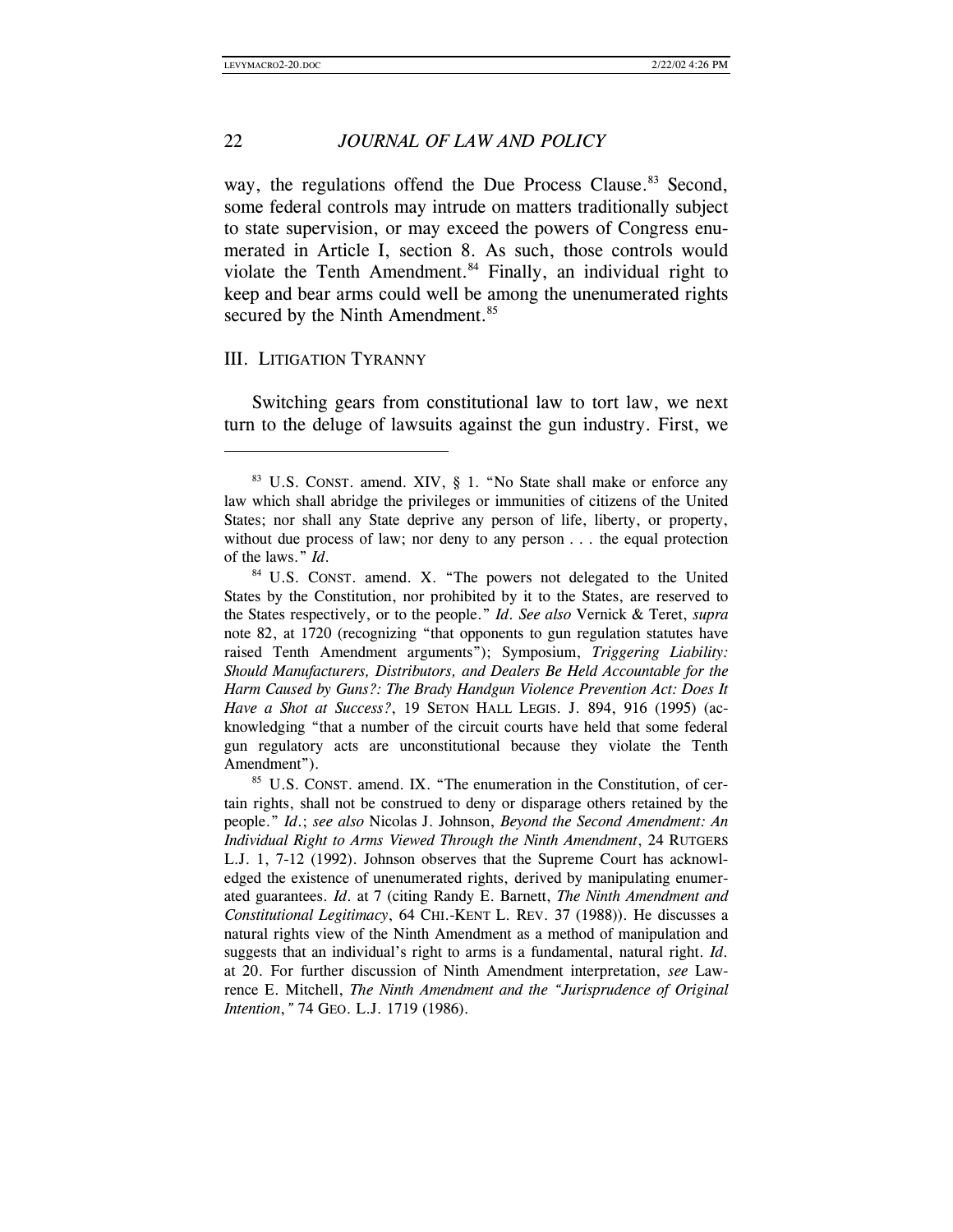way, the regulations offend the Due Process Clause.[83] Second, some federal controls may intrude on matters traditionally subject to state supervision, or may exceed the powers of Congress enumerated in Article I, section 8. As such, those controls would violate the Tenth Amendment.[84] Finally, an individual right to keep and bear arms could well be among the unenumerated rights secured by the Ninth Amendment.[85]

## III. LITIGATION TYRANNY

Switching gears from constitutional law to tort law, we next turn to the deluge of lawsuits against the gun industry. First, we

---

[83] U.S. CONST. amend. XIV, § 1. "No State shall make or enforce any law which shall abridge the privileges or immunities of citizens of the United States; nor shall any State deprive any person of life, liberty, or property, without due process of law; nor deny to any person . . . the equal protection of the laws." *Id.*

[84] U.S. CONST. amend. X. "The powers not delegated to the United States by the Constitution, nor prohibited by it to the States, are reserved to the States respectively, or to the people." *Id. See also* Vernick & Teret, *supra* note 82, at 1720 (recognizing "that opponents to gun regulation statutes have raised Tenth Amendment arguments"); Symposium, *Triggering Liability: Should Manufacturers, Distributors, and Dealers Be Held Accountable for the Harm Caused by Guns?: The Brady Handgun Violence Prevention Act: Does It Have a Shot at Success?*, 19 SETON HALL LEGIS. J. 894, 916 (1995) (acknowledging "that a number of the circuit courts have held that some federal gun regulatory acts are unconstitutional because they violate the Tenth Amendment").

[85] U.S. CONST. amend. IX. "The enumeration in the Constitution, of certain rights, shall not be construed to deny or disparage others retained by the people." *Id.*; *see also* Nicolas J. Johnson, *Beyond the Second Amendment: An Individual Right to Arms Viewed Through the Ninth Amendment*, 24 RUTGERS L.J. 1, 7-12 (1992). Johnson observes that the Supreme Court has acknowledged the existence of unenumerated rights, derived by manipulating enumerated guarantees. *Id.* at 7 (citing Randy E. Barnett, *The Ninth Amendment and Constitutional Legitimacy*, 64 CHI.-KENT L. REV. 37 (1988)). He discusses a natural rights view of the Ninth Amendment as a method of manipulation and suggests that an individual's right to arms is a fundamental, natural right. *Id.* at 20. For further discussion of Ninth Amendment interpretation, *see* Lawrence E. Mitchell, *The Ninth Amendment and the "Jurisprudence of Original Intention,"* 74 GEO. L.J. 1719 (1986).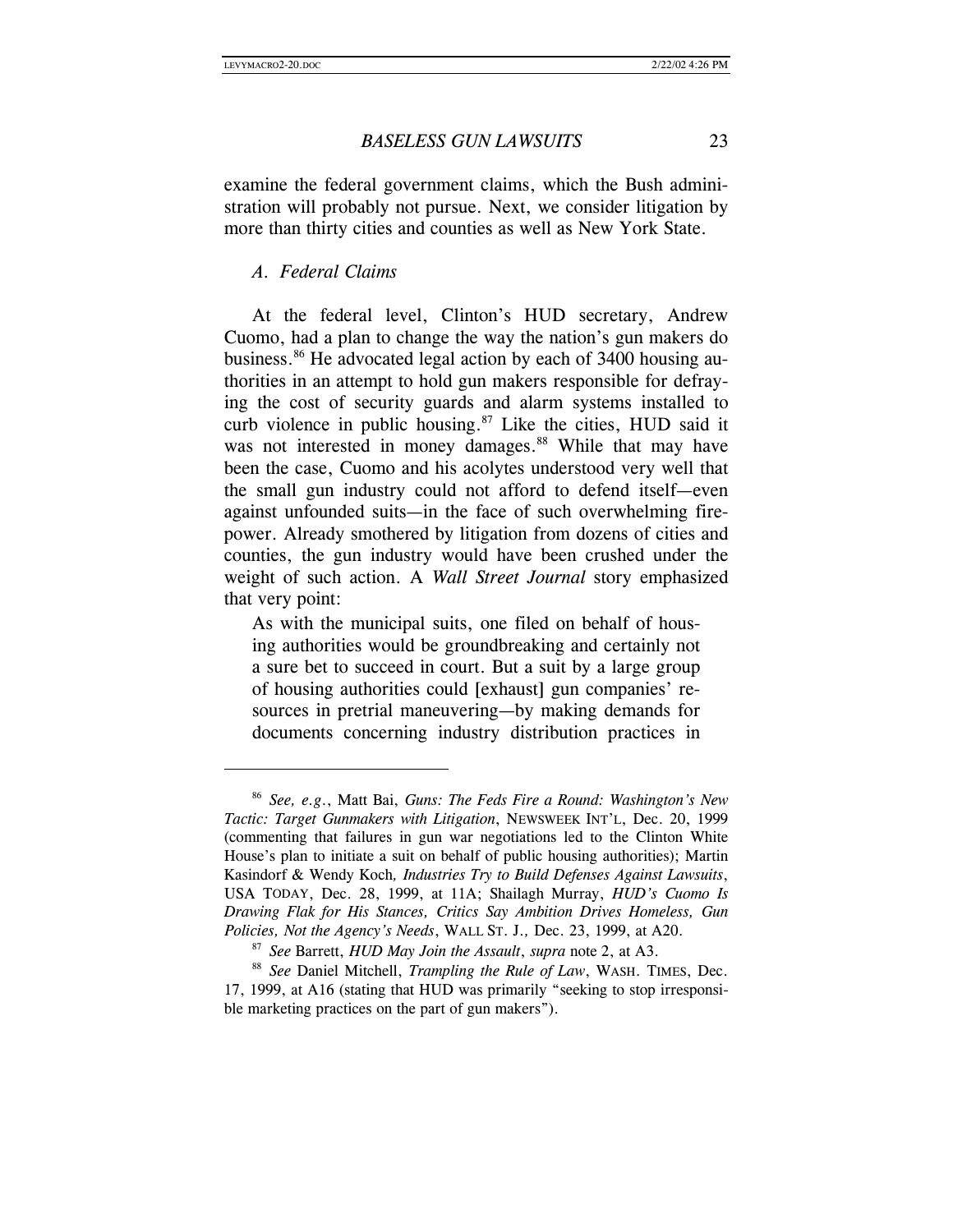examine the federal government claims, which the Bush administration will probably not pursue. Next, we consider litigation by more than thirty cities and counties as well as New York State.

### *A. Federal Claims*

At the federal level, Clinton's HUD secretary, Andrew Cuomo, had a plan to change the way the nation's gun makers do business.[86] He advocated legal action by each of 3400 housing authorities in an attempt to hold gun makers responsible for defraying the cost of security guards and alarm systems installed to curb violence in public housing.[87] Like the cities, HUD said it was not interested in money damages.[88] While that may have been the case, Cuomo and his acolytes understood very well that the small gun industry could not afford to defend itself—even against unfounded suits—in the face of such overwhelming firepower. Already smothered by litigation from dozens of cities and counties, the gun industry would have been crushed under the weight of such action. A *Wall Street Journal* story emphasized that very point:

> As with the municipal suits, one filed on behalf of housing authorities would be groundbreaking and certainly not a sure bet to succeed in court. But a suit by a large group of housing authorities could [exhaust] gun companies' resources in pretrial maneuvering—by making demands for documents concerning industry distribution practices in

---

[86] *See, e.g.*, Matt Bai, *Guns: The Feds Fire a Round: Washington's New Tactic: Target Gunmakers with Litigation*, NEWSWEEK INT'L, Dec. 20, 1999 (commenting that failures in gun war negotiations led to the Clinton White House's plan to initiate a suit on behalf of public housing authorities); Martin Kasindorf & Wendy Koch*, Industries Try to Build Defenses Against Lawsuits*, USA TODAY, Dec. 28, 1999, at 11A; Shailagh Murray, *HUD's Cuomo Is Drawing Flak for His Stances, Critics Say Ambition Drives Homeless, Gun Policies, Not the Agency's Needs*, WALL ST. J.*,* Dec. 23, 1999, at A20.

[87] *See* Barrett, *HUD May Join the Assault*, *supra* note 2, at A3.

[88] *See* Daniel Mitchell, *Trampling the Rule of Law*, WASH. TIMES, Dec. 17, 1999, at A16 (stating that HUD was primarily "seeking to stop irresponsible marketing practices on the part of gun makers").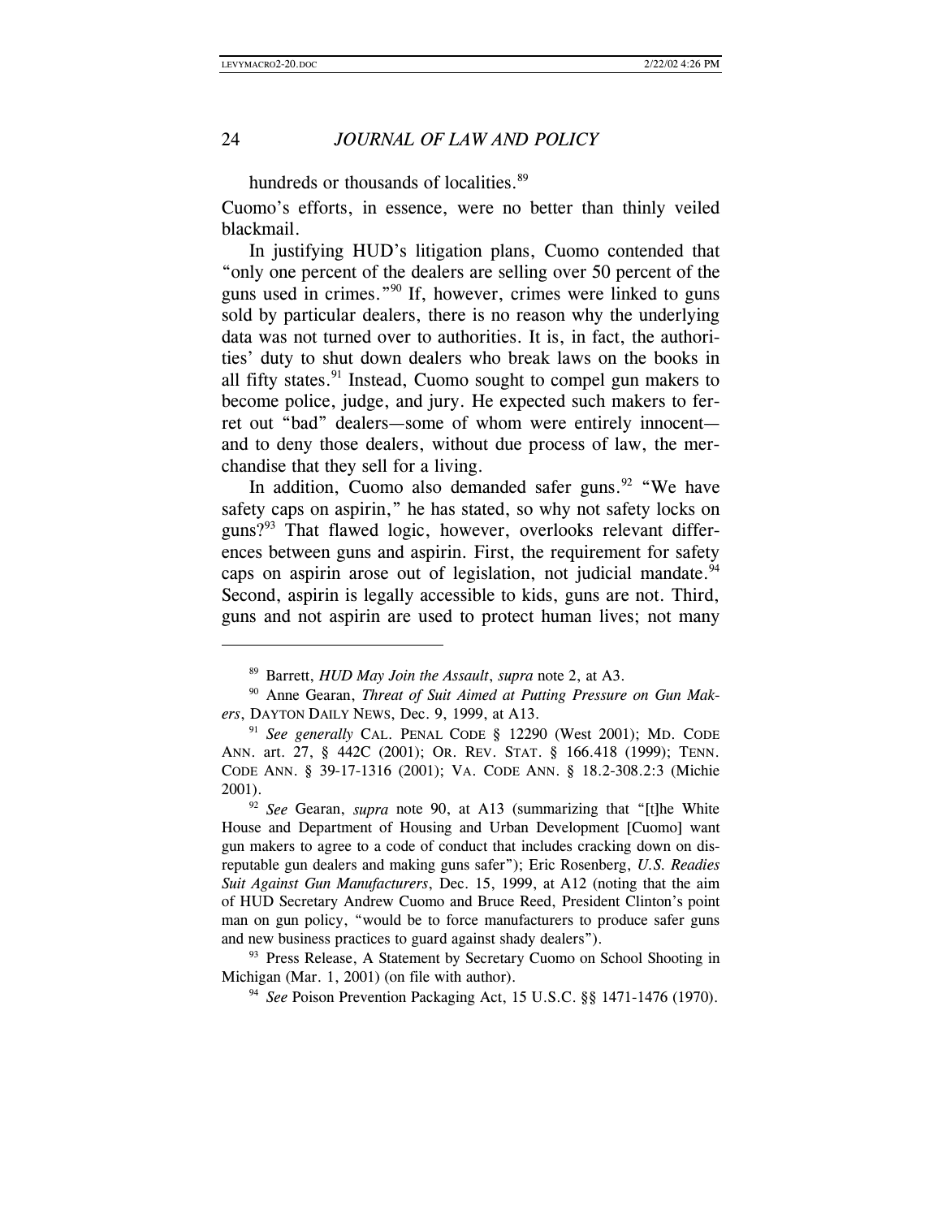hundreds or thousands of localities.[89]

Cuomo's efforts, in essence, were no better than thinly veiled blackmail.

In justifying HUD's litigation plans, Cuomo contended that "only one percent of the dealers are selling over 50 percent of the guns used in crimes."[90] If, however, crimes were linked to guns sold by particular dealers, there is no reason why the underlying data was not turned over to authorities. It is, in fact, the authorities' duty to shut down dealers who break laws on the books in all fifty states.[91] Instead, Cuomo sought to compel gun makers to become police, judge, and jury. He expected such makers to ferret out "bad" dealers—some of whom were entirely innocent—and to deny those dealers, without due process of law, the merchandise that they sell for a living.

In addition, Cuomo also demanded safer guns.[92] "We have safety caps on aspirin," he has stated, so why not safety locks on guns?[93] That flawed logic, however, overlooks relevant differences between guns and aspirin. First, the requirement for safety caps on aspirin arose out of legislation, not judicial mandate.[94] Second, aspirin is legally accessible to kids, guns are not. Third, guns and not aspirin are used to protect human lives; not many

---

[89] Barrett, *HUD May Join the Assault*, *supra* note 2, at A3.

[90] Anne Gearan, *Threat of Suit Aimed at Putting Pressure on Gun Makers*, DAYTON DAILY NEWS, Dec. 9, 1999, at A13.

[91] *See generally* CAL. PENAL CODE § 12290 (West 2001); MD. CODE ANN. art. 27, § 442C (2001); OR. REV. STAT. § 166.418 (1999); TENN. CODE ANN. § 39-17-1316 (2001); VA. CODE ANN. § 18.2-308.2:3 (Michie 2001).

[92] *See* Gearan, *supra* note 90, at A13 (summarizing that "[t]he White House and Department of Housing and Urban Development [Cuomo] want gun makers to agree to a code of conduct that includes cracking down on disreputable gun dealers and making guns safer"); Eric Rosenberg, *U.S. Readies Suit Against Gun Manufacturers*, Dec. 15, 1999, at A12 (noting that the aim of HUD Secretary Andrew Cuomo and Bruce Reed, President Clinton's point man on gun policy, "would be to force manufacturers to produce safer guns and new business practices to guard against shady dealers").

[93] Press Release, A Statement by Secretary Cuomo on School Shooting in Michigan (Mar. 1, 2001) (on file with author).

[94] *See* Poison Prevention Packaging Act, 15 U.S.C. §§ 1471-1476 (1970).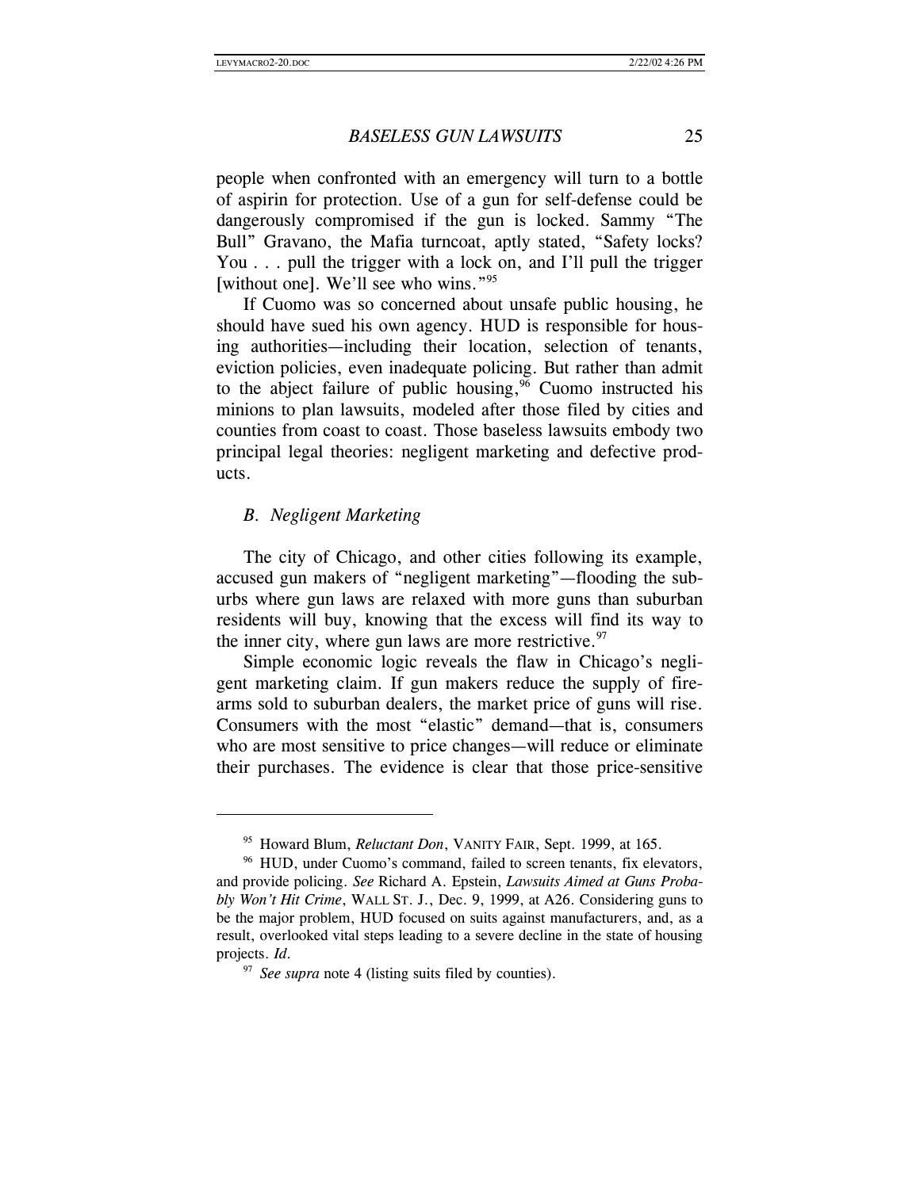people when confronted with an emergency will turn to a bottle of aspirin for protection. Use of a gun for self-defense could be dangerously compromised if the gun is locked. Sammy "The Bull" Gravano, the Mafia turncoat, aptly stated, "Safety locks? You . . . pull the trigger with a lock on, and I'll pull the trigger [without one]. We'll see who wins."[95]

If Cuomo was so concerned about unsafe public housing, he should have sued his own agency. HUD is responsible for housing authorities—including their location, selection of tenants, eviction policies, even inadequate policing. But rather than admit to the abject failure of public housing,[96] Cuomo instructed his minions to plan lawsuits, modeled after those filed by cities and counties from coast to coast. Those baseless lawsuits embody two principal legal theories: negligent marketing and defective products.

### *B. Negligent Marketing*

The city of Chicago, and other cities following its example, accused gun makers of "negligent marketing"—flooding the suburbs where gun laws are relaxed with more guns than suburban residents will buy, knowing that the excess will find its way to the inner city, where gun laws are more restrictive.[97]

Simple economic logic reveals the flaw in Chicago's negligent marketing claim. If gun makers reduce the supply of firearms sold to suburban dealers, the market price of guns will rise. Consumers with the most "elastic" demand—that is, consumers who are most sensitive to price changes—will reduce or eliminate their purchases. The evidence is clear that those price-sensitive

---

[95] Howard Blum, *Reluctant Don*, VANITY FAIR, Sept. 1999, at 165.

[96] HUD, under Cuomo's command, failed to screen tenants, fix elevators, and provide policing. *See* Richard A. Epstein, *Lawsuits Aimed at Guns Probably Won't Hit Crime*, WALL ST. J., Dec. 9, 1999, at A26. Considering guns to be the major problem, HUD focused on suits against manufacturers, and, as a result, overlooked vital steps leading to a severe decline in the state of housing projects. *Id.*

[97] *See supra* note 4 (listing suits filed by counties).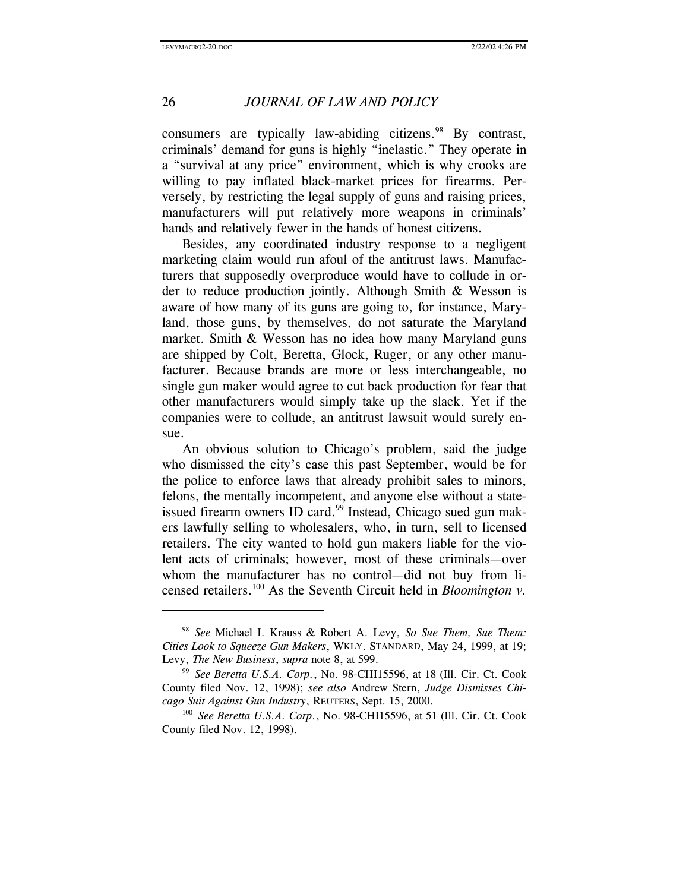consumers are typically law-abiding citizens.[98] By contrast, criminals' demand for guns is highly "inelastic." They operate in a "survival at any price" environment, which is why crooks are willing to pay inflated black-market prices for firearms. Perversely, by restricting the legal supply of guns and raising prices, manufacturers will put relatively more weapons in criminals' hands and relatively fewer in the hands of honest citizens.

Besides, any coordinated industry response to a negligent marketing claim would run afoul of the antitrust laws. Manufacturers that supposedly overproduce would have to collude in order to reduce production jointly. Although Smith & Wesson is aware of how many of its guns are going to, for instance, Maryland, those guns, by themselves, do not saturate the Maryland market. Smith & Wesson has no idea how many Maryland guns are shipped by Colt, Beretta, Glock, Ruger, or any other manufacturer. Because brands are more or less interchangeable, no single gun maker would agree to cut back production for fear that other manufacturers would simply take up the slack. Yet if the companies were to collude, an antitrust lawsuit would surely ensue.

An obvious solution to Chicago's problem, said the judge who dismissed the city's case this past September, would be for the police to enforce laws that already prohibit sales to minors, felons, the mentally incompetent, and anyone else without a state-issued firearm owners ID card.[99] Instead, Chicago sued gun makers lawfully selling to wholesalers, who, in turn, sell to licensed retailers. The city wanted to hold gun makers liable for the violent acts of criminals; however, most of these criminals—over whom the manufacturer has no control—did not buy from licensed retailers.[100] As the Seventh Circuit held in *Bloomington v.*

---

[98] *See* Michael I. Krauss & Robert A. Levy, *So Sue Them, Sue Them: Cities Look to Squeeze Gun Makers*, WKLY. STANDARD, May 24, 1999, at 19; Levy, *The New Business*, *supra* note 8, at 599.

[99] *See Beretta U.S.A. Corp.*, No. 98-CHI15596, at 18 (Ill. Cir. Ct. Cook County filed Nov. 12, 1998); *see also* Andrew Stern, *Judge Dismisses Chicago Suit Against Gun Industry*, REUTERS, Sept. 15, 2000.

[100] *See Beretta U.S.A. Corp.*, No. 98-CHI15596, at 51 (Ill. Cir. Ct. Cook County filed Nov. 12, 1998).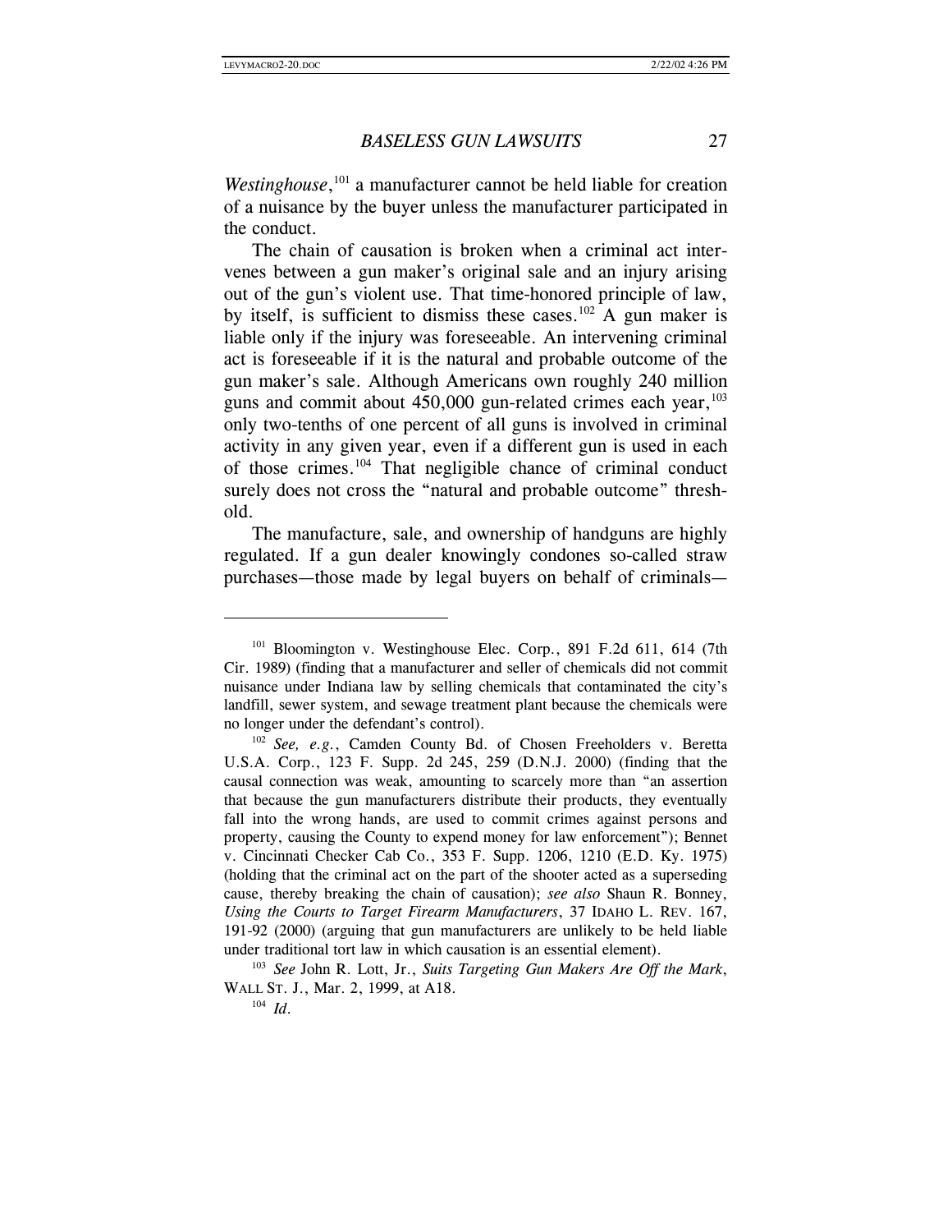*Westinghouse*,[101] a manufacturer cannot be held liable for creation of a nuisance by the buyer unless the manufacturer participated in the conduct.

The chain of causation is broken when a criminal act intervenes between a gun maker's original sale and an injury arising out of the gun's violent use. That time-honored principle of law, by itself, is sufficient to dismiss these cases.[102] A gun maker is liable only if the injury was foreseeable. An intervening criminal act is foreseeable if it is the natural and probable outcome of the gun maker's sale. Although Americans own roughly 240 million guns and commit about 450,000 gun-related crimes each year,[103] only two-tenths of one percent of all guns is involved in criminal activity in any given year, even if a different gun is used in each of those crimes.[104] That negligible chance of criminal conduct surely does not cross the "natural and probable outcome" threshold.

The manufacture, sale, and ownership of handguns are highly regulated. If a gun dealer knowingly condones so-called straw purchases—those made by legal buyers on behalf of criminals—

---

[101] Bloomington v. Westinghouse Elec. Corp., 891 F.2d 611, 614 (7th Cir. 1989) (finding that a manufacturer and seller of chemicals did not commit nuisance under Indiana law by selling chemicals that contaminated the city's landfill, sewer system, and sewage treatment plant because the chemicals were no longer under the defendant's control).

[102] *See, e.g.*, Camden County Bd. of Chosen Freeholders v. Beretta U.S.A. Corp., 123 F. Supp. 2d 245, 259 (D.N.J. 2000) (finding that the causal connection was weak, amounting to scarcely more than "an assertion that because the gun manufacturers distribute their products, they eventually fall into the wrong hands, are used to commit crimes against persons and property, causing the County to expend money for law enforcement"); Bennet v. Cincinnati Checker Cab Co., 353 F. Supp. 1206, 1210 (E.D. Ky. 1975) (holding that the criminal act on the part of the shooter acted as a superseding cause, thereby breaking the chain of causation); *see also* Shaun R. Bonney, *Using the Courts to Target Firearm Manufacturers*, 37 IDAHO L. REV. 167, 191-92 (2000) (arguing that gun manufacturers are unlikely to be held liable under traditional tort law in which causation is an essential element).

[103] *See* John R. Lott, Jr., *Suits Targeting Gun Makers Are Off the Mark*, WALL ST. J., Mar. 2, 1999, at A18.

[104] *Id.*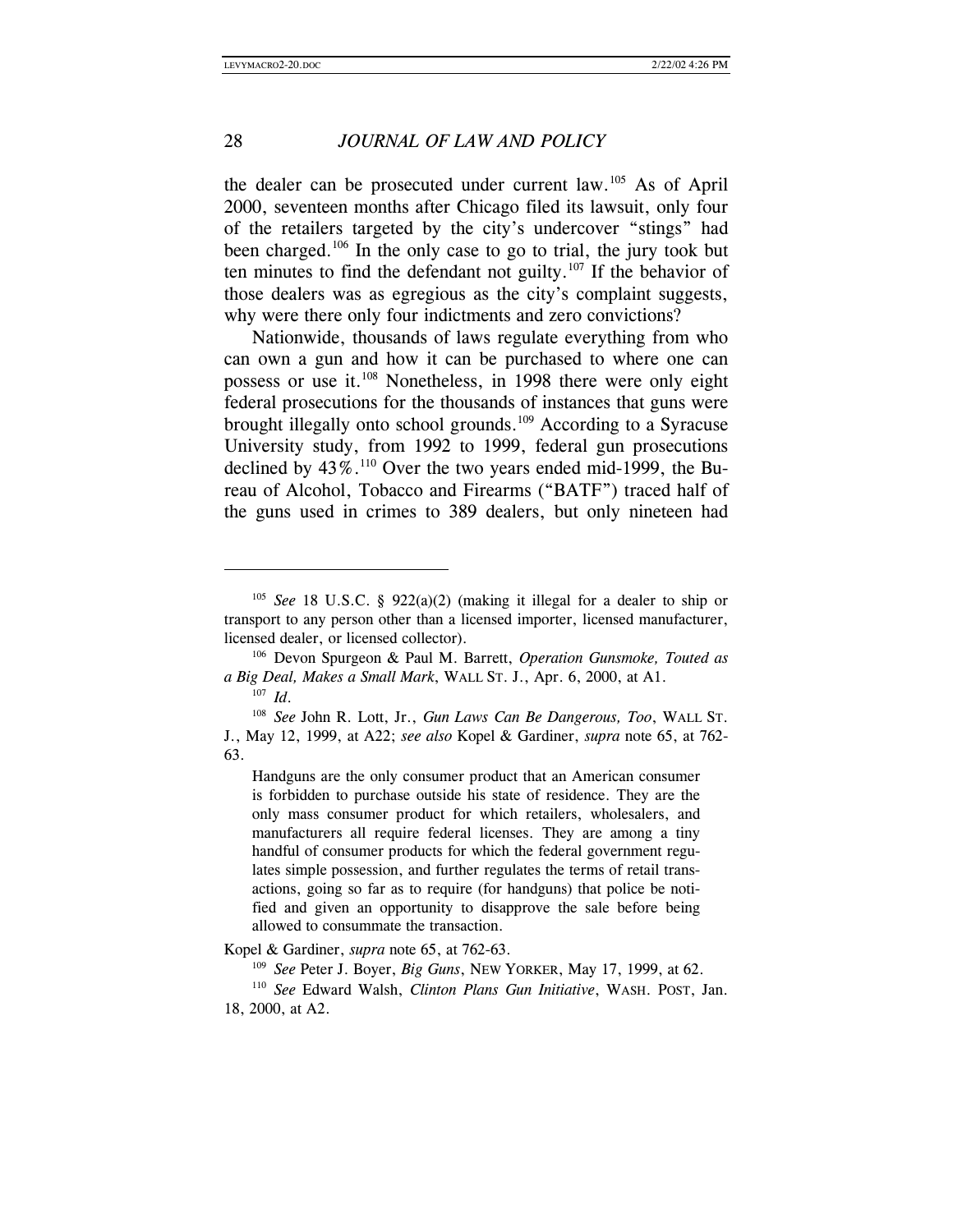the dealer can be prosecuted under current law.[105] As of April 2000, seventeen months after Chicago filed its lawsuit, only four of the retailers targeted by the city's undercover "stings" had been charged.[106] In the only case to go to trial, the jury took but ten minutes to find the defendant not guilty.[107] If the behavior of those dealers was as egregious as the city's complaint suggests, why were there only four indictments and zero convictions?

Nationwide, thousands of laws regulate everything from who can own a gun and how it can be purchased to where one can possess or use it.[108] Nonetheless, in 1998 there were only eight federal prosecutions for the thousands of instances that guns were brought illegally onto school grounds.[109] According to a Syracuse University study, from 1992 to 1999, federal gun prosecutions declined by 43%.[110] Over the two years ended mid-1999, the Bureau of Alcohol, Tobacco and Firearms ("BATF") traced half of the guns used in crimes to 389 dealers, but only nineteen had

---

[105] *See* 18 U.S.C. § 922(a)(2) (making it illegal for a dealer to ship or transport to any person other than a licensed importer, licensed manufacturer, licensed dealer, or licensed collector).

[106] Devon Spurgeon & Paul M. Barrett, *Operation Gunsmoke, Touted as a Big Deal, Makes a Small Mark*, WALL ST. J., Apr. 6, 2000, at A1.

[107] *Id.*

[108] *See* John R. Lott, Jr., *Gun Laws Can Be Dangerous, Too*, WALL ST. J., May 12, 1999, at A22; *see also* Kopel & Gardiner, *supra* note 65, at 762-63.

> Handguns are the only consumer product that an American consumer is forbidden to purchase outside his state of residence. They are the only mass consumer product for which retailers, wholesalers, and manufacturers all require federal licenses. They are among a tiny handful of consumer products for which the federal government regulates simple possession, and further regulates the terms of retail transactions, going so far as to require (for handguns) that police be notified and given an opportunity to disapprove the sale before being allowed to consummate the transaction.

Kopel & Gardiner, *supra* note 65, at 762-63.

[109] *See* Peter J. Boyer, *Big Guns*, NEW YORKER, May 17, 1999, at 62.

[110] *See* Edward Walsh, *Clinton Plans Gun Initiative*, WASH. POST, Jan. 18, 2000, at A2.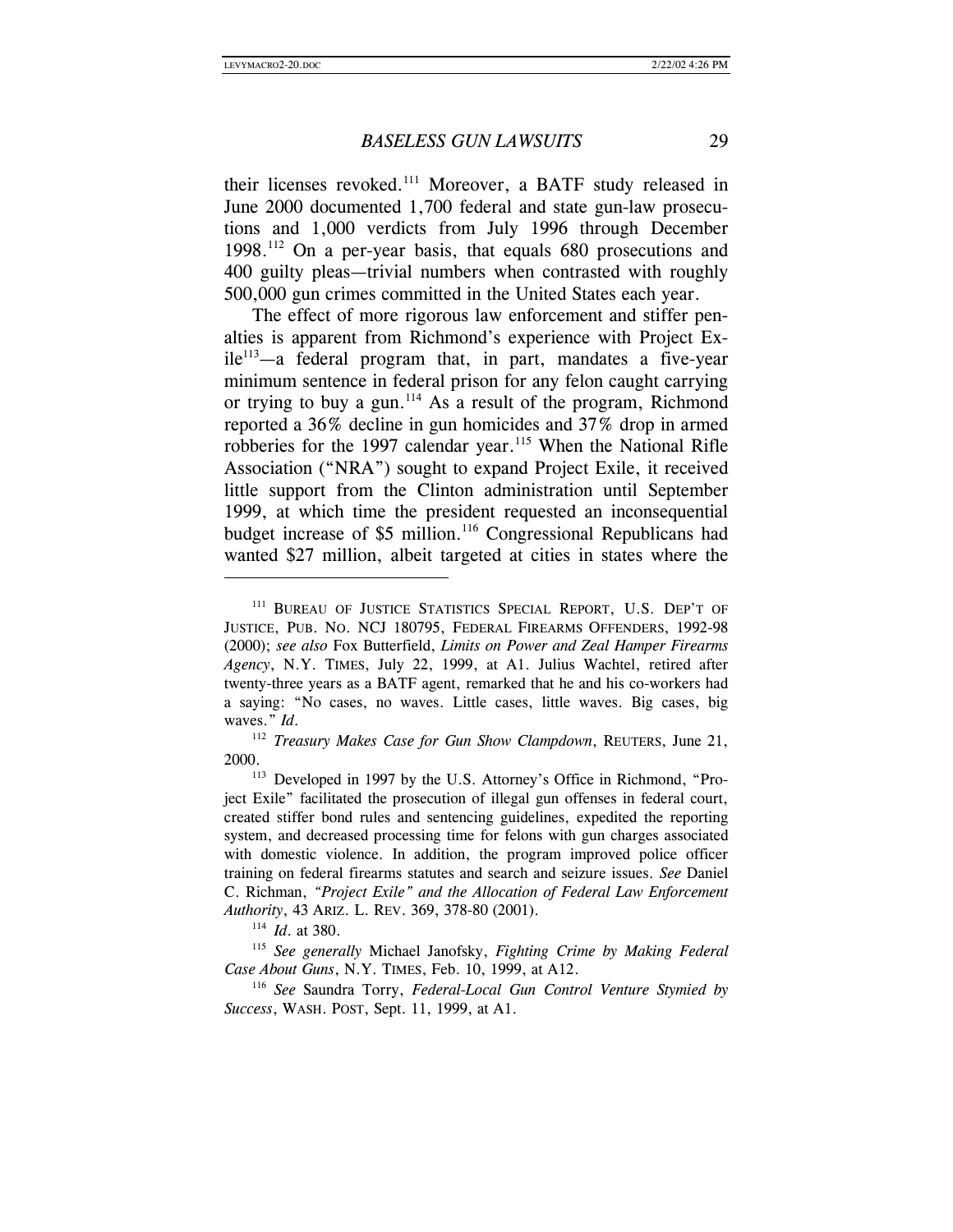their licenses revoked.[111] Moreover, a BATF study released in June 2000 documented 1,700 federal and state gun-law prosecutions and 1,000 verdicts from July 1996 through December 1998.[112] On a per-year basis, that equals 680 prosecutions and 400 guilty pleas—trivial numbers when contrasted with roughly 500,000 gun crimes committed in the United States each year.

The effect of more rigorous law enforcement and stiffer penalties is apparent from Richmond's experience with Project Exile[113]—a federal program that, in part, mandates a five-year minimum sentence in federal prison for any felon caught carrying or trying to buy a gun.[114] As a result of the program, Richmond reported a 36% decline in gun homicides and 37% drop in armed robberies for the 1997 calendar year.[115] When the National Rifle Association ("NRA") sought to expand Project Exile, it received little support from the Clinton administration until September 1999, at which time the president requested an inconsequential budget increase of $5 million.[116] Congressional Republicans had wanted $27 million, albeit targeted at cities in states where the

---

[111] BUREAU OF JUSTICE STATISTICS SPECIAL REPORT, U.S. DEP'T OF JUSTICE, PUB. NO. NCJ 180795, FEDERAL FIREARMS OFFENDERS, 1992-98 (2000); *see also* Fox Butterfield, *Limits on Power and Zeal Hamper Firearms Agency*, N.Y. TIMES, July 22, 1999, at A1. Julius Wachtel, retired after twenty-three years as a BATF agent, remarked that he and his co-workers had a saying: "No cases, no waves. Little cases, little waves. Big cases, big waves." *Id.*

[112] *Treasury Makes Case for Gun Show Clampdown*, REUTERS, June 21, 2000.

[113] Developed in 1997 by the U.S. Attorney's Office in Richmond, "Project Exile" facilitated the prosecution of illegal gun offenses in federal court, created stiffer bond rules and sentencing guidelines, expedited the reporting system, and decreased processing time for felons with gun charges associated with domestic violence. In addition, the program improved police officer training on federal firearms statutes and search and seizure issues. *See* Daniel C. Richman, *"Project Exile" and the Allocation of Federal Law Enforcement Authority*, 43 ARIZ. L. REV. 369, 378-80 (2001).

[114] *Id.* at 380.

[115] *See generally* Michael Janofsky, *Fighting Crime by Making Federal Case About Guns*, N.Y. TIMES, Feb. 10, 1999, at A12.

[116] *See* Saundra Torry, *Federal-Local Gun Control Venture Stymied by Success*, WASH. POST, Sept. 11, 1999, at A1.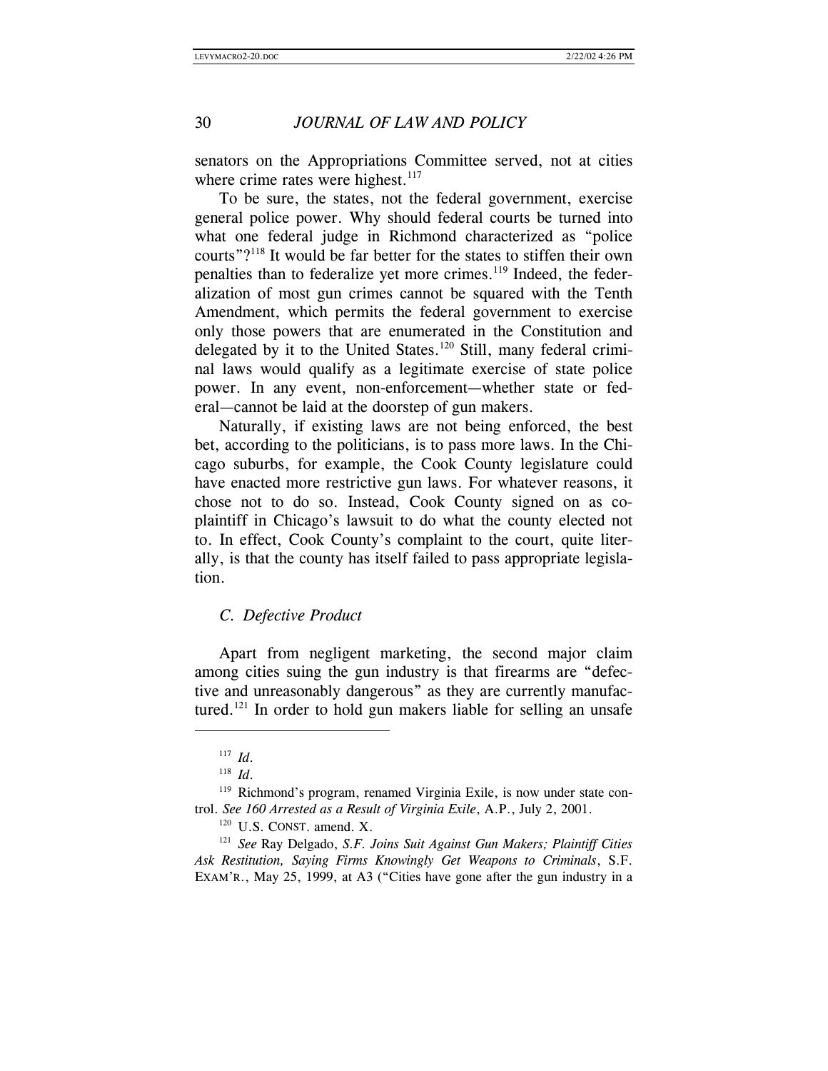senators on the Appropriations Committee served, not at cities where crime rates were highest.[117]

To be sure, the states, not the federal government, exercise general police power. Why should federal courts be turned into what one federal judge in Richmond characterized as "police courts"?[118] It would be far better for the states to stiffen their own penalties than to federalize yet more crimes.[119] Indeed, the federalization of most gun crimes cannot be squared with the Tenth Amendment, which permits the federal government to exercise only those powers that are enumerated in the Constitution and delegated by it to the United States.[120] Still, many federal criminal laws would qualify as a legitimate exercise of state police power. In any event, non-enforcement—whether state or federal—cannot be laid at the doorstep of gun makers.

Naturally, if existing laws are not being enforced, the best bet, according to the politicians, is to pass more laws. In the Chicago suburbs, for example, the Cook County legislature could have enacted more restrictive gun laws. For whatever reasons, it chose not to do so. Instead, Cook County signed on as co-plaintiff in Chicago's lawsuit to do what the county elected not to. In effect, Cook County's complaint to the court, quite literally, is that the county has itself failed to pass appropriate legislation.

### *C. Defective Product*

Apart from negligent marketing, the second major claim among cities suing the gun industry is that firearms are "defective and unreasonably dangerous" as they are currently manufactured.[121] In order to hold gun makers liable for selling an unsafe

---

[117] *Id.*

[118] *Id.*

[119] Richmond's program, renamed Virginia Exile, is now under state control. *See 160 Arrested as a Result of Virginia Exile*, A.P., July 2, 2001.

[120] U.S. CONST. amend. X.

[121] *See* Ray Delgado, *S.F. Joins Suit Against Gun Makers; Plaintiff Cities Ask Restitution, Saying Firms Knowingly Get Weapons to Criminals*, S.F. EXAM'R., May 25, 1999, at A3 ("Cities have gone after the gun industry in a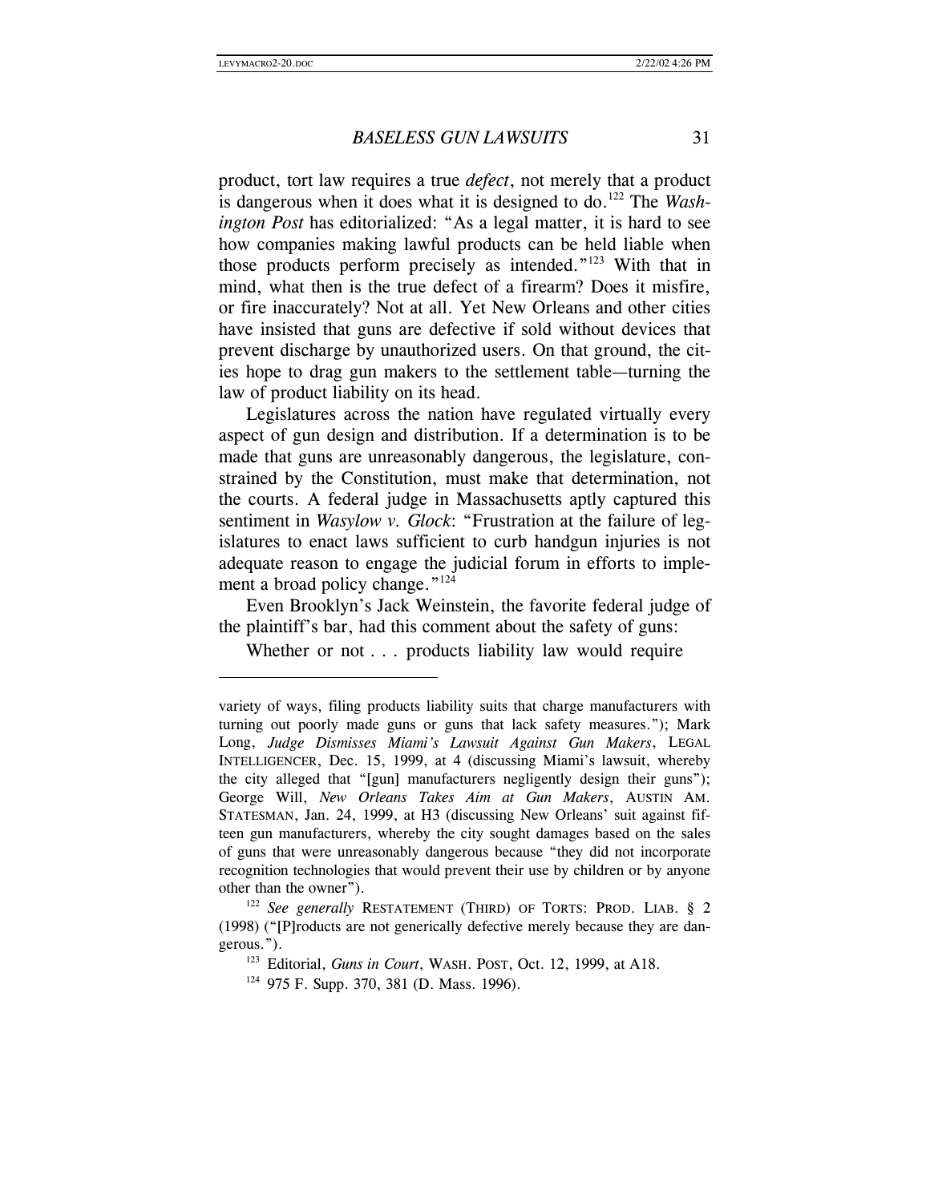product, tort law requires a true *defect*, not merely that a product is dangerous when it does what it is designed to do.[122] The *Washington Post* has editorialized: "As a legal matter, it is hard to see how companies making lawful products can be held liable when those products perform precisely as intended."[123] With that in mind, what then is the true defect of a firearm? Does it misfire, or fire inaccurately? Not at all. Yet New Orleans and other cities have insisted that guns are defective if sold without devices that prevent discharge by unauthorized users. On that ground, the cities hope to drag gun makers to the settlement table—turning the law of product liability on its head.

Legislatures across the nation have regulated virtually every aspect of gun design and distribution. If a determination is to be made that guns are unreasonably dangerous, the legislature, constrained by the Constitution, must make that determination, not the courts. A federal judge in Massachusetts aptly captured this sentiment in *Wasylow v. Glock*: "Frustration at the failure of legislatures to enact laws sufficient to curb handgun injuries is not adequate reason to engage the judicial forum in efforts to implement a broad policy change."[124]

Even Brooklyn's Jack Weinstein, the favorite federal judge of the plaintiff's bar, had this comment about the safety of guns:

> Whether or not . . . products liability law would require

---

variety of ways, filing products liability suits that charge manufacturers with turning out poorly made guns or guns that lack safety measures."); Mark Long, *Judge Dismisses Miami's Lawsuit Against Gun Makers*, LEGAL INTELLIGENCER, Dec. 15, 1999, at 4 (discussing Miami's lawsuit, whereby the city alleged that "[gun] manufacturers negligently design their guns"); George Will, *New Orleans Takes Aim at Gun Makers*, AUSTIN AM. STATESMAN, Jan. 24, 1999, at H3 (discussing New Orleans' suit against fifteen gun manufacturers, whereby the city sought damages based on the sales of guns that were unreasonably dangerous because "they did not incorporate recognition technologies that would prevent their use by children or by anyone other than the owner").

[122] *See generally* RESTATEMENT (THIRD) OF TORTS: PROD. LIAB. § 2 (1998) ("[P]roducts are not generically defective merely because they are dangerous.").

[123] Editorial, *Guns in Court*, WASH. POST, Oct. 12, 1999, at A18.

[124] 975 F. Supp. 370, 381 (D. Mass. 1996).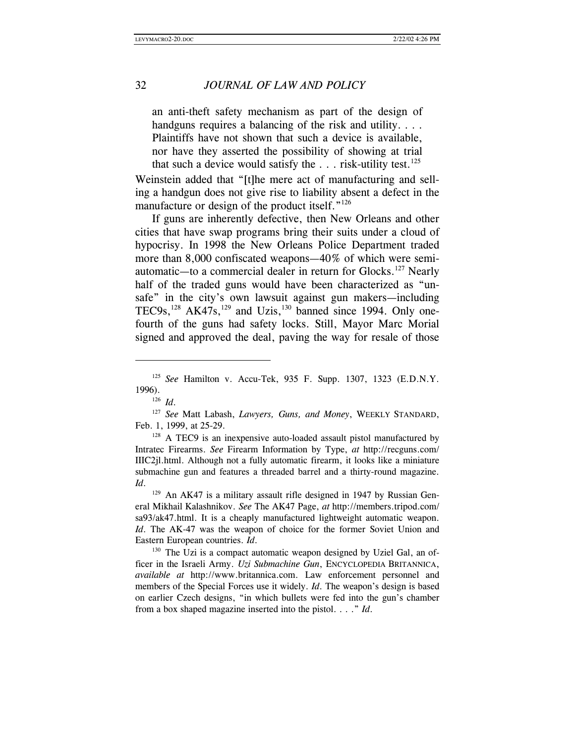> an anti-theft safety mechanism as part of the design of handguns requires a balancing of the risk and utility. . . . Plaintiffs have not shown that such a device is available, nor have they asserted the possibility of showing at trial that such a device would satisfy the . . . risk-utility test.[125]

Weinstein added that "[t]he mere act of manufacturing and selling a handgun does not give rise to liability absent a defect in the manufacture or design of the product itself."[126]

If guns are inherently defective, then New Orleans and other cities that have swap programs bring their suits under a cloud of hypocrisy. In 1998 the New Orleans Police Department traded more than 8,000 confiscated weapons—40% of which were semi-automatic—to a commercial dealer in return for Glocks.[127] Nearly half of the traded guns would have been characterized as "unsafe" in the city's own lawsuit against gun makers—including TEC9s,[128] AK47s,[129] and Uzis,[130] banned since 1994. Only one-fourth of the guns had safety locks. Still, Mayor Marc Morial signed and approved the deal, paving the way for resale of those

---

[125] *See* Hamilton v. Accu-Tek, 935 F. Supp. 1307, 1323 (E.D.N.Y. 1996).

[126] *Id.*

[127] *See* Matt Labash, *Lawyers, Guns, and Money*, WEEKLY STANDARD, Feb. 1, 1999, at 25-29.

[128] A TEC9 is an inexpensive auto-loaded assault pistol manufactured by Intratec Firearms. *See* Firearm Information by Type, *at* http://recguns.com/IIIC2jl.html. Although not a fully automatic firearm, it looks like a miniature submachine gun and features a threaded barrel and a thirty-round magazine. *Id.*

[129] An AK47 is a military assault rifle designed in 1947 by Russian General Mikhail Kalashnikov. *See* The AK47 Page, *at* http://members.tripod.com/sa93/ak47.html. It is a cheaply manufactured lightweight automatic weapon. *Id.* The AK-47 was the weapon of choice for the former Soviet Union and Eastern European countries. *Id.*

[130] The Uzi is a compact automatic weapon designed by Uziel Gal, an officer in the Israeli Army. *Uzi Submachine Gun*, ENCYCLOPEDIA BRITANNICA, *available at* http://www.britannica.com. Law enforcement personnel and members of the Special Forces use it widely. *Id.* The weapon's design is based on earlier Czech designs, "in which bullets were fed into the gun's chamber from a box shaped magazine inserted into the pistol. . . ." *Id.*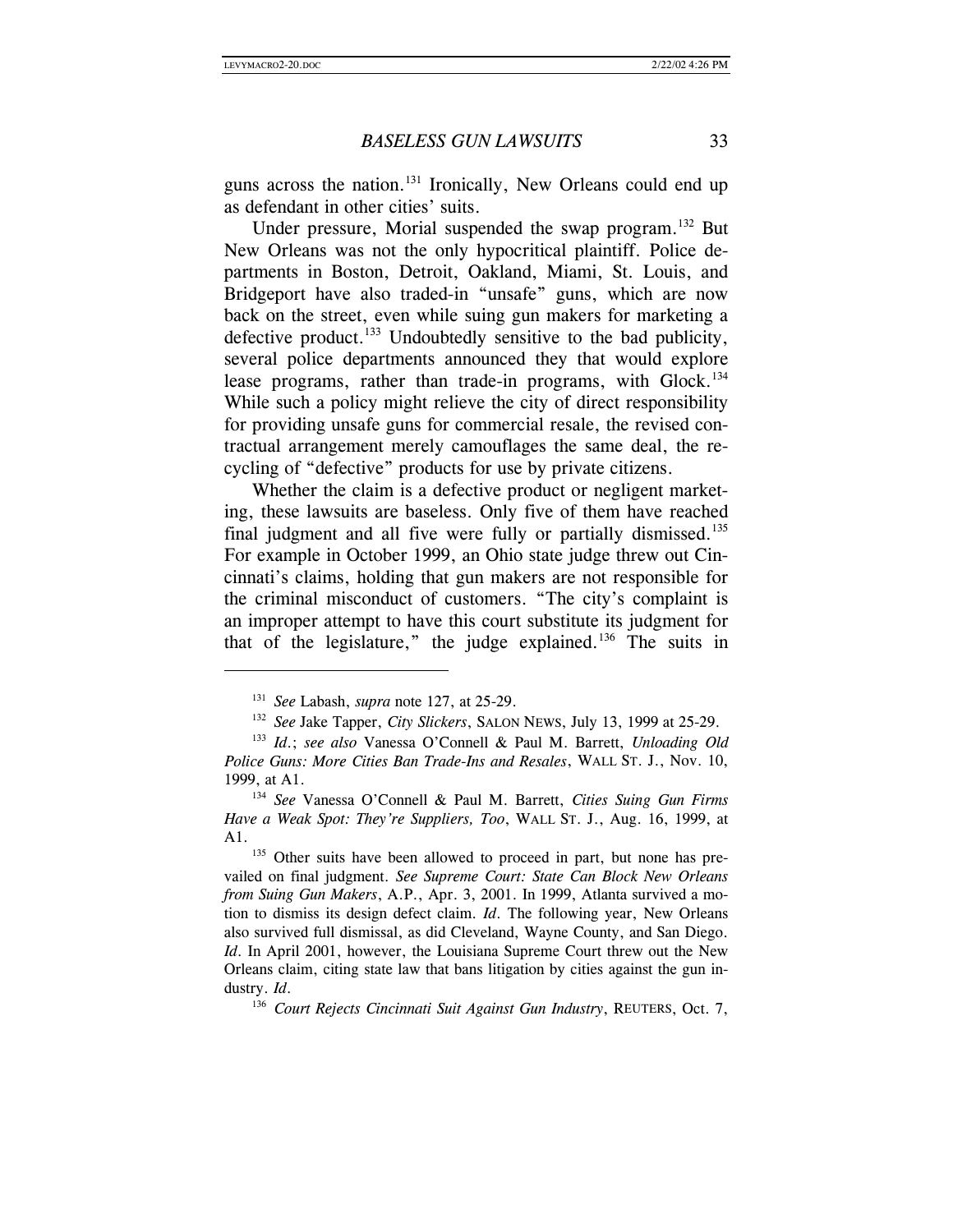guns across the nation.[131] Ironically, New Orleans could end up as defendant in other cities' suits.

Under pressure, Morial suspended the swap program.[132] But New Orleans was not the only hypocritical plaintiff. Police departments in Boston, Detroit, Oakland, Miami, St. Louis, and Bridgeport have also traded-in "unsafe" guns, which are now back on the street, even while suing gun makers for marketing a defective product.[133] Undoubtedly sensitive to the bad publicity, several police departments announced they that would explore lease programs, rather than trade-in programs, with Glock.[134] While such a policy might relieve the city of direct responsibility for providing unsafe guns for commercial resale, the revised contractual arrangement merely camouflages the same deal, the recycling of "defective" products for use by private citizens.

Whether the claim is a defective product or negligent marketing, these lawsuits are baseless. Only five of them have reached final judgment and all five were fully or partially dismissed.[135] For example in October 1999, an Ohio state judge threw out Cincinnati's claims, holding that gun makers are not responsible for the criminal misconduct of customers. "The city's complaint is an improper attempt to have this court substitute its judgment for that of the legislature," the judge explained.[136] The suits in

---

[131] *See* Labash, *supra* note 127, at 25-29.

[132] *See* Jake Tapper, *City Slickers*, SALON NEWS, July 13, 1999 at 25-29.

[133] *Id.*; *see also* Vanessa O'Connell & Paul M. Barrett, *Unloading Old Police Guns: More Cities Ban Trade-Ins and Resales*, WALL ST. J., Nov. 10, 1999, at A1.

[134] *See* Vanessa O'Connell & Paul M. Barrett, *Cities Suing Gun Firms Have a Weak Spot: They're Suppliers, Too*, WALL ST. J., Aug. 16, 1999, at A1.

[135] Other suits have been allowed to proceed in part, but none has prevailed on final judgment. *See Supreme Court: State Can Block New Orleans from Suing Gun Makers*, A.P., Apr. 3, 2001. In 1999, Atlanta survived a motion to dismiss its design defect claim. *Id.* The following year, New Orleans also survived full dismissal, as did Cleveland, Wayne County, and San Diego. *Id.* In April 2001, however, the Louisiana Supreme Court threw out the New Orleans claim, citing state law that bans litigation by cities against the gun industry. *Id.*

[136] *Court Rejects Cincinnati Suit Against Gun Industry*, REUTERS, Oct. 7,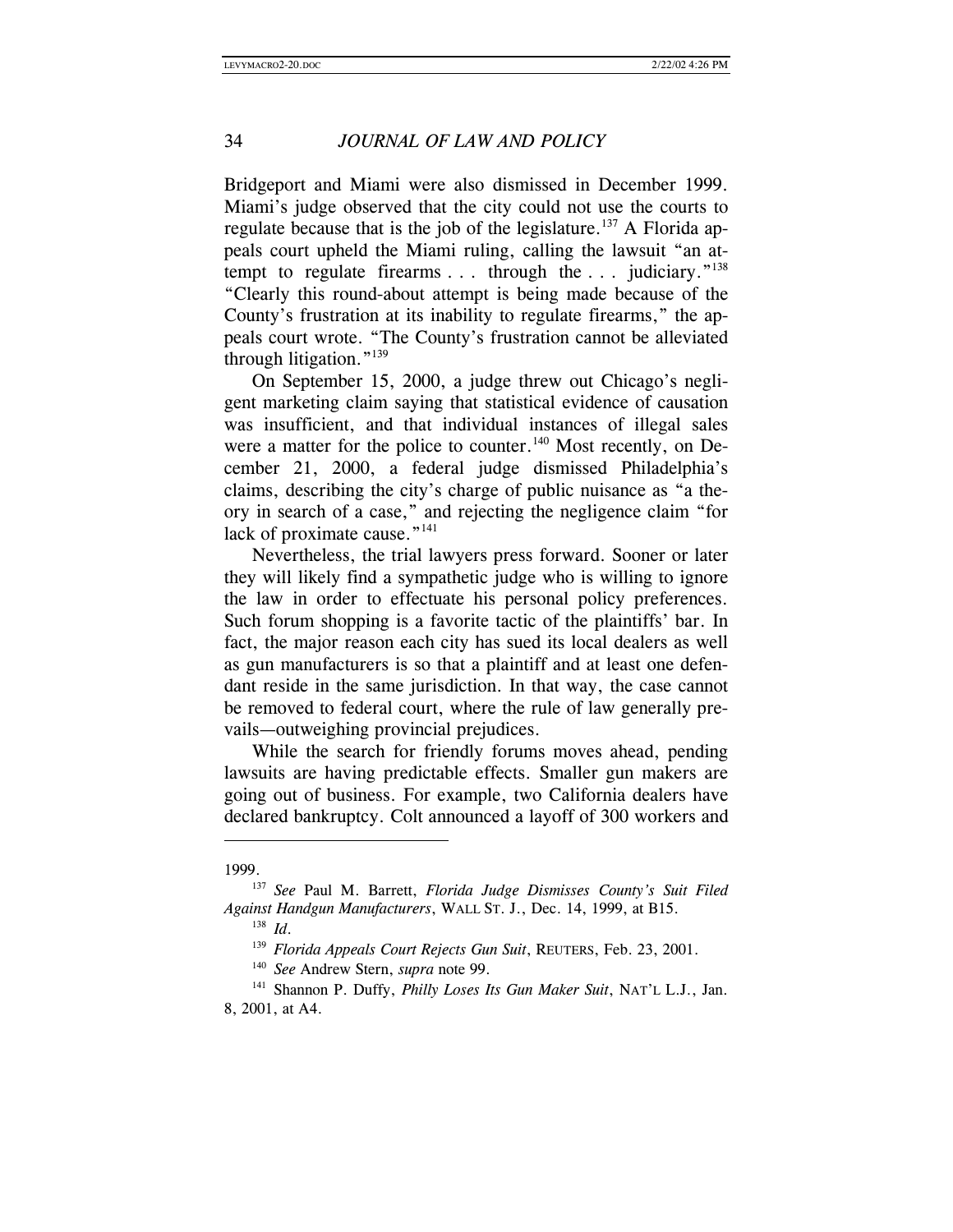Bridgeport and Miami were also dismissed in December 1999. Miami's judge observed that the city could not use the courts to regulate because that is the job of the legislature.[137] A Florida appeals court upheld the Miami ruling, calling the lawsuit "an attempt to regulate firearms . . . through the . . . judiciary."[138] "Clearly this round-about attempt is being made because of the County's frustration at its inability to regulate firearms," the appeals court wrote. "The County's frustration cannot be alleviated through litigation."[139]

On September 15, 2000, a judge threw out Chicago's negligent marketing claim saying that statistical evidence of causation was insufficient, and that individual instances of illegal sales were a matter for the police to counter.[140] Most recently, on December 21, 2000, a federal judge dismissed Philadelphia's claims, describing the city's charge of public nuisance as "a theory in search of a case," and rejecting the negligence claim "for lack of proximate cause."[141]

Nevertheless, the trial lawyers press forward. Sooner or later they will likely find a sympathetic judge who is willing to ignore the law in order to effectuate his personal policy preferences. Such forum shopping is a favorite tactic of the plaintiffs' bar. In fact, the major reason each city has sued its local dealers as well as gun manufacturers is so that a plaintiff and at least one defendant reside in the same jurisdiction. In that way, the case cannot be removed to federal court, where the rule of law generally prevails—outweighing provincial prejudices.

While the search for friendly forums moves ahead, pending lawsuits are having predictable effects. Smaller gun makers are going out of business. For example, two California dealers have declared bankruptcy. Colt announced a layoff of 300 workers and

---

1999.

[137] *See* Paul M. Barrett, *Florida Judge Dismisses County's Suit Filed Against Handgun Manufacturers*, WALL ST. J., Dec. 14, 1999, at B15.

[138] *Id*.

[139] *Florida Appeals Court Rejects Gun Suit*, REUTERS, Feb. 23, 2001.

[140] *See* Andrew Stern, *supra* note 99.

[141] Shannon P. Duffy, *Philly Loses Its Gun Maker Suit*, NAT'L L.J., Jan. 8, 2001, at A4.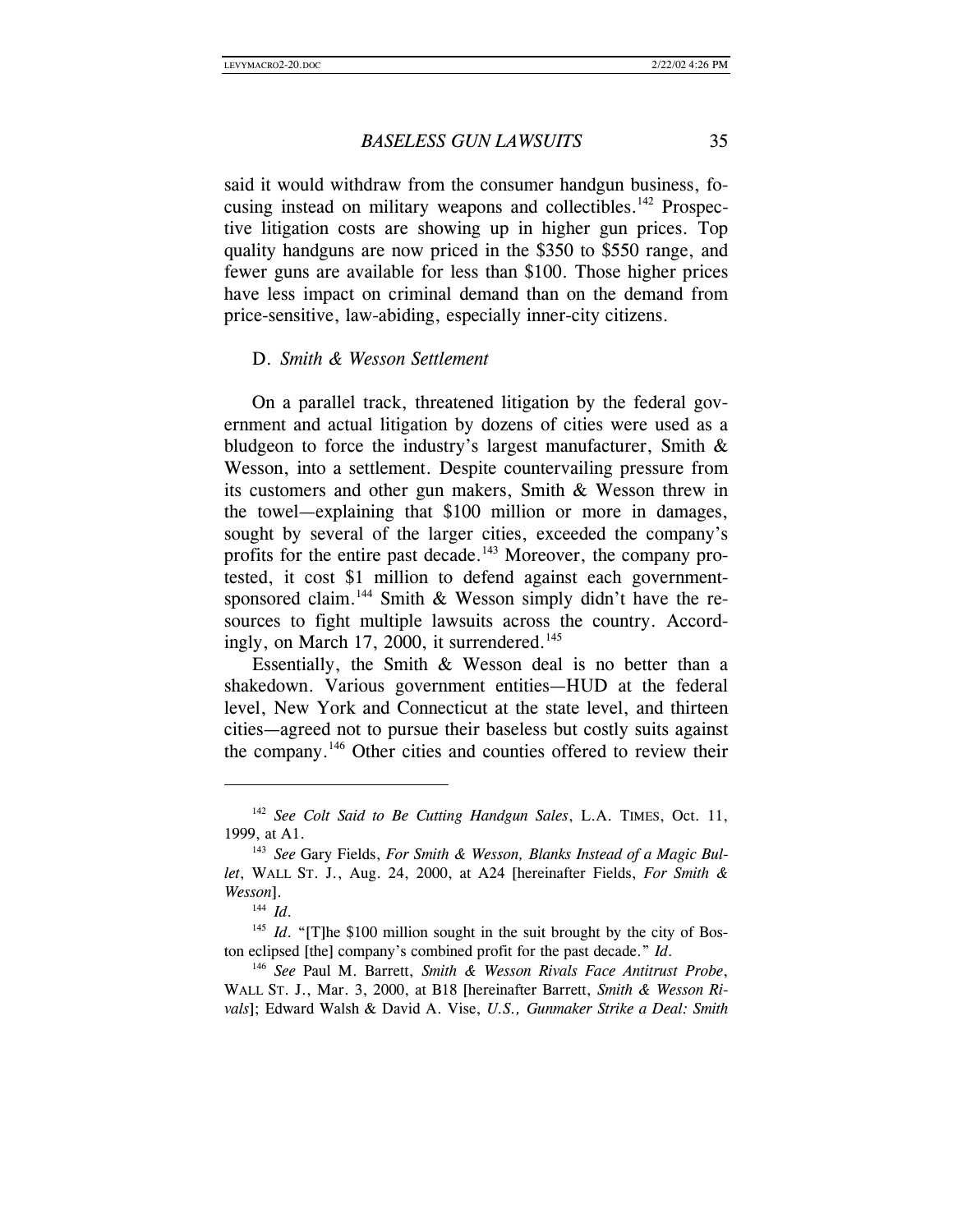said it would withdraw from the consumer handgun business, focusing instead on military weapons and collectibles.[142] Prospective litigation costs are showing up in higher gun prices. Top quality handguns are now priced in the $350 to $550 range, and fewer guns are available for less than $100. Those higher prices have less impact on criminal demand than on the demand from price-sensitive, law-abiding, especially inner-city citizens.

### D. *Smith & Wesson Settlement*

On a parallel track, threatened litigation by the federal government and actual litigation by dozens of cities were used as a bludgeon to force the industry's largest manufacturer, Smith & Wesson, into a settlement. Despite countervailing pressure from its customers and other gun makers, Smith & Wesson threw in the towel—explaining that $100 million or more in damages, sought by several of the larger cities, exceeded the company's profits for the entire past decade.[143] Moreover, the company protested, it cost $1 million to defend against each government-sponsored claim.[144] Smith & Wesson simply didn't have the resources to fight multiple lawsuits across the country. Accordingly, on March 17, 2000, it surrendered.[145]

Essentially, the Smith & Wesson deal is no better than a shakedown. Various government entities—HUD at the federal level, New York and Connecticut at the state level, and thirteen cities—agreed not to pursue their baseless but costly suits against the company.[146] Other cities and counties offered to review their

---

[142] *See Colt Said to Be Cutting Handgun Sales*, L.A. TIMES, Oct. 11, 1999, at A1.

[143] *See* Gary Fields, *For Smith & Wesson, Blanks Instead of a Magic Bullet*, WALL ST. J., Aug. 24, 2000, at A24 [hereinafter Fields, *For Smith & Wesson*].

[144] *Id.*

[145] *Id.* "[T]he $100 million sought in the suit brought by the city of Boston eclipsed [the] company's combined profit for the past decade." *Id.*

[146] *See* Paul M. Barrett, *Smith & Wesson Rivals Face Antitrust Probe*, WALL ST. J., Mar. 3, 2000, at B18 [hereinafter Barrett, *Smith & Wesson Rivals*]; Edward Walsh & David A. Vise, *U.S., Gunmaker Strike a Deal: Smith*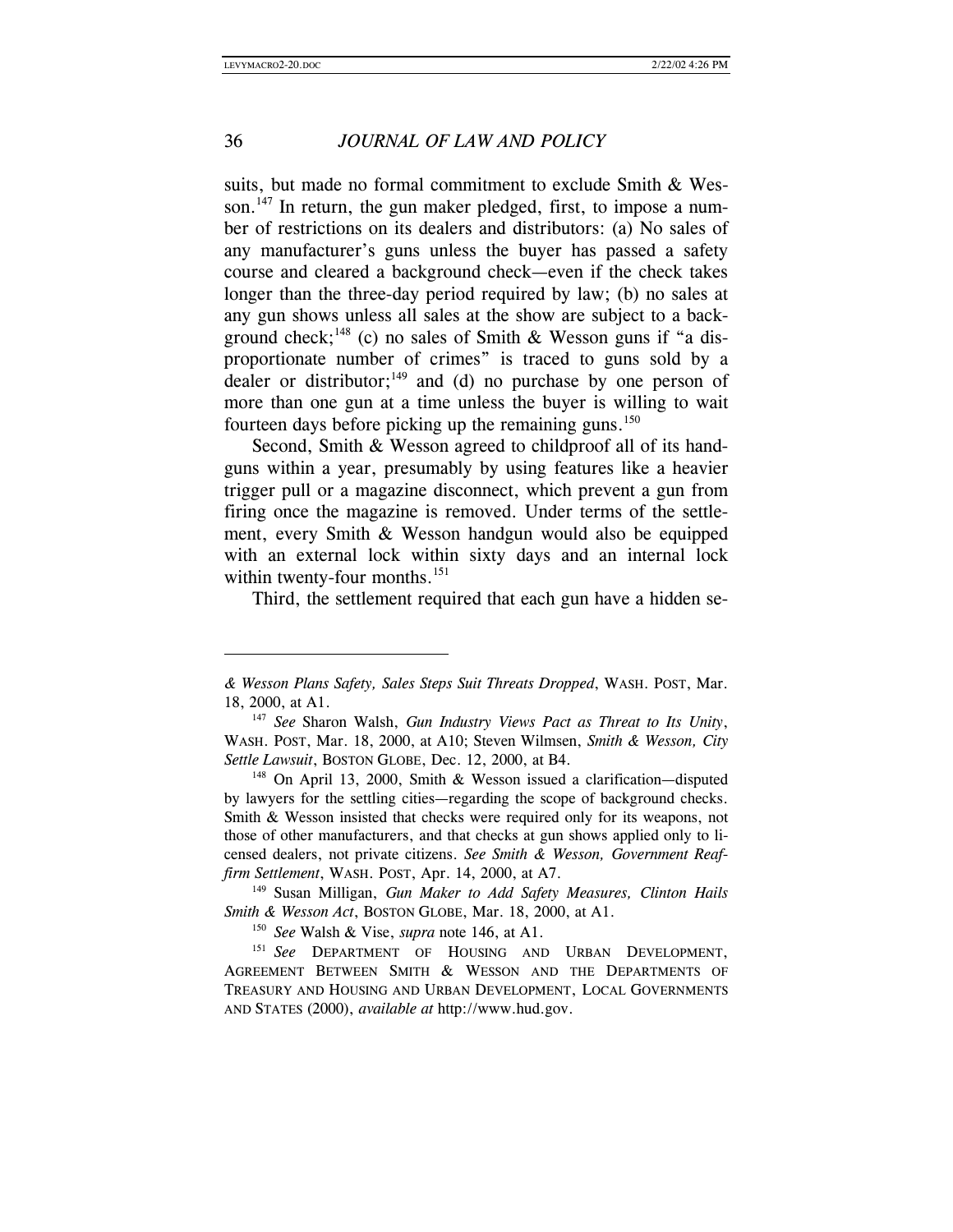suits, but made no formal commitment to exclude Smith & Wesson.[147] In return, the gun maker pledged, first, to impose a number of restrictions on its dealers and distributors: (a) No sales of any manufacturer's guns unless the buyer has passed a safety course and cleared a background check—even if the check takes longer than the three-day period required by law; (b) no sales at any gun shows unless all sales at the show are subject to a background check;[148] (c) no sales of Smith & Wesson guns if "a disproportionate number of crimes" is traced to guns sold by a dealer or distributor;[149] and (d) no purchase by one person of more than one gun at a time unless the buyer is willing to wait fourteen days before picking up the remaining guns.[150]

Second, Smith & Wesson agreed to childproof all of its handguns within a year, presumably by using features like a heavier trigger pull or a magazine disconnect, which prevent a gun from firing once the magazine is removed. Under terms of the settlement, every Smith & Wesson handgun would also be equipped with an external lock within sixty days and an internal lock within twenty-four months.[151]

Third, the settlement required that each gun have a hidden se-

---

*& Wesson Plans Safety, Sales Steps Suit Threats Dropped*, WASH. POST, Mar. 18, 2000, at A1.

[147] *See* Sharon Walsh, *Gun Industry Views Pact as Threat to Its Unity*, WASH. POST, Mar. 18, 2000, at A10; Steven Wilmsen, *Smith & Wesson, City Settle Lawsuit*, BOSTON GLOBE, Dec. 12, 2000, at B4.

[148] On April 13, 2000, Smith & Wesson issued a clarification—disputed by lawyers for the settling cities—regarding the scope of background checks. Smith & Wesson insisted that checks were required only for its weapons, not those of other manufacturers, and that checks at gun shows applied only to licensed dealers, not private citizens. *See Smith & Wesson, Government Reaffirm Settlement*, WASH. POST, Apr. 14, 2000, at A7.

[149] Susan Milligan, *Gun Maker to Add Safety Measures, Clinton Hails Smith & Wesson Act*, BOSTON GLOBE, Mar. 18, 2000, at A1.

[150] *See* Walsh & Vise, *supra* note 146, at A1.

[151] *See* DEPARTMENT OF HOUSING AND URBAN DEVELOPMENT, AGREEMENT BETWEEN SMITH & WESSON AND THE DEPARTMENTS OF TREASURY AND HOUSING AND URBAN DEVELOPMENT, LOCAL GOVERNMENTS AND STATES (2000), *available at* http://www.hud.gov.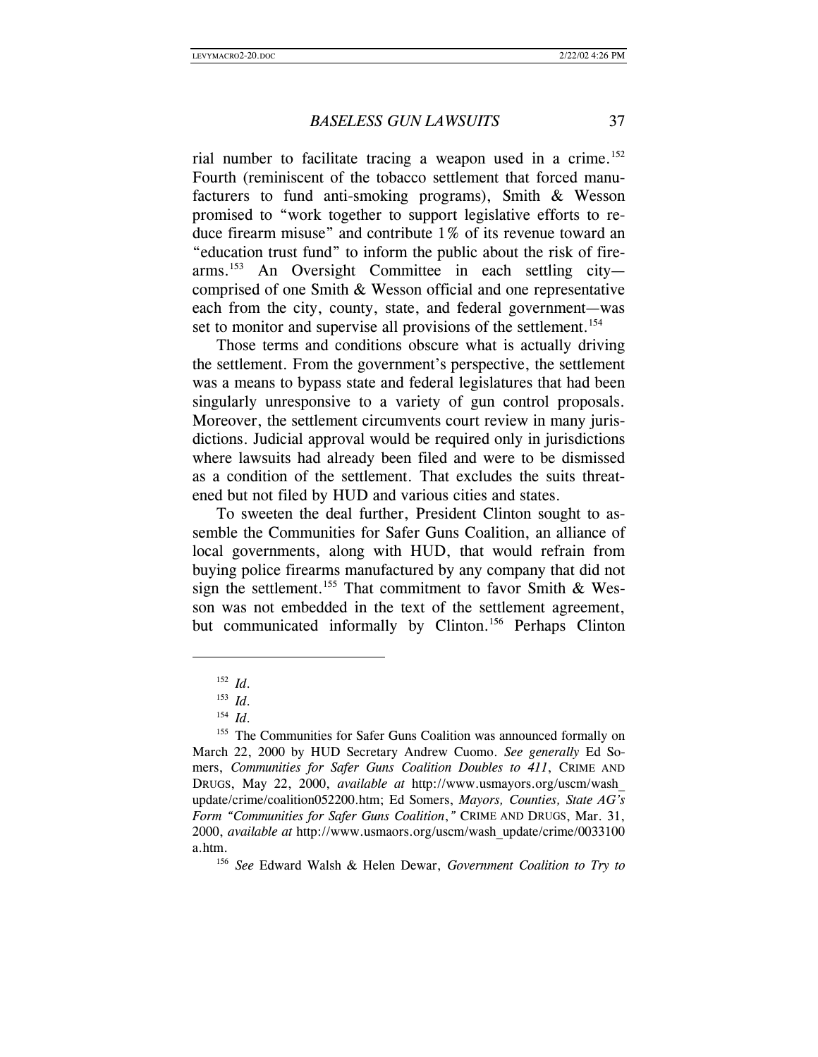rial number to facilitate tracing a weapon used in a crime.[152] Fourth (reminiscent of the tobacco settlement that forced manufacturers to fund anti-smoking programs), Smith & Wesson promised to "work together to support legislative efforts to reduce firearm misuse" and contribute 1% of its revenue toward an "education trust fund" to inform the public about the risk of firearms.[153] An Oversight Committee in each settling city—comprised of one Smith & Wesson official and one representative each from the city, county, state, and federal government—was set to monitor and supervise all provisions of the settlement.[154]

Those terms and conditions obscure what is actually driving the settlement. From the government's perspective, the settlement was a means to bypass state and federal legislatures that had been singularly unresponsive to a variety of gun control proposals. Moreover, the settlement circumvents court review in many jurisdictions. Judicial approval would be required only in jurisdictions where lawsuits had already been filed and were to be dismissed as a condition of the settlement. That excludes the suits threatened but not filed by HUD and various cities and states.

To sweeten the deal further, President Clinton sought to assemble the Communities for Safer Guns Coalition, an alliance of local governments, along with HUD, that would refrain from buying police firearms manufactured by any company that did not sign the settlement.[155] That commitment to favor Smith & Wesson was not embedded in the text of the settlement agreement, but communicated informally by Clinton.[156] Perhaps Clinton

---

[152] *Id.*

[153] *Id.*

[154] *Id.*

[155] The Communities for Safer Guns Coalition was announced formally on March 22, 2000 by HUD Secretary Andrew Cuomo. *See generally* Ed Somers, *Communities for Safer Guns Coalition Doubles to 411*, CRIME AND DRUGS, May 22, 2000, *available at* http://www.usmayors.org/uscm/wash_update/crime/coalition052200.htm; Ed Somers, *Mayors, Counties, State AG's Form "Communities for Safer Guns Coalition,"* CRIME AND DRUGS, Mar. 31, 2000, *available at* http://www.usmaors.org/uscm/wash_update/crime/0033100a.htm.

[156] *See* Edward Walsh & Helen Dewar, *Government Coalition to Try to*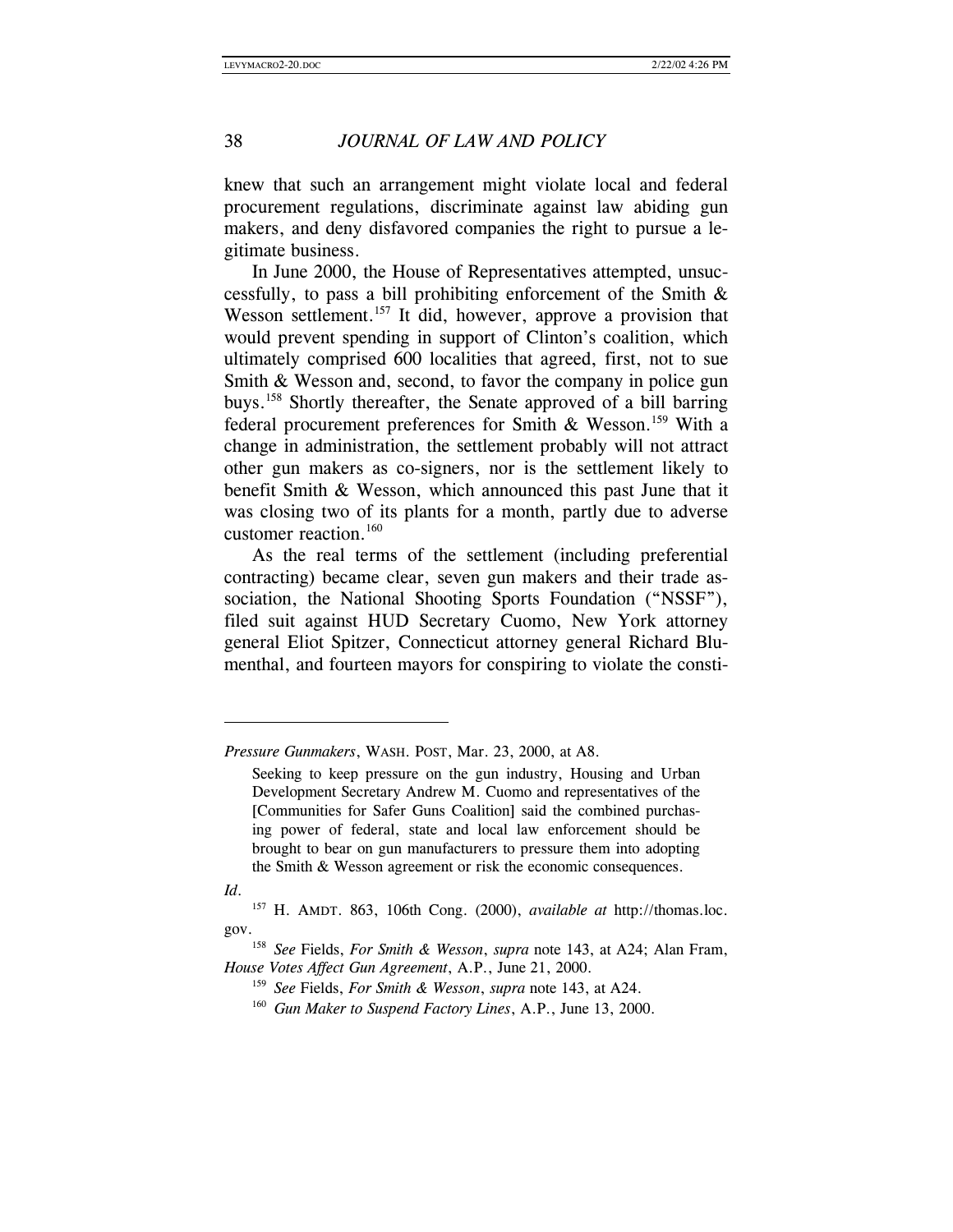knew that such an arrangement might violate local and federal procurement regulations, discriminate against law abiding gun makers, and deny disfavored companies the right to pursue a legitimate business.

In June 2000, the House of Representatives attempted, unsuccessfully, to pass a bill prohibiting enforcement of the Smith & Wesson settlement.[157] It did, however, approve a provision that would prevent spending in support of Clinton's coalition, which ultimately comprised 600 localities that agreed, first, not to sue Smith & Wesson and, second, to favor the company in police gun buys.[158] Shortly thereafter, the Senate approved of a bill barring federal procurement preferences for Smith & Wesson.[159] With a change in administration, the settlement probably will not attract other gun makers as co-signers, nor is the settlement likely to benefit Smith & Wesson, which announced this past June that it was closing two of its plants for a month, partly due to adverse customer reaction.[160]

As the real terms of the settlement (including preferential contracting) became clear, seven gun makers and their trade association, the National Shooting Sports Foundation ("NSSF"), filed suit against HUD Secretary Cuomo, New York attorney general Eliot Spitzer, Connecticut attorney general Richard Blumenthal, and fourteen mayors for conspiring to violate the consti-

---

*Pressure Gunmakers*, WASH. POST, Mar. 23, 2000, at A8.

> Seeking to keep pressure on the gun industry, Housing and Urban Development Secretary Andrew M. Cuomo and representatives of the [Communities for Safer Guns Coalition] said the combined purchasing power of federal, state and local law enforcement should be brought to bear on gun manufacturers to pressure them into adopting the Smith & Wesson agreement or risk the economic consequences.

*Id.*

[157] H. AMDT. 863, 106th Cong. (2000), *available at* http://thomas.loc.gov.

[158] *See* Fields, *For Smith & Wesson*, *supra* note 143, at A24; Alan Fram, *House Votes Affect Gun Agreement*, A.P., June 21, 2000.

[159] *See* Fields, *For Smith & Wesson*, *supra* note 143, at A24.

[160] *Gun Maker to Suspend Factory Lines*, A.P., June 13, 2000.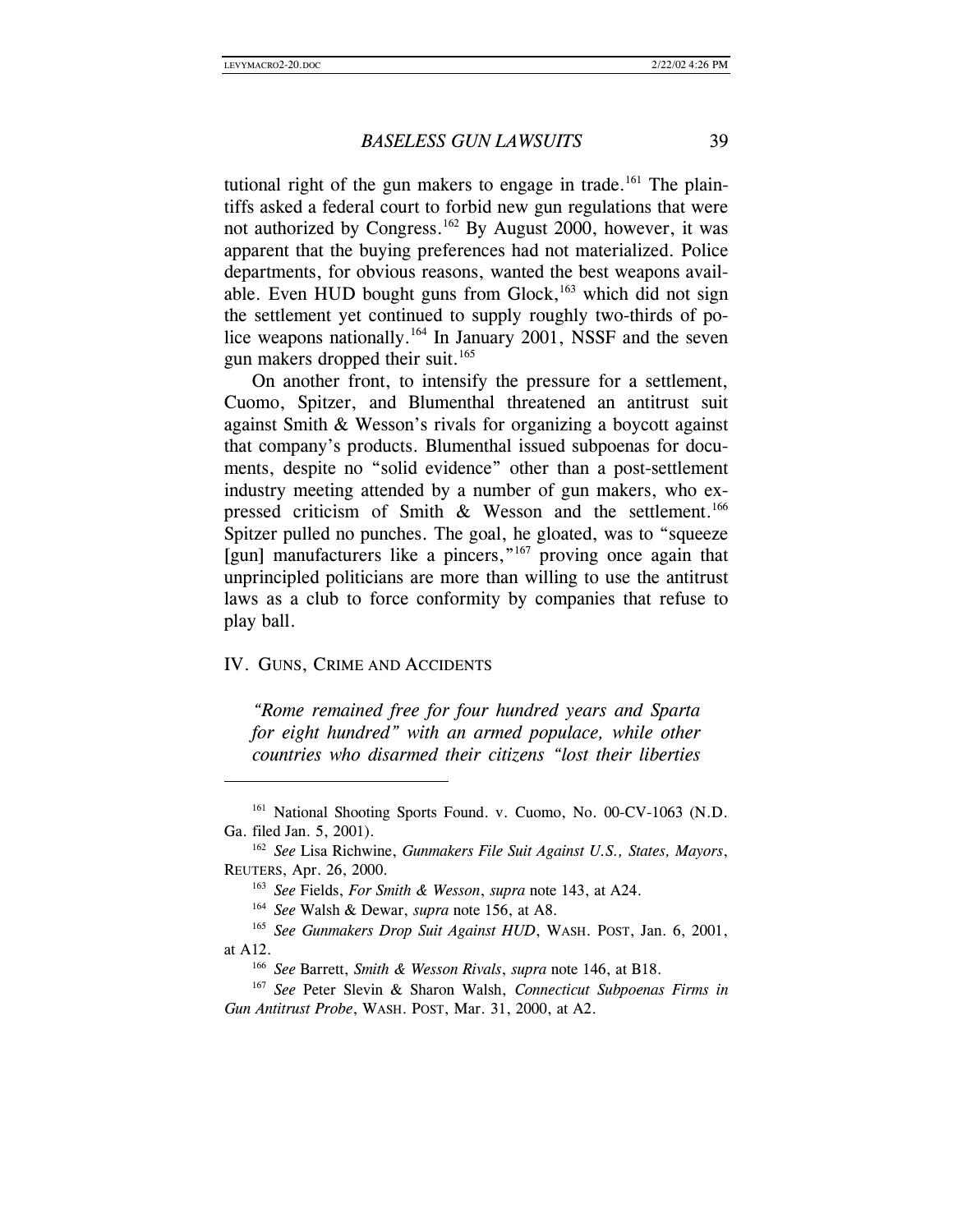tutional right of the gun makers to engage in trade.[161] The plaintiffs asked a federal court to forbid new gun regulations that were not authorized by Congress.[162] By August 2000, however, it was apparent that the buying preferences had not materialized. Police departments, for obvious reasons, wanted the best weapons available. Even HUD bought guns from Glock,[163] which did not sign the settlement yet continued to supply roughly two-thirds of police weapons nationally.[164] In January 2001, NSSF and the seven gun makers dropped their suit.[165]

On another front, to intensify the pressure for a settlement, Cuomo, Spitzer, and Blumenthal threatened an antitrust suit against Smith & Wesson's rivals for organizing a boycott against that company's products. Blumenthal issued subpoenas for documents, despite no "solid evidence" other than a post-settlement industry meeting attended by a number of gun makers, who expressed criticism of Smith & Wesson and the settlement.[166] Spitzer pulled no punches. The goal, he gloated, was to "squeeze [gun] manufacturers like a pincers,"[167] proving once again that unprincipled politicians are more than willing to use the antitrust laws as a club to force conformity by companies that refuse to play ball.

## IV. GUNS, CRIME AND ACCIDENTS

*"Rome remained free for four hundred years and Sparta for eight hundred" with an armed populace, while other countries who disarmed their citizens "lost their liberties*

---

[161] National Shooting Sports Found. v. Cuomo, No. 00-CV-1063 (N.D. Ga. filed Jan. 5, 2001).

[162] *See* Lisa Richwine, *Gunmakers File Suit Against U.S., States, Mayors*, REUTERS, Apr. 26, 2000.

[163] *See* Fields, *For Smith & Wesson*, *supra* note 143, at A24.

[164] *See* Walsh & Dewar, *supra* note 156, at A8.

[165] *See Gunmakers Drop Suit Against HUD*, WASH. POST, Jan. 6, 2001, at A12.

[166] *See* Barrett, *Smith & Wesson Rivals*, *supra* note 146, at B18.

[167] *See* Peter Slevin & Sharon Walsh, *Connecticut Subpoenas Firms in Gun Antitrust Probe*, WASH. POST, Mar. 31, 2000, at A2.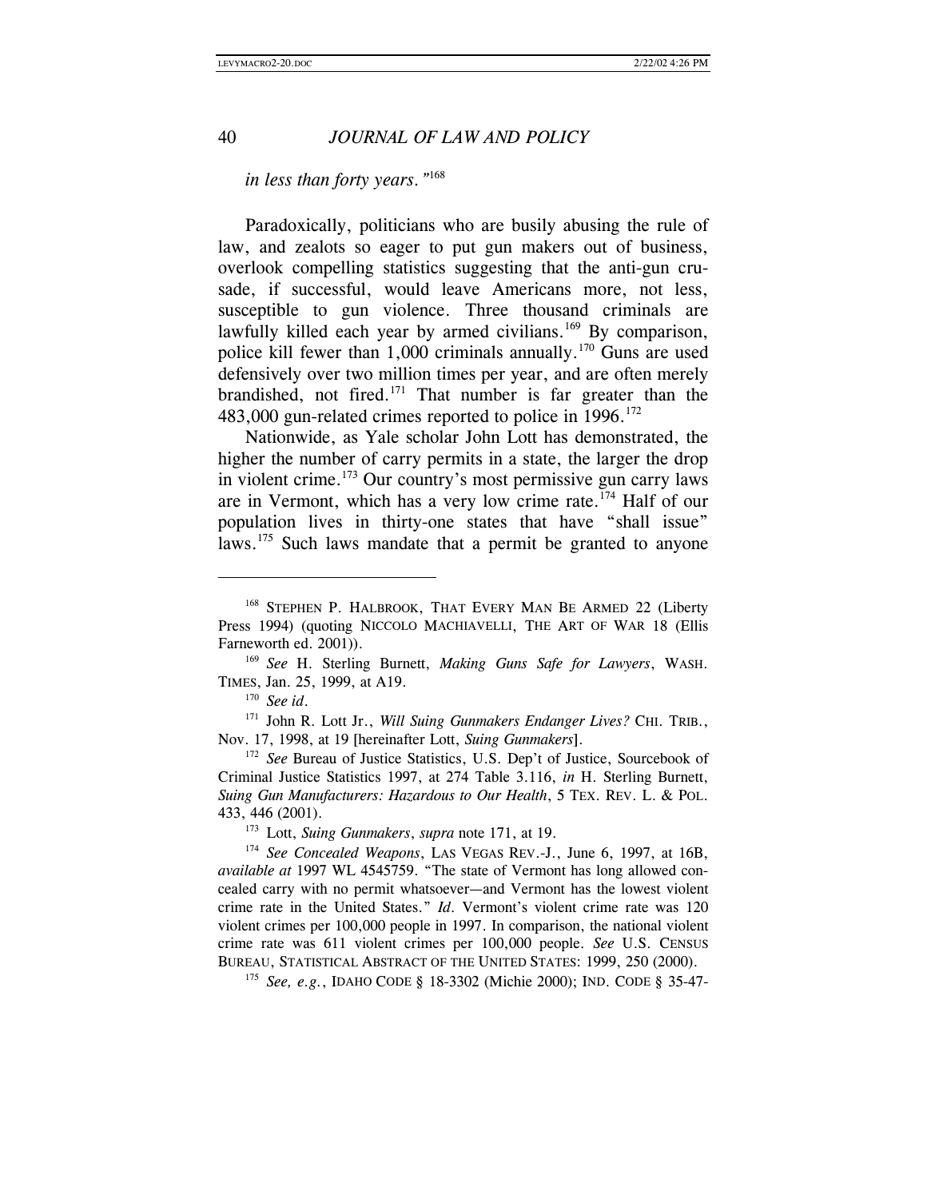*in less than forty years."*[168]

Paradoxically, politicians who are busily abusing the rule of law, and zealots so eager to put gun makers out of business, overlook compelling statistics suggesting that the anti-gun crusade, if successful, would leave Americans more, not less, susceptible to gun violence. Three thousand criminals are lawfully killed each year by armed civilians.[169] By comparison, police kill fewer than 1,000 criminals annually.[170] Guns are used defensively over two million times per year, and are often merely brandished, not fired.[171] That number is far greater than the 483,000 gun-related crimes reported to police in 1996.[172]

Nationwide, as Yale scholar John Lott has demonstrated, the higher the number of carry permits in a state, the larger the drop in violent crime.[173] Our country's most permissive gun carry laws are in Vermont, which has a very low crime rate.[174] Half of our population lives in thirty-one states that have "shall issue" laws.[175] Such laws mandate that a permit be granted to anyone

---

[168] STEPHEN P. HALBROOK, THAT EVERY MAN BE ARMED 22 (Liberty Press 1994) (quoting NICCOLO MACHIAVELLI, THE ART OF WAR 18 (Ellis Farneworth ed. 2001)).

[169] *See* H. Sterling Burnett, *Making Guns Safe for Lawyers*, WASH. TIMES, Jan. 25, 1999, at A19.

[170] *See id.*

[171] John R. Lott Jr., *Will Suing Gunmakers Endanger Lives?* CHI. TRIB., Nov. 17, 1998, at 19 [hereinafter Lott, *Suing Gunmakers*].

[172] *See* Bureau of Justice Statistics, U.S. Dep't of Justice, Sourcebook of Criminal Justice Statistics 1997, at 274 Table 3.116, *in* H. Sterling Burnett, *Suing Gun Manufacturers: Hazardous to Our Health*, 5 TEX. REV. L. & POL. 433, 446 (2001).

[173] Lott, *Suing Gunmakers*, *supra* note 171, at 19.

[174] *See Concealed Weapons*, LAS VEGAS REV.-J., June 6, 1997, at 16B, *available at* 1997 WL 4545759. "The state of Vermont has long allowed concealed carry with no permit whatsoever—and Vermont has the lowest violent crime rate in the United States." *Id.* Vermont's violent crime rate was 120 violent crimes per 100,000 people in 1997. In comparison, the national violent crime rate was 611 violent crimes per 100,000 people. *See* U.S. CENSUS BUREAU, STATISTICAL ABSTRACT OF THE UNITED STATES: 1999, 250 (2000).

[175] *See, e.g.*, IDAHO CODE § 18-3302 (Michie 2000); IND. CODE § 35-47-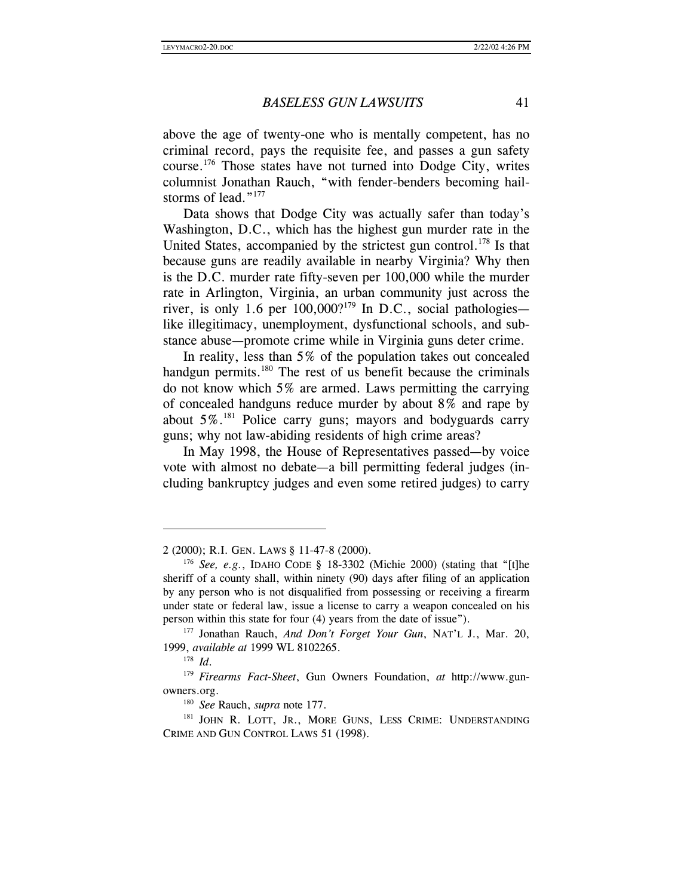above the age of twenty-one who is mentally competent, has no criminal record, pays the requisite fee, and passes a gun safety course.[176] Those states have not turned into Dodge City, writes columnist Jonathan Rauch, "with fender-benders becoming hailstorms of lead."[177]

Data shows that Dodge City was actually safer than today's Washington, D.C., which has the highest gun murder rate in the United States, accompanied by the strictest gun control.[178] Is that because guns are readily available in nearby Virginia? Why then is the D.C. murder rate fifty-seven per 100,000 while the murder rate in Arlington, Virginia, an urban community just across the river, is only 1.6 per 100,000?[179] In D.C., social pathologies—like illegitimacy, unemployment, dysfunctional schools, and substance abuse—promote crime while in Virginia guns deter crime.

In reality, less than 5% of the population takes out concealed handgun permits.[180] The rest of us benefit because the criminals do not know which 5% are armed. Laws permitting the carrying of concealed handguns reduce murder by about 8% and rape by about 5%.[181] Police carry guns; mayors and bodyguards carry guns; why not law-abiding residents of high crime areas?

In May 1998, the House of Representatives passed—by voice vote with almost no debate—a bill permitting federal judges (including bankruptcy judges and even some retired judges) to carry

---

2 (2000); R.I. GEN. LAWS § 11-47-8 (2000).

[176] *See, e.g.*, IDAHO CODE § 18-3302 (Michie 2000) (stating that "[t]he sheriff of a county shall, within ninety (90) days after filing of an application by any person who is not disqualified from possessing or receiving a firearm under state or federal law, issue a license to carry a weapon concealed on his person within this state for four (4) years from the date of issue").

[177] Jonathan Rauch, *And Don't Forget Your Gun*, NAT'L J., Mar. 20, 1999, *available at* 1999 WL 8102265.

[178] *Id.*

[179] *Firearms Fact-Sheet*, Gun Owners Foundation, *at* http://www.gunowners.org.

[180] *See* Rauch, *supra* note 177.

[181] JOHN R. LOTT, JR., MORE GUNS, LESS CRIME: UNDERSTANDING CRIME AND GUN CONTROL LAWS 51 (1998).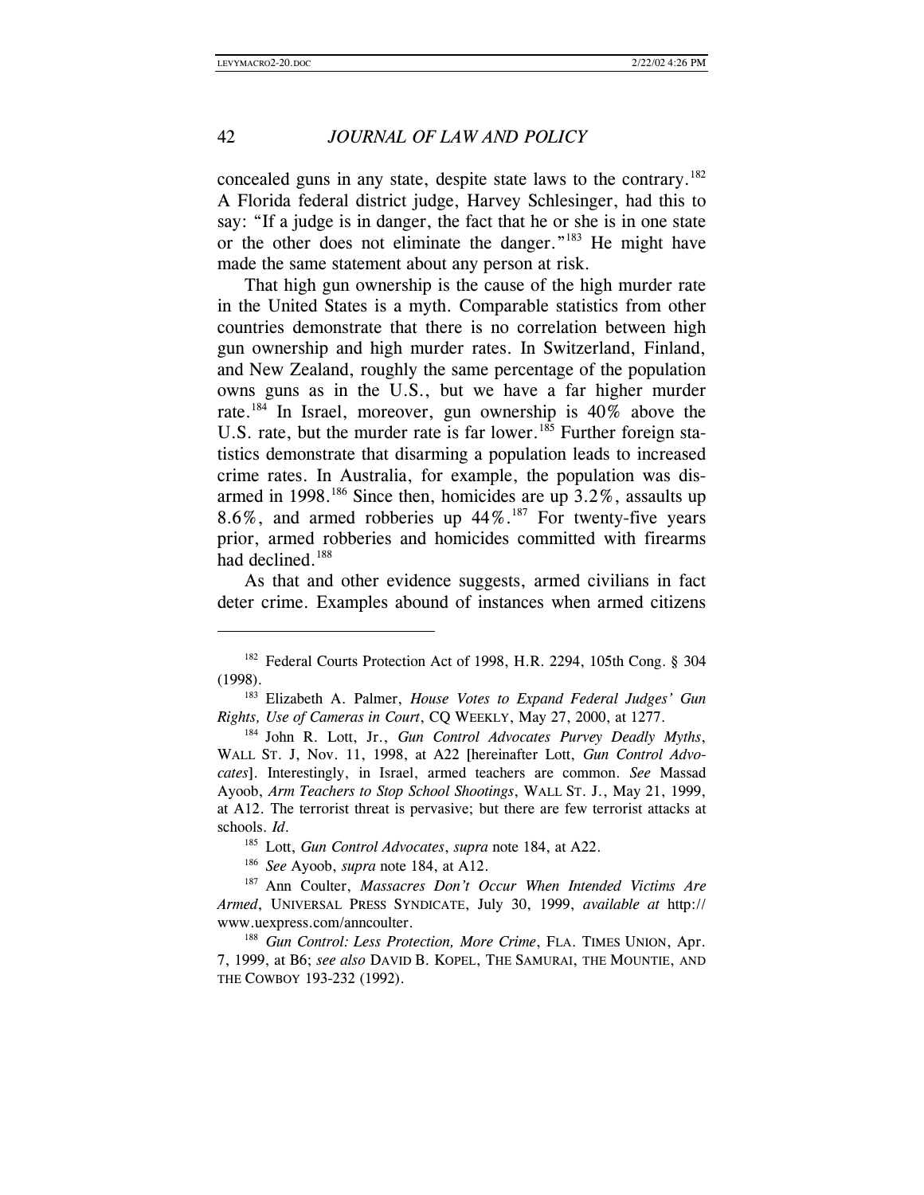concealed guns in any state, despite state laws to the contrary.[182] A Florida federal district judge, Harvey Schlesinger, had this to say: "If a judge is in danger, the fact that he or she is in one state or the other does not eliminate the danger."[183] He might have made the same statement about any person at risk.

That high gun ownership is the cause of the high murder rate in the United States is a myth. Comparable statistics from other countries demonstrate that there is no correlation between high gun ownership and high murder rates. In Switzerland, Finland, and New Zealand, roughly the same percentage of the population owns guns as in the U.S., but we have a far higher murder rate.[184] In Israel, moreover, gun ownership is 40% above the U.S. rate, but the murder rate is far lower.[185] Further foreign statistics demonstrate that disarming a population leads to increased crime rates. In Australia, for example, the population was disarmed in 1998.[186] Since then, homicides are up 3.2%, assaults up 8.6%, and armed robberies up 44%.[187] For twenty-five years prior, armed robberies and homicides committed with firearms had declined.[188]

As that and other evidence suggests, armed civilians in fact deter crime. Examples abound of instances when armed citizens

---

[182] Federal Courts Protection Act of 1998, H.R. 2294, 105th Cong. § 304 (1998).

[183] Elizabeth A. Palmer, *House Votes to Expand Federal Judges' Gun Rights, Use of Cameras in Court*, CQ WEEKLY, May 27, 2000, at 1277.

[184] John R. Lott, Jr., *Gun Control Advocates Purvey Deadly Myths*, WALL ST. J, Nov. 11, 1998, at A22 [hereinafter Lott, *Gun Control Advocates*]. Interestingly, in Israel, armed teachers are common. *See* Massad Ayoob, *Arm Teachers to Stop School Shootings*, WALL ST. J., May 21, 1999, at A12. The terrorist threat is pervasive; but there are few terrorist attacks at schools. *Id.*

[185] Lott, *Gun Control Advocates*, *supra* note 184, at A22.

[186] *See* Ayoob, *supra* note 184, at A12.

[187] Ann Coulter, *Massacres Don't Occur When Intended Victims Are Armed*, UNIVERSAL PRESS SYNDICATE, July 30, 1999, *available at* http://www.uexpress.com/anncoulter.

[188] *Gun Control: Less Protection, More Crime*, FLA. TIMES UNION, Apr. 7, 1999, at B6; *see also* DAVID B. KOPEL, THE SAMURAI, THE MOUNTIE, AND THE COWBOY 193-232 (1992).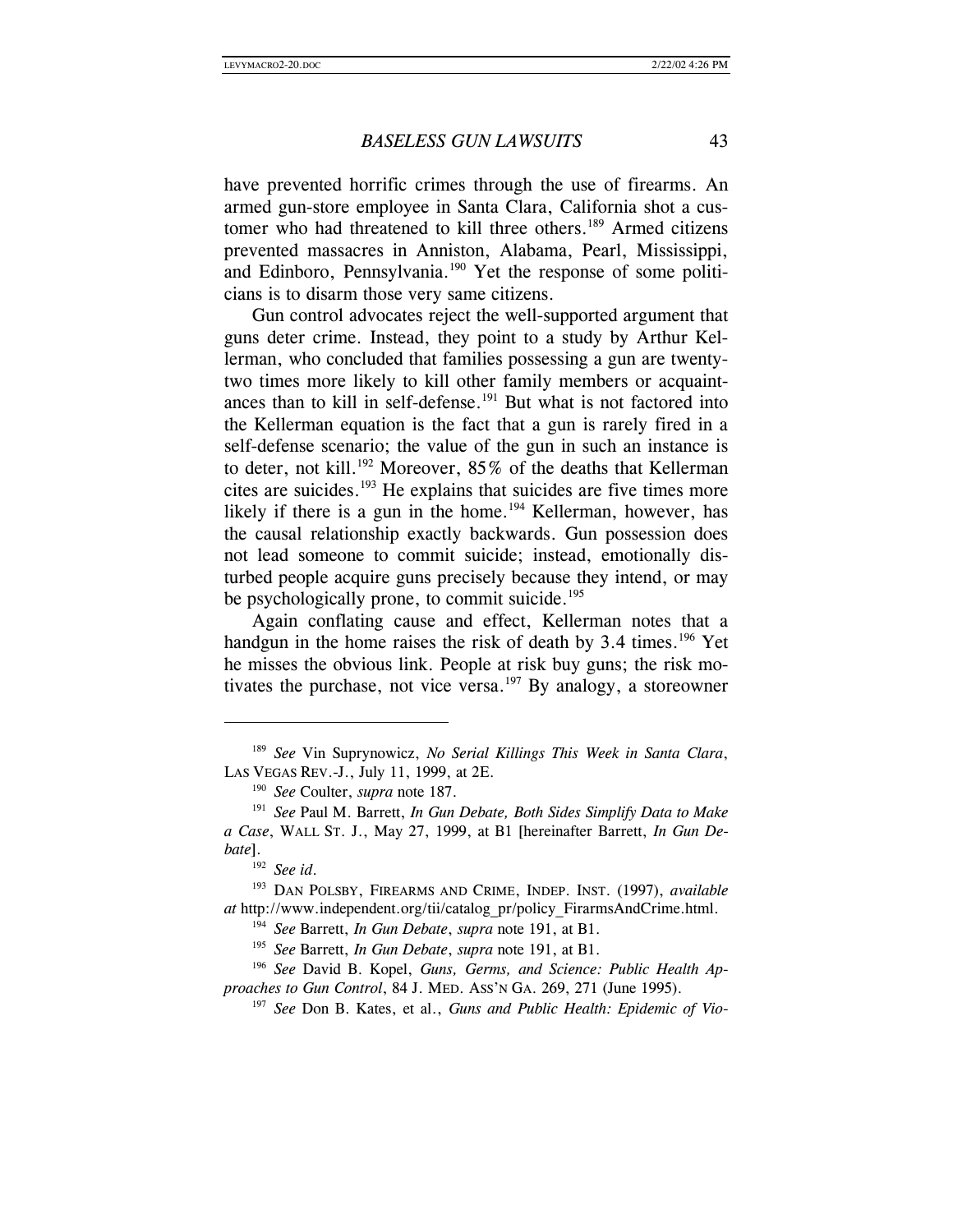have prevented horrific crimes through the use of firearms. An armed gun-store employee in Santa Clara, California shot a customer who had threatened to kill three others.[189] Armed citizens prevented massacres in Anniston, Alabama, Pearl, Mississippi, and Edinboro, Pennsylvania.[190] Yet the response of some politicians is to disarm those very same citizens.

Gun control advocates reject the well-supported argument that guns deter crime. Instead, they point to a study by Arthur Kellerman, who concluded that families possessing a gun are twenty-two times more likely to kill other family members or acquaintances than to kill in self-defense.[191] But what is not factored into the Kellerman equation is the fact that a gun is rarely fired in a self-defense scenario; the value of the gun in such an instance is to deter, not kill.[192] Moreover, 85% of the deaths that Kellerman cites are suicides.[193] He explains that suicides are five times more likely if there is a gun in the home.[194] Kellerman, however, has the causal relationship exactly backwards. Gun possession does not lead someone to commit suicide; instead, emotionally disturbed people acquire guns precisely because they intend, or may be psychologically prone, to commit suicide.[195]

Again conflating cause and effect, Kellerman notes that a handgun in the home raises the risk of death by 3.4 times.[196] Yet he misses the obvious link. People at risk buy guns; the risk motivates the purchase, not vice versa.[197] By analogy, a storeowner

---

[189] *See* Vin Suprynowicz, *No Serial Killings This Week in Santa Clara*, LAS VEGAS REV.-J., July 11, 1999, at 2E.

[190] *See* Coulter, *supra* note 187.

[191] *See* Paul M. Barrett, *In Gun Debate, Both Sides Simplify Data to Make a Case*, WALL ST. J., May 27, 1999, at B1 [hereinafter Barrett, *In Gun Debate*].

[192] *See id*.

[193] DAN POLSBY, FIREARMS AND CRIME, INDEP. INST. (1997), *available at* http://www.independent.org/tii/catalog_pr/policy_FirarmsAndCrime.html.

[194] *See* Barrett, *In Gun Debate*, *supra* note 191, at B1.

[195] *See* Barrett, *In Gun Debate*, *supra* note 191, at B1.

[196] *See* David B. Kopel, *Guns, Germs, and Science: Public Health Approaches to Gun Control*, 84 J. MED. ASS'N GA. 269, 271 (June 1995).

[197] *See* Don B. Kates, et al., *Guns and Public Health: Epidemic of Vio-*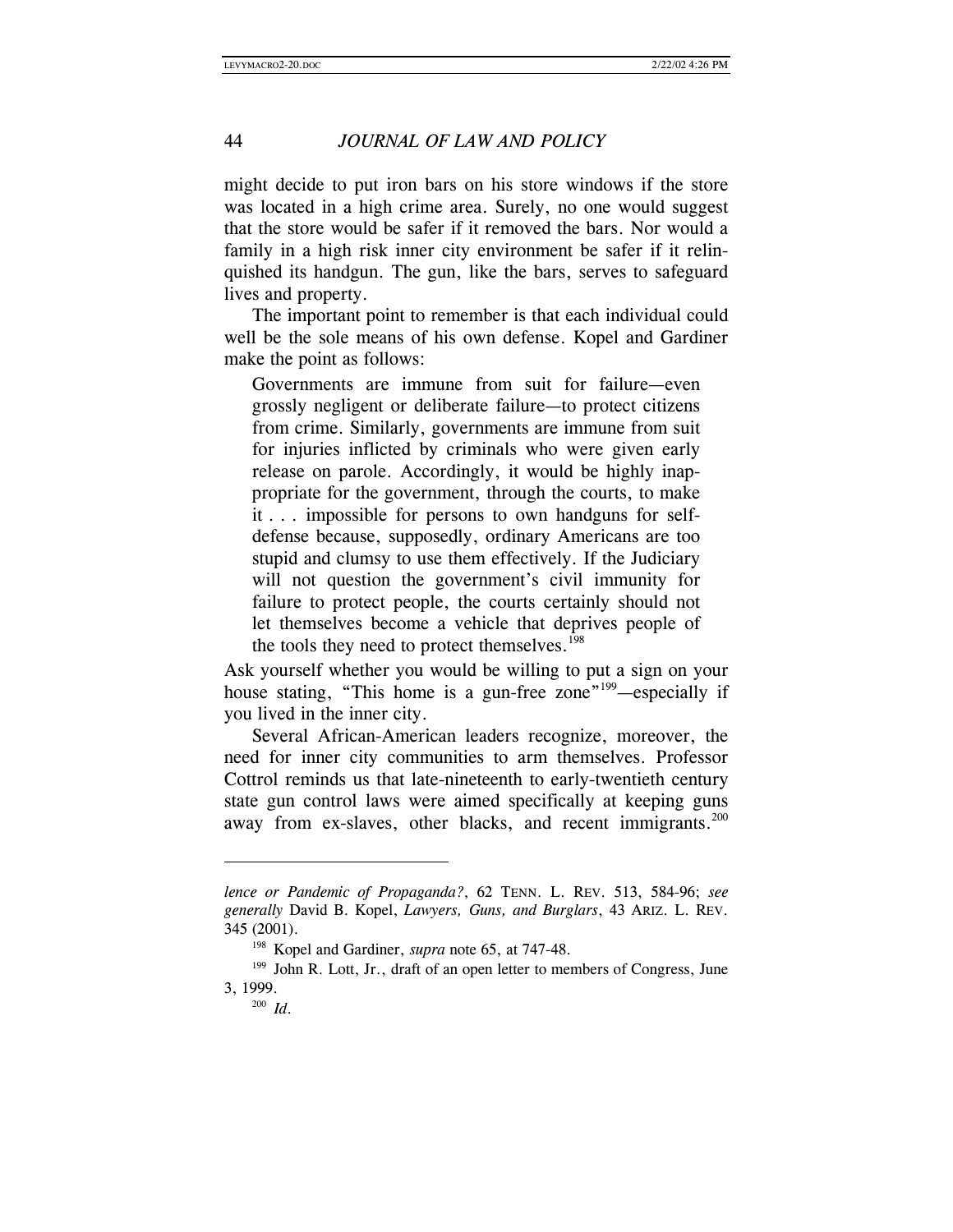might decide to put iron bars on his store windows if the store was located in a high crime area. Surely, no one would suggest that the store would be safer if it removed the bars. Nor would a family in a high risk inner city environment be safer if it relinquished its handgun. The gun, like the bars, serves to safeguard lives and property.

The important point to remember is that each individual could well be the sole means of his own defense. Kopel and Gardiner make the point as follows:

> Governments are immune from suit for failure—even grossly negligent or deliberate failure—to protect citizens from crime. Similarly, governments are immune from suit for injuries inflicted by criminals who were given early release on parole. Accordingly, it would be highly inappropriate for the government, through the courts, to make it . . . impossible for persons to own handguns for self-defense because, supposedly, ordinary Americans are too stupid and clumsy to use them effectively. If the Judiciary will not question the government's civil immunity for failure to protect people, the courts certainly should not let themselves become a vehicle that deprives people of the tools they need to protect themselves.[198]

Ask yourself whether you would be willing to put a sign on your house stating, "This home is a gun-free zone"[199]—especially if you lived in the inner city.

Several African-American leaders recognize, moreover, the need for inner city communities to arm themselves. Professor Cottrol reminds us that late-nineteenth to early-twentieth century state gun control laws were aimed specifically at keeping guns away from ex-slaves, other blacks, and recent immigrants.[200]

---

*lence or Pandemic of Propaganda?*, 62 TENN. L. REV. 513, 584-96; *see generally* David B. Kopel, *Lawyers, Guns, and Burglars*, 43 ARIZ. L. REV. 345 (2001).

[198] Kopel and Gardiner, *supra* note 65, at 747-48.

[199] John R. Lott, Jr., draft of an open letter to members of Congress, June 3, 1999.

[200] *Id.*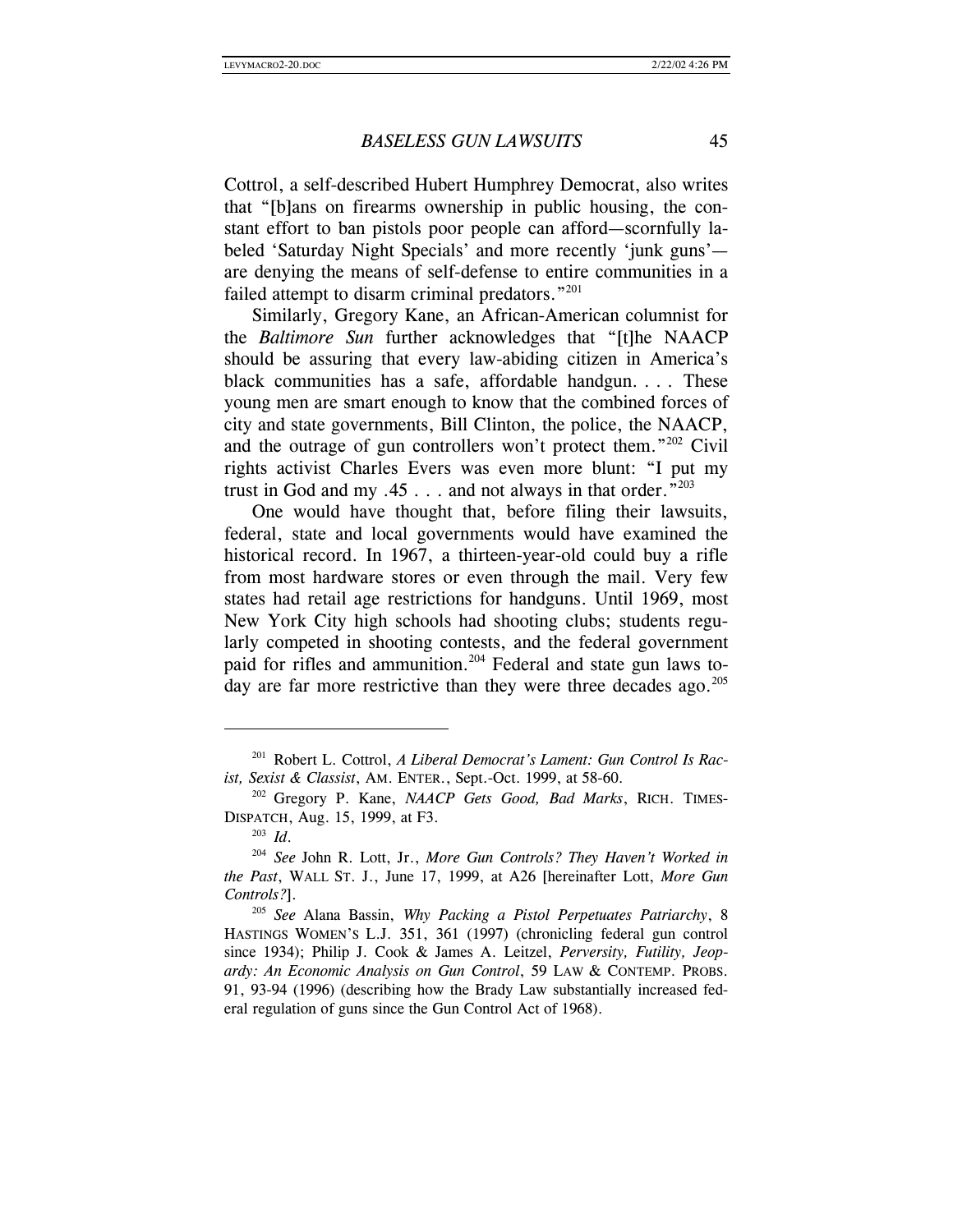Cottrol, a self-described Hubert Humphrey Democrat, also writes that "[b]ans on firearms ownership in public housing, the constant effort to ban pistols poor people can afford—scornfully labeled 'Saturday Night Specials' and more recently 'junk guns'—are denying the means of self-defense to entire communities in a failed attempt to disarm criminal predators."[201]

Similarly, Gregory Kane, an African-American columnist for the *Baltimore Sun* further acknowledges that "[t]he NAACP should be assuring that every law-abiding citizen in America's black communities has a safe, affordable handgun. . . . These young men are smart enough to know that the combined forces of city and state governments, Bill Clinton, the police, the NAACP, and the outrage of gun controllers won't protect them."[202] Civil rights activist Charles Evers was even more blunt: "I put my trust in God and my .45 . . . and not always in that order."[203]

One would have thought that, before filing their lawsuits, federal, state and local governments would have examined the historical record. In 1967, a thirteen-year-old could buy a rifle from most hardware stores or even through the mail. Very few states had retail age restrictions for handguns. Until 1969, most New York City high schools had shooting clubs; students regularly competed in shooting contests, and the federal government paid for rifles and ammunition.[204] Federal and state gun laws today are far more restrictive than they were three decades ago.[205]

---

[201] Robert L. Cottrol, *A Liberal Democrat's Lament: Gun Control Is Racist, Sexist & Classist*, AM. ENTER., Sept.-Oct. 1999, at 58-60.

[202] Gregory P. Kane, *NAACP Gets Good, Bad Marks*, RICH. TIMES-DISPATCH, Aug. 15, 1999, at F3.

[203] *Id.*

[204] *See* John R. Lott, Jr., *More Gun Controls? They Haven't Worked in the Past*, WALL ST. J., June 17, 1999, at A26 [hereinafter Lott, *More Gun Controls?*].

[205] *See* Alana Bassin, *Why Packing a Pistol Perpetuates Patriarchy*, 8 HASTINGS WOMEN'S L.J. 351, 361 (1997) (chronicling federal gun control since 1934); Philip J. Cook & James A. Leitzel, *Perversity, Futility, Jeopardy: An Economic Analysis on Gun Control*, 59 LAW & CONTEMP. PROBS. 91, 93-94 (1996) (describing how the Brady Law substantially increased federal regulation of guns since the Gun Control Act of 1968).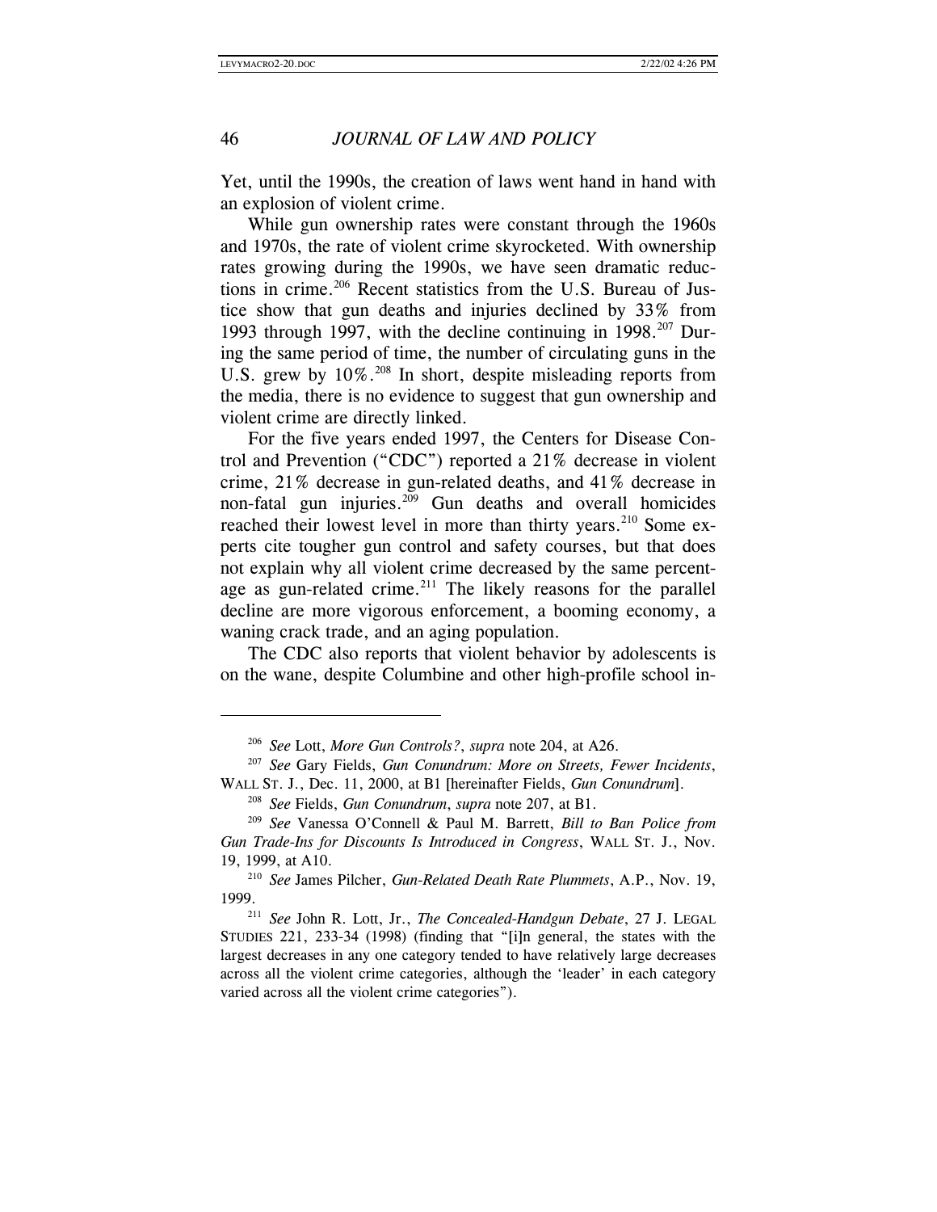Yet, until the 1990s, the creation of laws went hand in hand with an explosion of violent crime.

While gun ownership rates were constant through the 1960s and 1970s, the rate of violent crime skyrocketed. With ownership rates growing during the 1990s, we have seen dramatic reductions in crime.[206] Recent statistics from the U.S. Bureau of Justice show that gun deaths and injuries declined by 33% from 1993 through 1997, with the decline continuing in 1998.[207] During the same period of time, the number of circulating guns in the U.S. grew by 10%.[208] In short, despite misleading reports from the media, there is no evidence to suggest that gun ownership and violent crime are directly linked.

For the five years ended 1997, the Centers for Disease Control and Prevention ("CDC") reported a 21% decrease in violent crime, 21% decrease in gun-related deaths, and 41% decrease in non-fatal gun injuries.[209] Gun deaths and overall homicides reached their lowest level in more than thirty years.[210] Some experts cite tougher gun control and safety courses, but that does not explain why all violent crime decreased by the same percentage as gun-related crime.[211] The likely reasons for the parallel decline are more vigorous enforcement, a booming economy, a waning crack trade, and an aging population.

The CDC also reports that violent behavior by adolescents is on the wane, despite Columbine and other high-profile school in-

---

[206] *See* Lott, *More Gun Controls?*, *supra* note 204, at A26.

[207] *See* Gary Fields, *Gun Conundrum: More on Streets, Fewer Incidents*, WALL ST. J., Dec. 11, 2000, at B1 [hereinafter Fields, *Gun Conundrum*].

[208] *See* Fields, *Gun Conundrum*, *supra* note 207, at B1.

[209] *See* Vanessa O'Connell & Paul M. Barrett, *Bill to Ban Police from Gun Trade-Ins for Discounts Is Introduced in Congress*, WALL ST. J., Nov. 19, 1999, at A10.

[210] *See* James Pilcher, *Gun-Related Death Rate Plummets*, A.P., Nov. 19, 1999.

[211] *See* John R. Lott, Jr., *The Concealed-Handgun Debate*, 27 J. LEGAL STUDIES 221, 233-34 (1998) (finding that "[i]n general, the states with the largest decreases in any one category tended to have relatively large decreases across all the violent crime categories, although the 'leader' in each category varied across all the violent crime categories").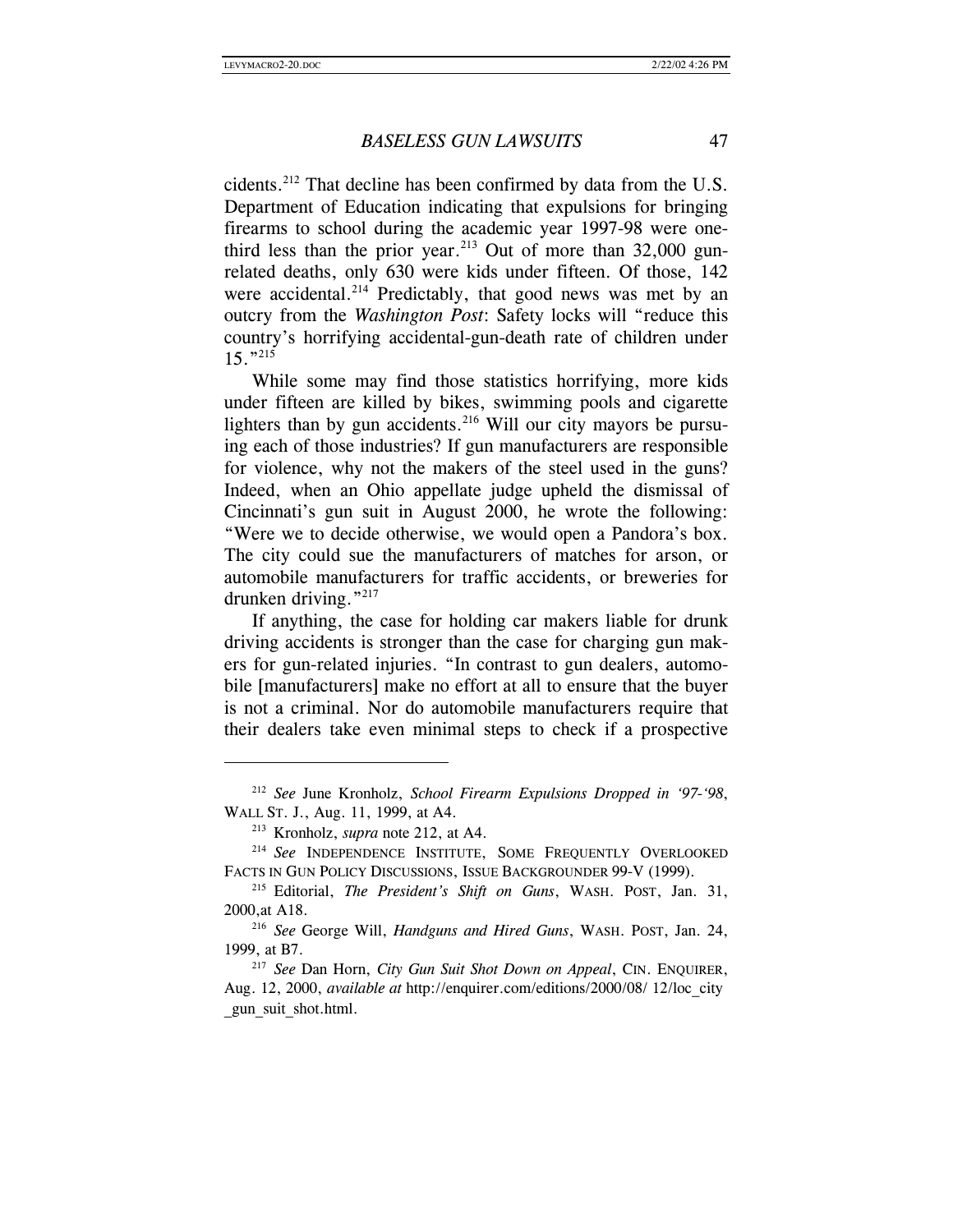cidents.[212] That decline has been confirmed by data from the U.S. Department of Education indicating that expulsions for bringing firearms to school during the academic year 1997-98 were one-third less than the prior year.[213] Out of more than 32,000 gun-related deaths, only 630 were kids under fifteen. Of those, 142 were accidental.[214] Predictably, that good news was met by an outcry from the *Washington Post*: Safety locks will "reduce this country's horrifying accidental-gun-death rate of children under 15."[215]

While some may find those statistics horrifying, more kids under fifteen are killed by bikes, swimming pools and cigarette lighters than by gun accidents.[216] Will our city mayors be pursuing each of those industries? If gun manufacturers are responsible for violence, why not the makers of the steel used in the guns? Indeed, when an Ohio appellate judge upheld the dismissal of Cincinnati's gun suit in August 2000, he wrote the following: "Were we to decide otherwise, we would open a Pandora's box. The city could sue the manufacturers of matches for arson, or automobile manufacturers for traffic accidents, or breweries for drunken driving."[217]

If anything, the case for holding car makers liable for drunk driving accidents is stronger than the case for charging gun makers for gun-related injuries. "In contrast to gun dealers, automobile [manufacturers] make no effort at all to ensure that the buyer is not a criminal. Nor do automobile manufacturers require that their dealers take even minimal steps to check if a prospective

---

[212] *See* June Kronholz, *School Firearm Expulsions Dropped in '97-'98*, WALL ST. J., Aug. 11, 1999, at A4.

[213] Kronholz, *supra* note 212, at A4.

[214] *See* INDEPENDENCE INSTITUTE, SOME FREQUENTLY OVERLOOKED FACTS IN GUN POLICY DISCUSSIONS, ISSUE BACKGROUNDER 99-V (1999).

[215] Editorial, *The President's Shift on Guns*, WASH. POST, Jan. 31, 2000,at A18.

[216] *See* George Will, *Handguns and Hired Guns*, WASH. POST, Jan. 24, 1999, at B7.

[217] *See* Dan Horn, *City Gun Suit Shot Down on Appeal*, CIN. ENQUIRER, Aug. 12, 2000, *available at* http://enquirer.com/editions/2000/08/ 12/loc_city_gun_suit_shot.html.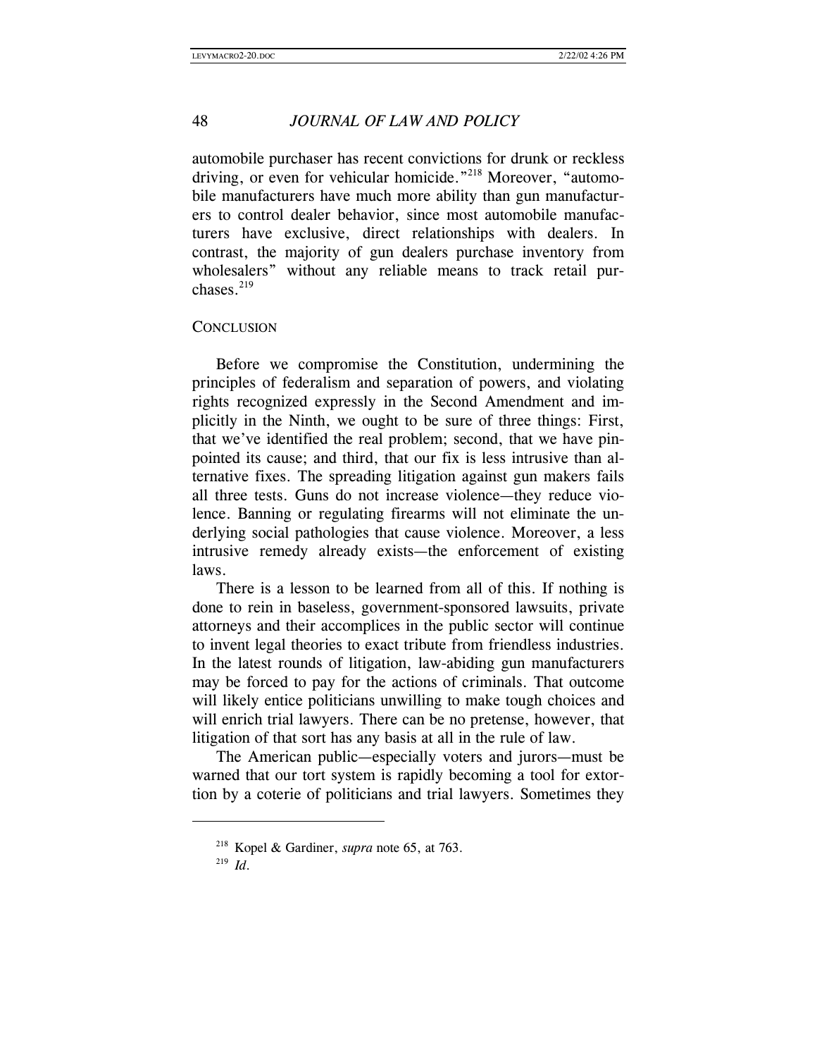automobile purchaser has recent convictions for drunk or reckless driving, or even for vehicular homicide."[218] Moreover, "automobile manufacturers have much more ability than gun manufacturers to control dealer behavior, since most automobile manufacturers have exclusive, direct relationships with dealers. In contrast, the majority of gun dealers purchase inventory from wholesalers" without any reliable means to track retail purchases.[219]

## CONCLUSION

Before we compromise the Constitution, undermining the principles of federalism and separation of powers, and violating rights recognized expressly in the Second Amendment and implicitly in the Ninth, we ought to be sure of three things: First, that we've identified the real problem; second, that we have pinpointed its cause; and third, that our fix is less intrusive than alternative fixes. The spreading litigation against gun makers fails all three tests. Guns do not increase violence—they reduce violence. Banning or regulating firearms will not eliminate the underlying social pathologies that cause violence. Moreover, a less intrusive remedy already exists—the enforcement of existing laws.

There is a lesson to be learned from all of this. If nothing is done to rein in baseless, government-sponsored lawsuits, private attorneys and their accomplices in the public sector will continue to invent legal theories to exact tribute from friendless industries. In the latest rounds of litigation, law-abiding gun manufacturers may be forced to pay for the actions of criminals. That outcome will likely entice politicians unwilling to make tough choices and will enrich trial lawyers. There can be no pretense, however, that litigation of that sort has any basis at all in the rule of law.

The American public—especially voters and jurors—must be warned that our tort system is rapidly becoming a tool for extortion by a coterie of politicians and trial lawyers. Sometimes they

---

[218] Kopel & Gardiner, *supra* note 65, at 763.

[219] *Id*.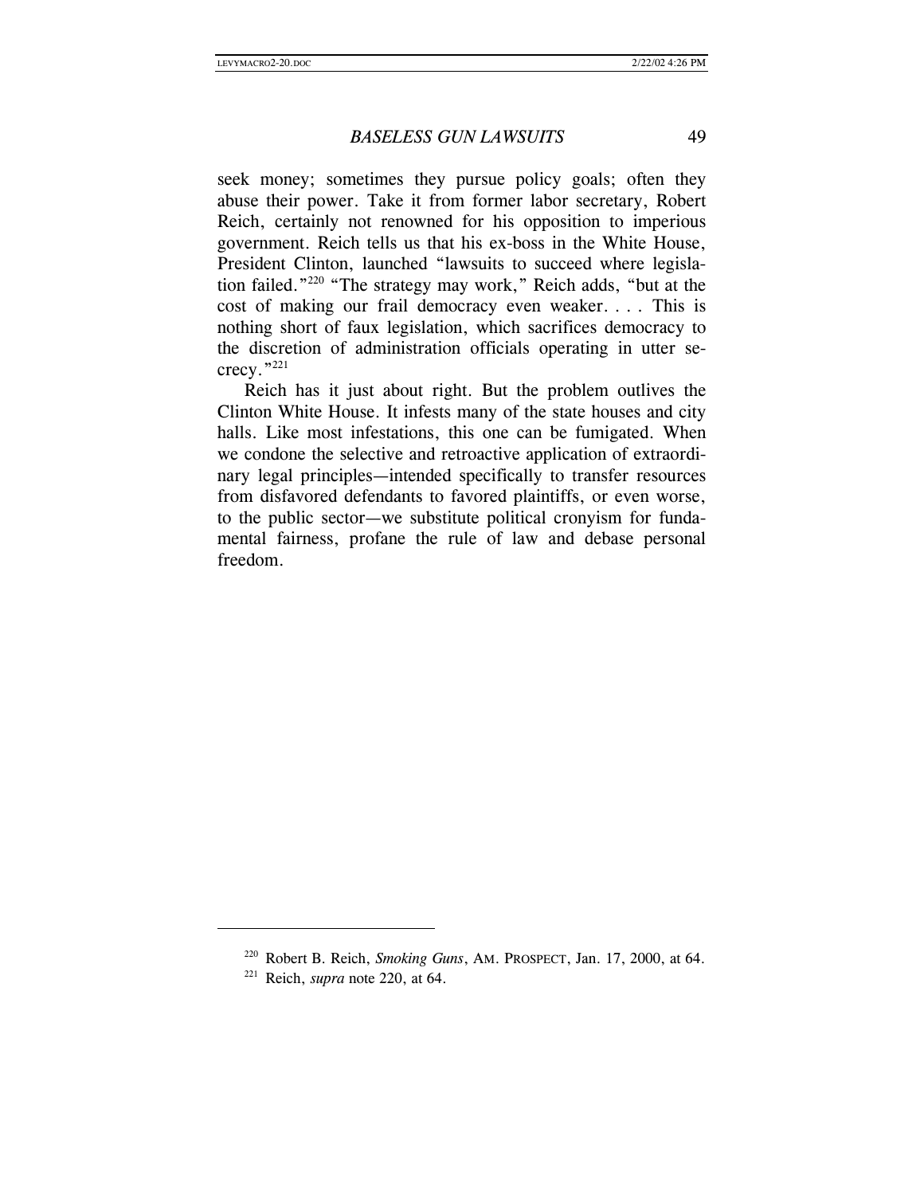seek money; sometimes they pursue policy goals; often they abuse their power. Take it from former labor secretary, Robert Reich, certainly not renowned for his opposition to imperious government. Reich tells us that his ex-boss in the White House, President Clinton, launched "lawsuits to succeed where legislation failed."[220] "The strategy may work," Reich adds, "but at the cost of making our frail democracy even weaker. . . . This is nothing short of faux legislation, which sacrifices democracy to the discretion of administration officials operating in utter secrecy."[221]

Reich has it just about right. But the problem outlives the Clinton White House. It infests many of the state houses and city halls. Like most infestations, this one can be fumigated. When we condone the selective and retroactive application of extraordinary legal principles—intended specifically to transfer resources from disfavored defendants to favored plaintiffs, or even worse, to the public sector—we substitute political cronyism for fundamental fairness, profane the rule of law and debase personal freedom.

---

[220] Robert B. Reich, *Smoking Guns*, AM. PROSPECT, Jan. 17, 2000, at 64.

[221] Reich, *supra* note 220, at 64.